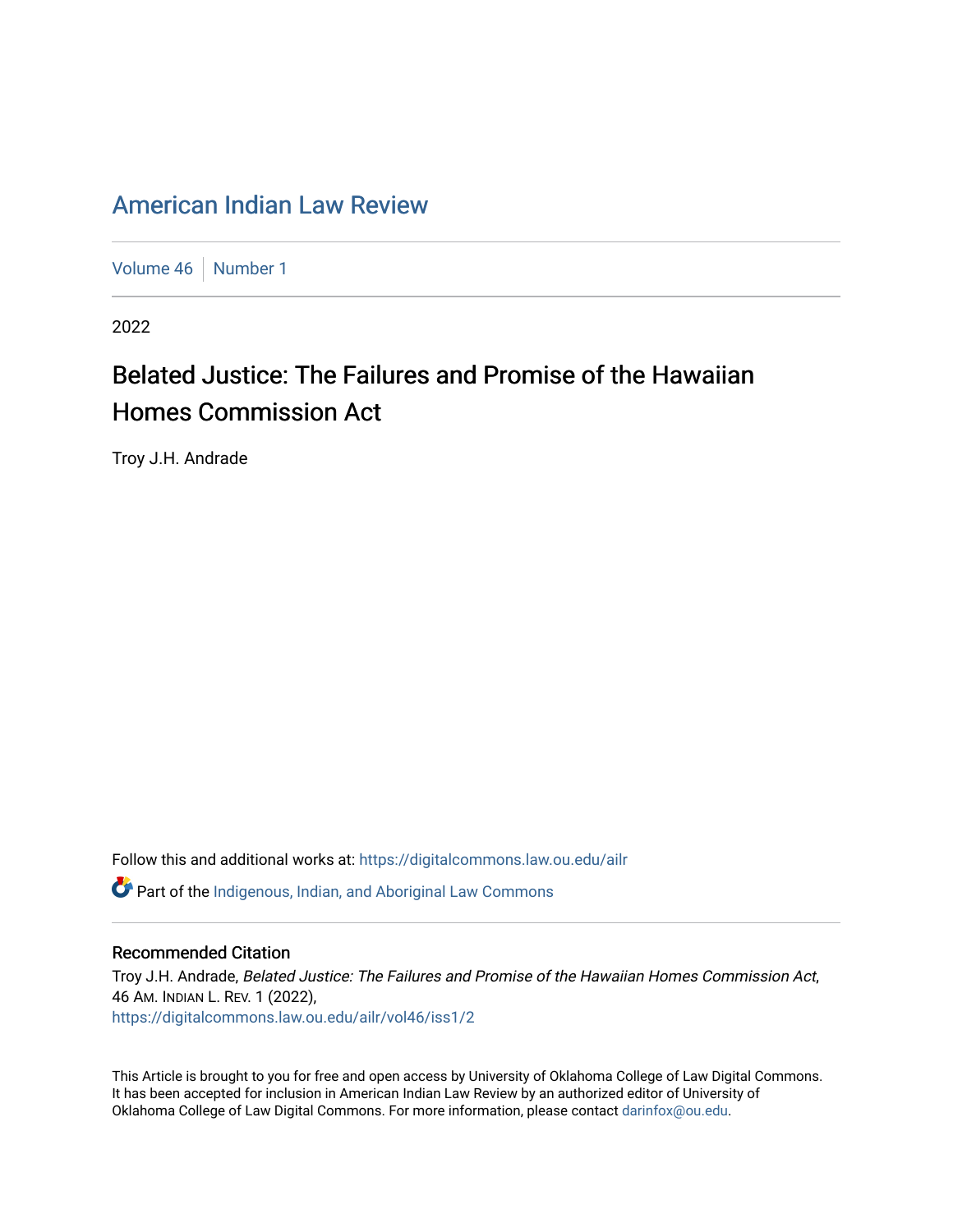# American Indian Law Review

Volume 46 | Number 1

2022

## Belated Justice: The Failures and Promise of the Hawaiian Homes Commission Act

Troy J.H. Andrade

Follow this and additional works at: https://digitalcommons.law.ou.edu/ailr

Part of the Indigenous, Indian, and Aboriginal Law Commons

### Recommended Citation

Troy J.H. Andrade, *Belated Justice: The Failures and Promise of the Hawaiian Homes Commission Act*, 46 AM. INDIAN L. REV. 1 (2022),
https://digitalcommons.law.ou.edu/ailr/vol46/iss1/2

This Article is brought to you for free and open access by University of Oklahoma College of Law Digital Commons. It has been accepted for inclusion in American Indian Law Review by an authorized editor of University of Oklahoma College of Law Digital Commons. For more information, please contact darinfox@ou.edu.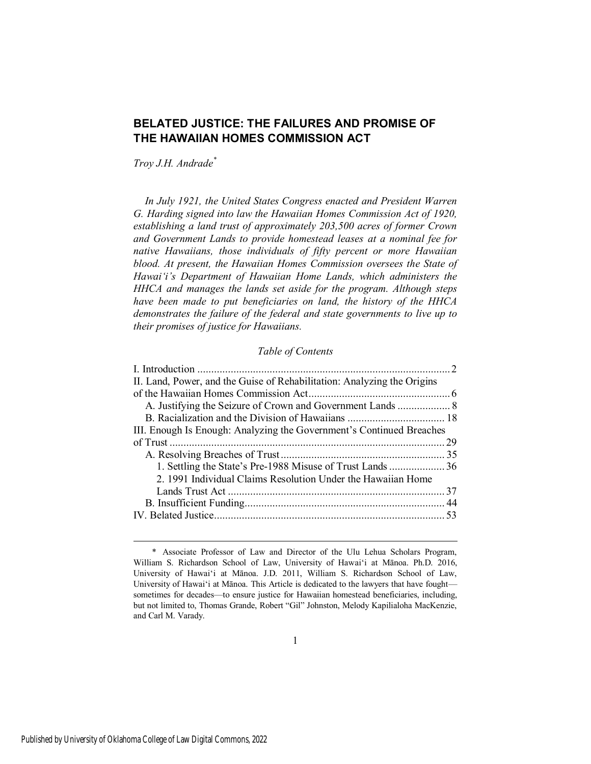# BELATED JUSTICE: THE FAILURES AND PROMISE OF THE HAWAIIAN HOMES COMMISSION ACT

*Troy J.H. Andrade*[*]

*In July 1921, the United States Congress enacted and President Warren G. Harding signed into law the Hawaiian Homes Commission Act of 1920, establishing a land trust of approximately 203,500 acres of former Crown and Government Lands to provide homestead leases at a nominal fee for native Hawaiians, those individuals of fifty percent or more Hawaiian blood. At present, the Hawaiian Homes Commission oversees the State of Hawai'i's Department of Hawaiian Home Lands, which administers the HHCA and manages the lands set aside for the program. Although steps have been made to put beneficiaries on land, the history of the HHCA demonstrates the failure of the federal and state governments to live up to their promises of justice for Hawaiians.*

*Table of Contents*

I. Introduction .......... 2
II. Land, Power, and the Guise of Rehabilitation: Analyzing the Origins of the Hawaiian Homes Commission Act .......... 6
  A. Justifying the Seizure of Crown and Government Lands .......... 8
  B. Racialization and the Division of Hawaiians .......... 18
III. Enough Is Enough: Analyzing the Government's Continued Breaches of Trust .......... 29
  A. Resolving Breaches of Trust .......... 35
    1. Settling the State's Pre-1988 Misuse of Trust Lands .......... 36
    2. 1991 Individual Claims Resolution Under the Hawaiian Home Lands Trust Act .......... 37
  B. Insufficient Funding .......... 44
IV. Belated Justice .......... 53

---

\* Associate Professor of Law and Director of the Ulu Lehua Scholars Program, William S. Richardson School of Law, University of Hawai'i at Mānoa. Ph.D. 2016, University of Hawai'i at Mānoa. J.D. 2011, William S. Richardson School of Law, University of Hawai'i at Mānoa. This Article is dedicated to the lawyers that have fought—sometimes for decades—to ensure justice for Hawaiian homestead beneficiaries, including, but not limited to, Thomas Grande, Robert "Gil" Johnston, Melody Kapilialoha MacKenzie, and Carl M. Varady.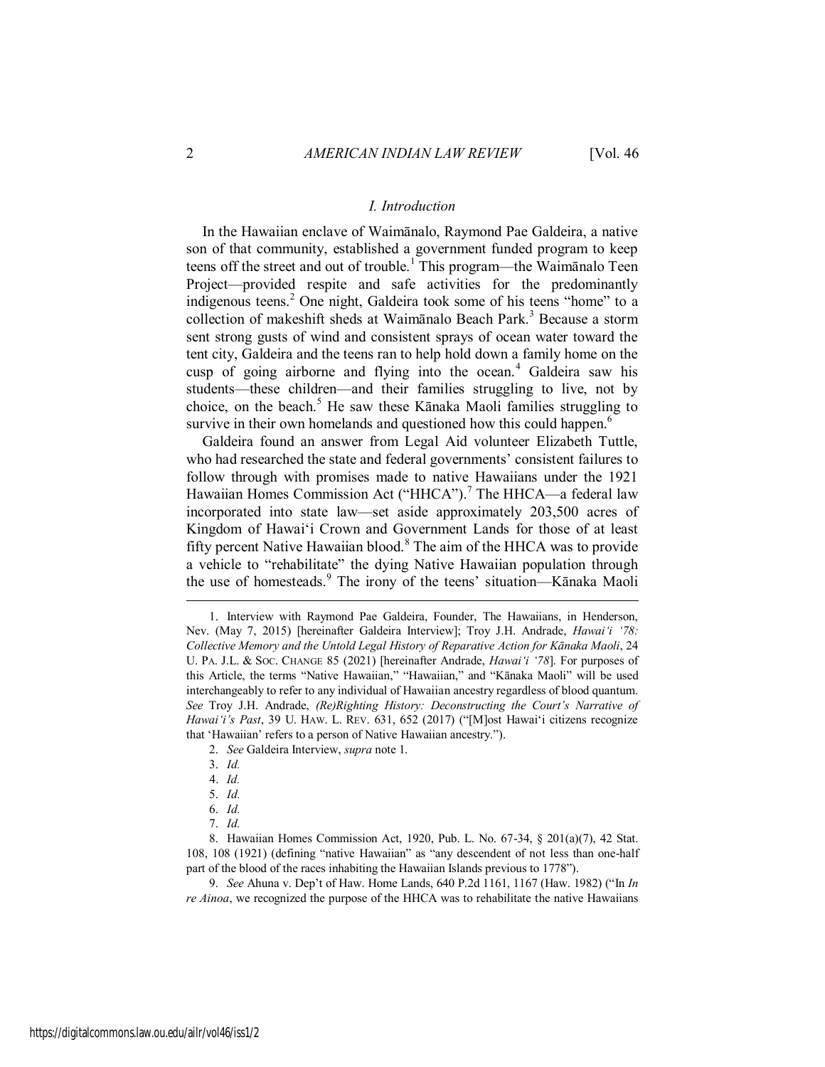### *I. Introduction*

In the Hawaiian enclave of Waimānalo, Raymond Pae Galdeira, a native son of that community, established a government funded program to keep teens off the street and out of trouble.[1] This program—the Waimānalo Teen Project—provided respite and safe activities for the predominantly indigenous teens.[2] One night, Galdeira took some of his teens "home" to a collection of makeshift sheds at Waimānalo Beach Park.[3] Because a storm sent strong gusts of wind and consistent sprays of ocean water toward the tent city, Galdeira and the teens ran to help hold down a family home on the cusp of going airborne and flying into the ocean.[4] Galdeira saw his students—these children—and their families struggling to live, not by choice, on the beach.[5] He saw these Kānaka Maoli families struggling to survive in their own homelands and questioned how this could happen.[6]

Galdeira found an answer from Legal Aid volunteer Elizabeth Tuttle, who had researched the state and federal governments' consistent failures to follow through with promises made to native Hawaiians under the 1921 Hawaiian Homes Commission Act ("HHCA").[7] The HHCA—a federal law incorporated into state law—set aside approximately 203,500 acres of Kingdom of Hawai'i Crown and Government Lands for those of at least fifty percent Native Hawaiian blood.[8] The aim of the HHCA was to provide a vehicle to "rehabilitate" the dying Native Hawaiian population through the use of homesteads.[9] The irony of the teens' situation—Kānaka Maoli

---

1. Interview with Raymond Pae Galdeira, Founder, The Hawaiians, in Henderson, Nev. (May 7, 2015) [hereinafter Galdeira Interview]; Troy J.H. Andrade, *Hawai'i '78: Collective Memory and the Untold Legal History of Reparative Action for Kānaka Maoli*, 24 U. PA. J.L. & SOC. CHANGE 85 (2021) [hereinafter Andrade, *Hawai'i '78*]. For purposes of this Article, the terms "Native Hawaiian," "Hawaiian," and "Kānaka Maoli" will be used interchangeably to refer to any individual of Hawaiian ancestry regardless of blood quantum. *See* Troy J.H. Andrade, *(Re)Righting History: Deconstructing the Court's Narrative of Hawai'i's Past*, 39 U. HAW. L. REV. 631, 652 (2017) ("[M]ost Hawai'i citizens recognize that 'Hawaiian' refers to a person of Native Hawaiian ancestry.").

2. *See* Galdeira Interview, *supra* note 1.

3. *Id.*

4. *Id.*

5. *Id.*

6. *Id.*

7. *Id.*

8. Hawaiian Homes Commission Act, 1920, Pub. L. No. 67-34, § 201(a)(7), 42 Stat. 108, 108 (1921) (defining "native Hawaiian" as "any descendent of not less than one-half part of the blood of the races inhabiting the Hawaiian Islands previous to 1778").

9. *See* Ahuna v. Dep't of Haw. Home Lands, 640 P.2d 1161, 1167 (Haw. 1982) ("In *In re Ainoa*, we recognized the purpose of the HHCA was to rehabilitate the native Hawaiians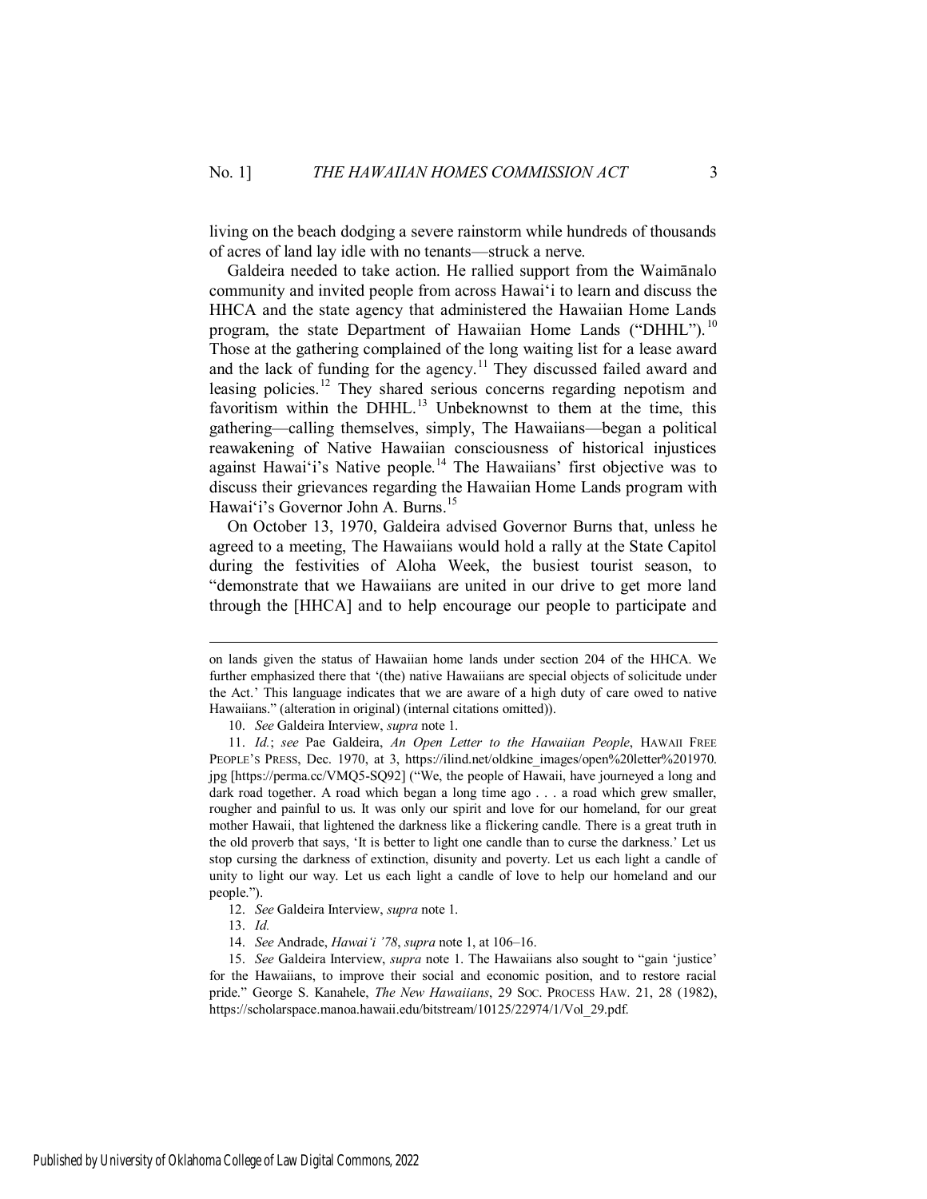living on the beach dodging a severe rainstorm while hundreds of thousands of acres of land lay idle with no tenants—struck a nerve.

Galdeira needed to take action. He rallied support from the Waimānalo community and invited people from across Hawai'i to learn and discuss the HHCA and the state agency that administered the Hawaiian Home Lands program, the state Department of Hawaiian Home Lands ("DHHL").[10] Those at the gathering complained of the long waiting list for a lease award and the lack of funding for the agency.[11] They discussed failed award and leasing policies.[12] They shared serious concerns regarding nepotism and favoritism within the DHHL.[13] Unbeknownst to them at the time, this gathering—calling themselves, simply, The Hawaiians—began a political reawakening of Native Hawaiian consciousness of historical injustices against Hawai'i's Native people.[14] The Hawaiians' first objective was to discuss their grievances regarding the Hawaiian Home Lands program with Hawai'i's Governor John A. Burns.[15]

On October 13, 1970, Galdeira advised Governor Burns that, unless he agreed to a meeting, The Hawaiians would hold a rally at the State Capitol during the festivities of Aloha Week, the busiest tourist season, to "demonstrate that we Hawaiians are united in our drive to get more land through the [HHCA] and to help encourage our people to participate and

---

on lands given the status of Hawaiian home lands under section 204 of the HHCA. We further emphasized there that '(the) native Hawaiians are special objects of solicitude under the Act.' This language indicates that we are aware of a high duty of care owed to native Hawaiians." (alteration in original) (internal citations omitted)).

10. *See* Galdeira Interview, *supra* note 1.

11. *Id.*; *see* Pae Galdeira, *An Open Letter to the Hawaiian People*, HAWAII FREE PEOPLE'S PRESS, Dec. 1970, at 3, https://ilind.net/oldkine_images/open%20letter%201970.jpg [https://perma.cc/VMQ5-SQ92] ("We, the people of Hawaii, have journeyed a long and dark road together. A road which began a long time ago . . . a road which grew smaller, rougher and painful to us. It was only our spirit and love for our homeland, for our great mother Hawaii, that lightened the darkness like a flickering candle. There is a great truth in the old proverb that says, 'It is better to light one candle than to curse the darkness.' Let us stop cursing the darkness of extinction, disunity and poverty. Let us each light a candle of unity to light our way. Let us each light a candle of love to help our homeland and our people.").

12. *See* Galdeira Interview, *supra* note 1.

13. *Id.*

14. *See* Andrade, *Hawai'i '78*, *supra* note 1, at 106–16.

15. *See* Galdeira Interview, *supra* note 1. The Hawaiians also sought to "gain 'justice' for the Hawaiians, to improve their social and economic position, and to restore racial pride." George S. Kanahele, *The New Hawaiians*, 29 SOC. PROCESS HAW. 21, 28 (1982), https://scholarspace.manoa.hawaii.edu/bitstream/10125/22974/1/Vol_29.pdf.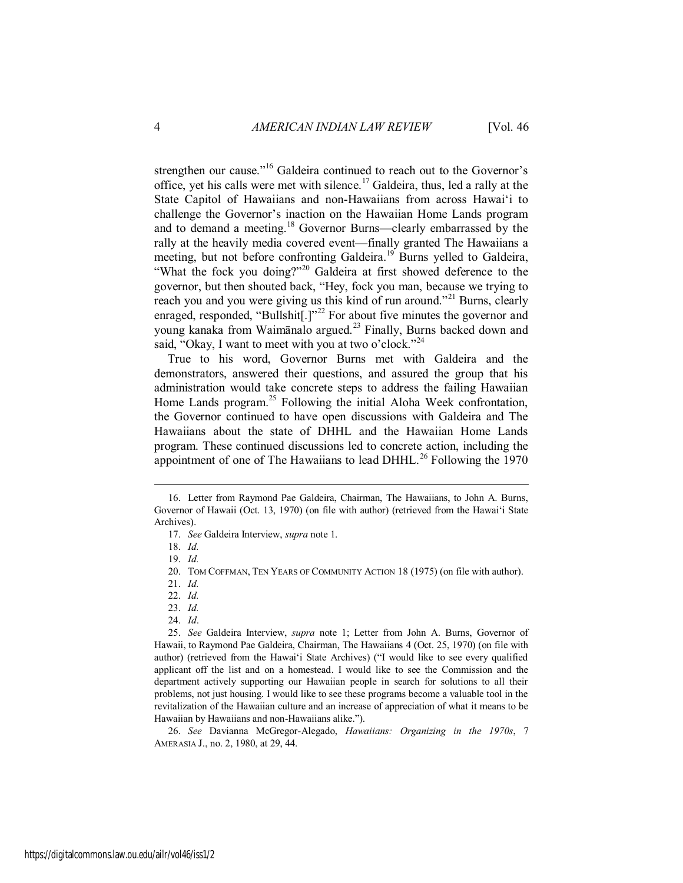strengthen our cause."[16] Galdeira continued to reach out to the Governor's office, yet his calls were met with silence.[17] Galdeira, thus, led a rally at the State Capitol of Hawaiians and non-Hawaiians from across Hawai'i to challenge the Governor's inaction on the Hawaiian Home Lands program and to demand a meeting.[18] Governor Burns—clearly embarrassed by the rally at the heavily media covered event—finally granted The Hawaiians a meeting, but not before confronting Galdeira.[19] Burns yelled to Galdeira, "What the fock you doing?"[20] Galdeira at first showed deference to the governor, but then shouted back, "Hey, fock you man, because we trying to reach you and you were giving us this kind of run around."[21] Burns, clearly enraged, responded, "Bullshit[.]"[22] For about five minutes the governor and young kanaka from Waimānalo argued.[23] Finally, Burns backed down and said, "Okay, I want to meet with you at two o'clock."[24]

True to his word, Governor Burns met with Galdeira and the demonstrators, answered their questions, and assured the group that his administration would take concrete steps to address the failing Hawaiian Home Lands program.[25] Following the initial Aloha Week confrontation, the Governor continued to have open discussions with Galdeira and The Hawaiians about the state of DHHL and the Hawaiian Home Lands program. These continued discussions led to concrete action, including the appointment of one of The Hawaiians to lead DHHL.[26] Following the 1970

---

16. Letter from Raymond Pae Galdeira, Chairman, The Hawaiians, to John A. Burns, Governor of Hawaii (Oct. 13, 1970) (on file with author) (retrieved from the Hawai'i State Archives).

17. *See* Galdeira Interview, *supra* note 1.

18. *Id.*

19. *Id.*

20. TOM COFFMAN, TEN YEARS OF COMMUNITY ACTION 18 (1975) (on file with author).

21. *Id.*

22. *Id.*

23. *Id.*

24. *Id*.

25. *See* Galdeira Interview, *supra* note 1; Letter from John A. Burns, Governor of Hawaii, to Raymond Pae Galdeira, Chairman, The Hawaiians 4 (Oct. 25, 1970) (on file with author) (retrieved from the Hawai'i State Archives) ("I would like to see every qualified applicant off the list and on a homestead. I would like to see the Commission and the department actively supporting our Hawaiian people in search for solutions to all their problems, not just housing. I would like to see these programs become a valuable tool in the revitalization of the Hawaiian culture and an increase of appreciation of what it means to be Hawaiian by Hawaiians and non-Hawaiians alike.").

26. *See* Davianna McGregor-Alegado, *Hawaiians: Organizing in the 1970s*, 7 AMERASIA J., no. 2, 1980, at 29, 44.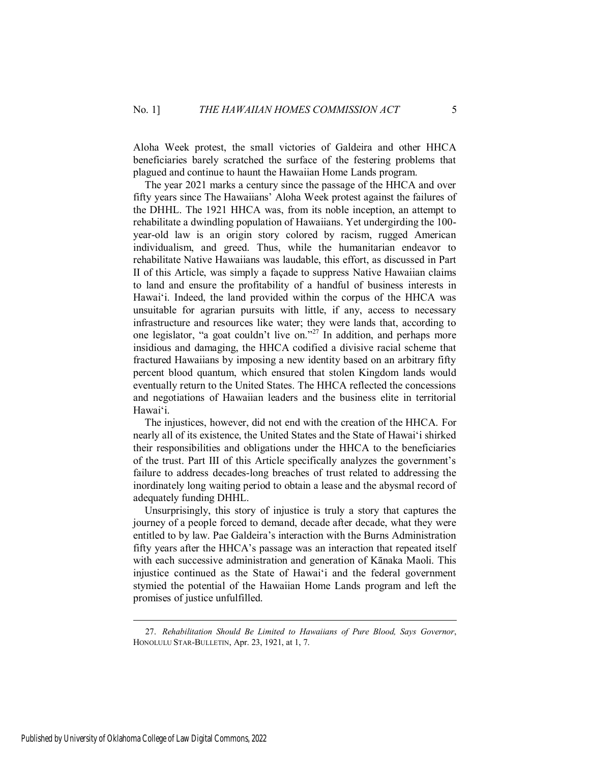Aloha Week protest, the small victories of Galdeira and other HHCA beneficiaries barely scratched the surface of the festering problems that plagued and continue to haunt the Hawaiian Home Lands program.

The year 2021 marks a century since the passage of the HHCA and over fifty years since The Hawaiians' Aloha Week protest against the failures of the DHHL. The 1921 HHCA was, from its noble inception, an attempt to rehabilitate a dwindling population of Hawaiians. Yet undergirding the 100-year-old law is an origin story colored by racism, rugged American individualism, and greed. Thus, while the humanitarian endeavor to rehabilitate Native Hawaiians was laudable, this effort, as discussed in Part II of this Article, was simply a façade to suppress Native Hawaiian claims to land and ensure the profitability of a handful of business interests in Hawaiʻi. Indeed, the land provided within the corpus of the HHCA was unsuitable for agrarian pursuits with little, if any, access to necessary infrastructure and resources like water; they were lands that, according to one legislator, "a goat couldn't live on."[27] In addition, and perhaps more insidious and damaging, the HHCA codified a divisive racial scheme that fractured Hawaiians by imposing a new identity based on an arbitrary fifty percent blood quantum, which ensured that stolen Kingdom lands would eventually return to the United States. The HHCA reflected the concessions and negotiations of Hawaiian leaders and the business elite in territorial Hawaiʻi.

The injustices, however, did not end with the creation of the HHCA. For nearly all of its existence, the United States and the State of Hawaiʻi shirked their responsibilities and obligations under the HHCA to the beneficiaries of the trust. Part III of this Article specifically analyzes the government's failure to address decades-long breaches of trust related to addressing the inordinately long waiting period to obtain a lease and the abysmal record of adequately funding DHHL.

Unsurprisingly, this story of injustice is truly a story that captures the journey of a people forced to demand, decade after decade, what they were entitled to by law. Pae Galdeira's interaction with the Burns Administration fifty years after the HHCA's passage was an interaction that repeated itself with each successive administration and generation of Kānaka Maoli. This injustice continued as the State of Hawaiʻi and the federal government stymied the potential of the Hawaiian Home Lands program and left the promises of justice unfulfilled.

---

27. *Rehabilitation Should Be Limited to Hawaiians of Pure Blood, Says Governor*, HONOLULU STAR-BULLETIN, Apr. 23, 1921, at 1, 7.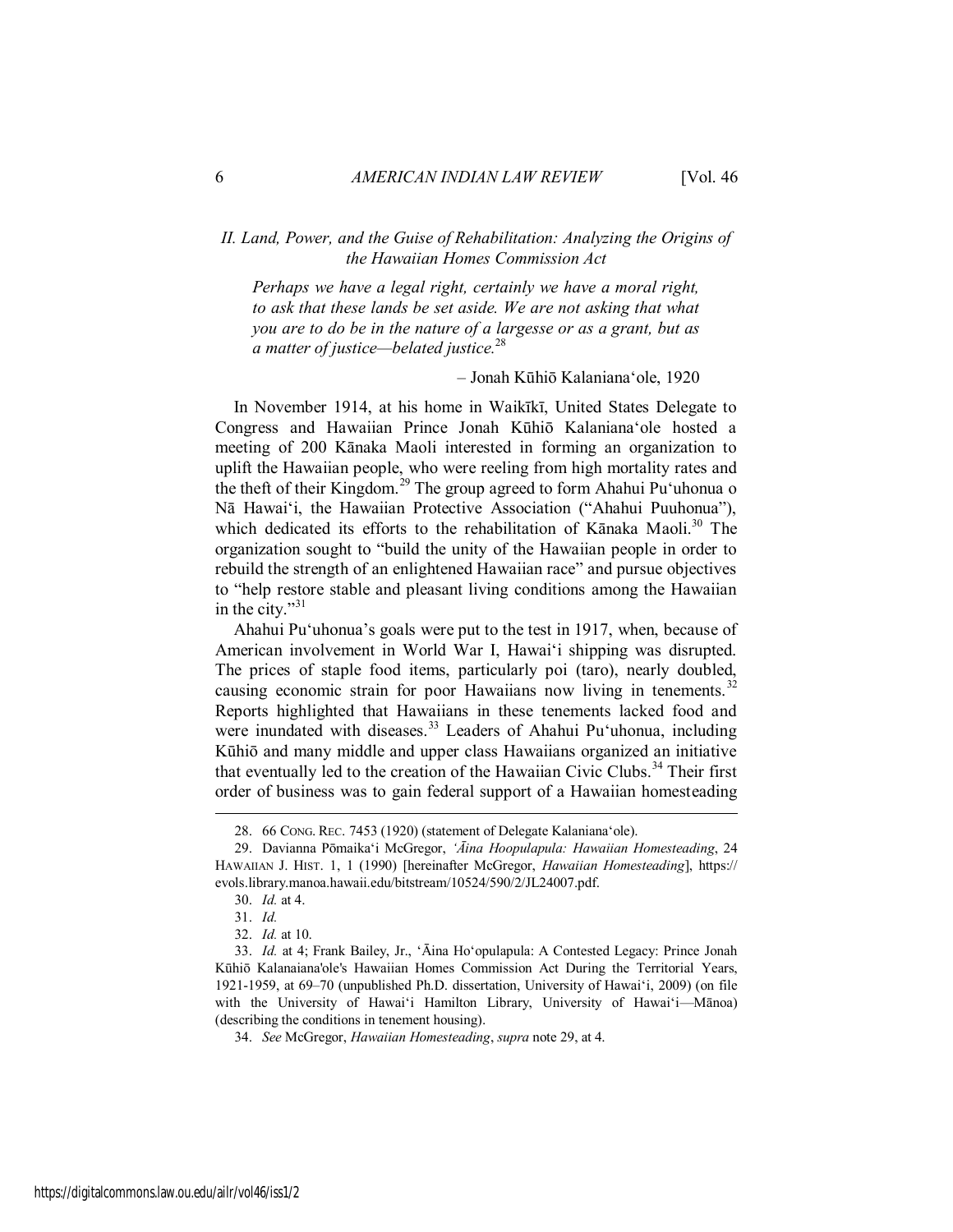## *II. Land, Power, and the Guise of Rehabilitation: Analyzing the Origins of the Hawaiian Homes Commission Act*

> *Perhaps we have a legal right, certainly we have a moral right, to ask that these lands be set aside. We are not asking that what you are to do be in the nature of a largesse or as a grant, but as a matter of justice—belated justice.*[28]
>
> – Jonah Kūhiō Kalanianaʻole, 1920

In November 1914, at his home in Waikīkī, United States Delegate to Congress and Hawaiian Prince Jonah Kūhiō Kalanianaʻole hosted a meeting of 200 Kānaka Maoli interested in forming an organization to uplift the Hawaiian people, who were reeling from high mortality rates and the theft of their Kingdom.[29] The group agreed to form Ahahui Puʻuhonua o Nā Hawaiʻi, the Hawaiian Protective Association ("Ahahui Puuhonua"), which dedicated its efforts to the rehabilitation of Kānaka Maoli.[30] The organization sought to "build the unity of the Hawaiian people in order to rebuild the strength of an enlightened Hawaiian race" and pursue objectives to "help restore stable and pleasant living conditions among the Hawaiian in the city."[31]

Ahahui Puʻuhonua's goals were put to the test in 1917, when, because of American involvement in World War I, Hawaiʻi shipping was disrupted. The prices of staple food items, particularly poi (taro), nearly doubled, causing economic strain for poor Hawaiians now living in tenements.[32] Reports highlighted that Hawaiians in these tenements lacked food and were inundated with diseases.[33] Leaders of Ahahui Puʻuhonua, including Kūhiō and many middle and upper class Hawaiians organized an initiative that eventually led to the creation of the Hawaiian Civic Clubs.[34] Their first order of business was to gain federal support of a Hawaiian homesteading

---

28. 66 CONG. REC. 7453 (1920) (statement of Delegate Kalanianaʻole).

29. Davianna Pōmaikaʻi McGregor, *ʻĀina Hoopulapula: Hawaiian Homesteading*, 24 HAWAIIAN J. HIST. 1, 1 (1990) [hereinafter McGregor, *Hawaiian Homesteading*], https://evols.library.manoa.hawaii.edu/bitstream/10524/590/2/JL24007.pdf.

30. *Id.* at 4.

31. *Id.*

32. *Id.* at 10.

33. *Id.* at 4; Frank Bailey, Jr., ʻĀina Hoʻopulapula: A Contested Legacy: Prince Jonah Kūhiō Kalanaiana'ole's Hawaiian Homes Commission Act During the Territorial Years, 1921-1959, at 69–70 (unpublished Ph.D. dissertation, University of Hawaiʻi, 2009) (on file with the University of Hawaiʻi Hamilton Library, University of Hawaiʻi—Mānoa) (describing the conditions in tenement housing).

34. *See* McGregor, *Hawaiian Homesteading*, *supra* note 29, at 4.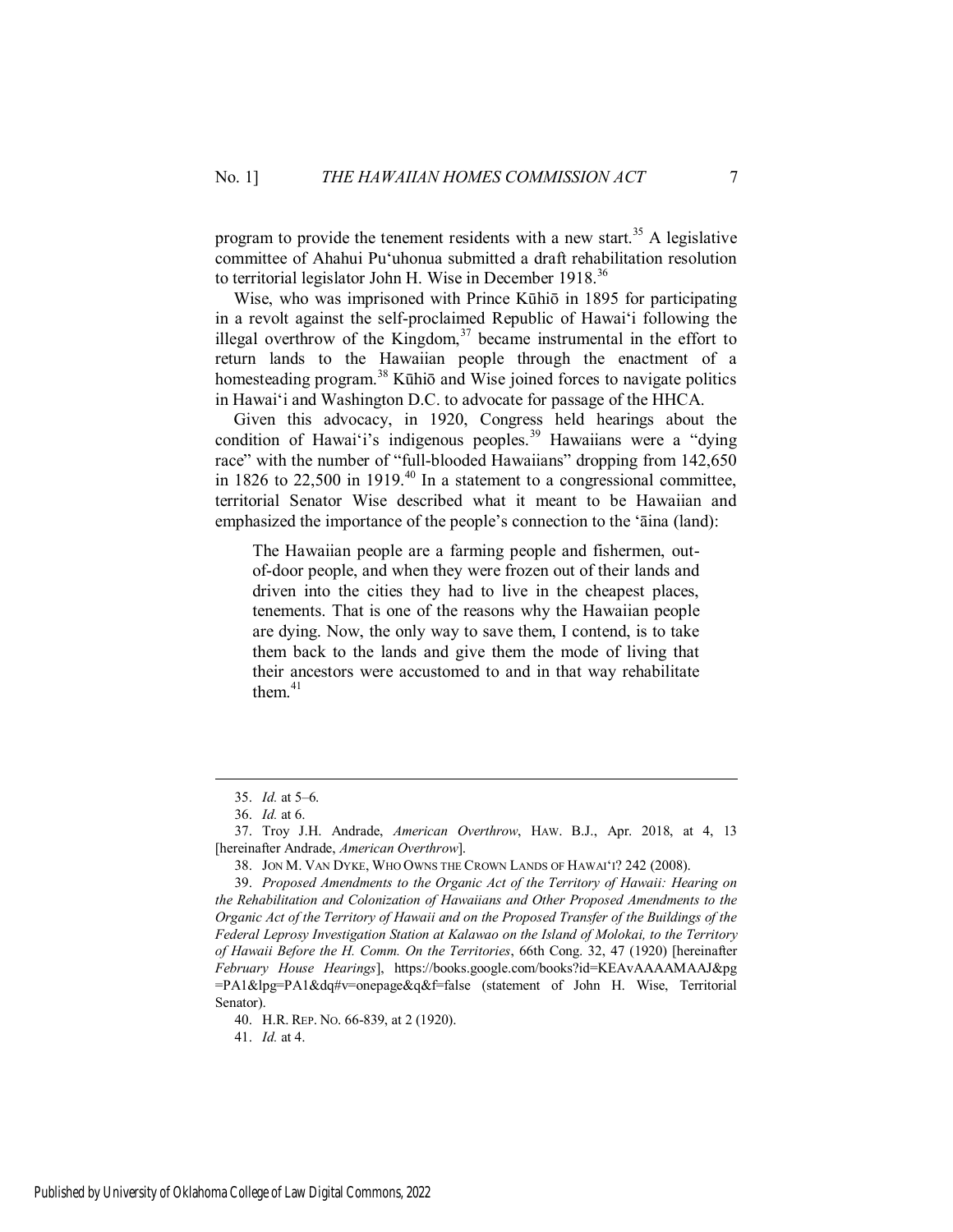program to provide the tenement residents with a new start.[35] A legislative committee of Ahahui Puʻuhonua submitted a draft rehabilitation resolution to territorial legislator John H. Wise in December 1918.[36]

Wise, who was imprisoned with Prince Kūhiō in 1895 for participating in a revolt against the self-proclaimed Republic of Hawaiʻi following the illegal overthrow of the Kingdom,[37] became instrumental in the effort to return lands to the Hawaiian people through the enactment of a homesteading program.[38] Kūhiō and Wise joined forces to navigate politics in Hawaiʻi and Washington D.C. to advocate for passage of the HHCA.

Given this advocacy, in 1920, Congress held hearings about the condition of Hawaiʻi's indigenous peoples.[39] Hawaiians were a "dying race" with the number of "full-blooded Hawaiians" dropping from 142,650 in 1826 to 22,500 in 1919.[40] In a statement to a congressional committee, territorial Senator Wise described what it meant to be Hawaiian and emphasized the importance of the people's connection to the ʻāina (land):

> The Hawaiian people are a farming people and fishermen, out-of-door people, and when they were frozen out of their lands and driven into the cities they had to live in the cheapest places, tenements. That is one of the reasons why the Hawaiian people are dying. Now, the only way to save them, I contend, is to take them back to the lands and give them the mode of living that their ancestors were accustomed to and in that way rehabilitate them.[41]

---

35. *Id.* at 5–6.

36. *Id.* at 6.

37. Troy J.H. Andrade, *American Overthrow*, HAW. B.J., Apr. 2018, at 4, 13 [hereinafter Andrade, *American Overthrow*].

38. JON M. VAN DYKE, WHO OWNS THE CROWN LANDS OF HAWAIʻI? 242 (2008).

39. *Proposed Amendments to the Organic Act of the Territory of Hawaii: Hearing on the Rehabilitation and Colonization of Hawaiians and Other Proposed Amendments to the Organic Act of the Territory of Hawaii and on the Proposed Transfer of the Buildings of the Federal Leprosy Investigation Station at Kalawao on the Island of Molokai, to the Territory of Hawaii Before the H. Comm. On the Territories*, 66th Cong. 32, 47 (1920) [hereinafter *February House Hearings*], https://books.google.com/books?id=KEAvAAAAMAAJ&pg=PA1&lpg=PA1&dq#v=onepage&q&f=false (statement of John H. Wise, Territorial Senator).

40. H.R. REP. NO. 66-839, at 2 (1920).

41. *Id.* at 4.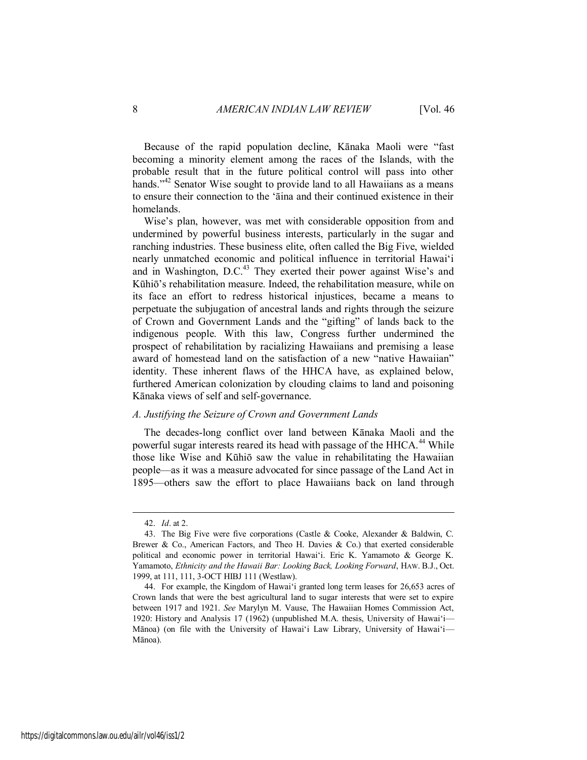Because of the rapid population decline, Kānaka Maoli were "fast becoming a minority element among the races of the Islands, with the probable result that in the future political control will pass into other hands."[42] Senator Wise sought to provide land to all Hawaiians as a means to ensure their connection to the ʻāina and their continued existence in their homelands.

Wise's plan, however, was met with considerable opposition from and undermined by powerful business interests, particularly in the sugar and ranching industries. These business elite, often called the Big Five, wielded nearly unmatched economic and political influence in territorial Hawaiʻi and in Washington, D.C.[43] They exerted their power against Wise's and Kūhiō's rehabilitation measure. Indeed, the rehabilitation measure, while on its face an effort to redress historical injustices, became a means to perpetuate the subjugation of ancestral lands and rights through the seizure of Crown and Government Lands and the "gifting" of lands back to the indigenous people. With this law, Congress further undermined the prospect of rehabilitation by racializing Hawaiians and premising a lease award of homestead land on the satisfaction of a new "native Hawaiian" identity. These inherent flaws of the HHCA have, as explained below, furthered American colonization by clouding claims to land and poisoning Kānaka views of self and self-governance.

### *A. Justifying the Seizure of Crown and Government Lands*

The decades-long conflict over land between Kānaka Maoli and the powerful sugar interests reared its head with passage of the HHCA.[44] While those like Wise and Kūhiō saw the value in rehabilitating the Hawaiian people—as it was a measure advocated for since passage of the Land Act in 1895—others saw the effort to place Hawaiians back on land through

---

42. *Id*. at 2.

43. The Big Five were five corporations (Castle & Cooke, Alexander & Baldwin, C. Brewer & Co., American Factors, and Theo H. Davies & Co.) that exerted considerable political and economic power in territorial Hawaiʻi. Eric K. Yamamoto & George K. Yamamoto, *Ethnicity and the Hawaii Bar: Looking Back, Looking Forward*, HAW. B.J., Oct. 1999, at 111, 111, 3-OCT HIBJ 111 (Westlaw).

44. For example, the Kingdom of Hawaiʻi granted long term leases for 26,653 acres of Crown lands that were the best agricultural land to sugar interests that were set to expire between 1917 and 1921. *See* Marylyn M. Vause, The Hawaiian Homes Commission Act, 1920: History and Analysis 17 (1962) (unpublished M.A. thesis, University of Hawaiʻi—Mānoa) (on file with the University of Hawaiʻi Law Library, University of Hawaiʻi—Mānoa).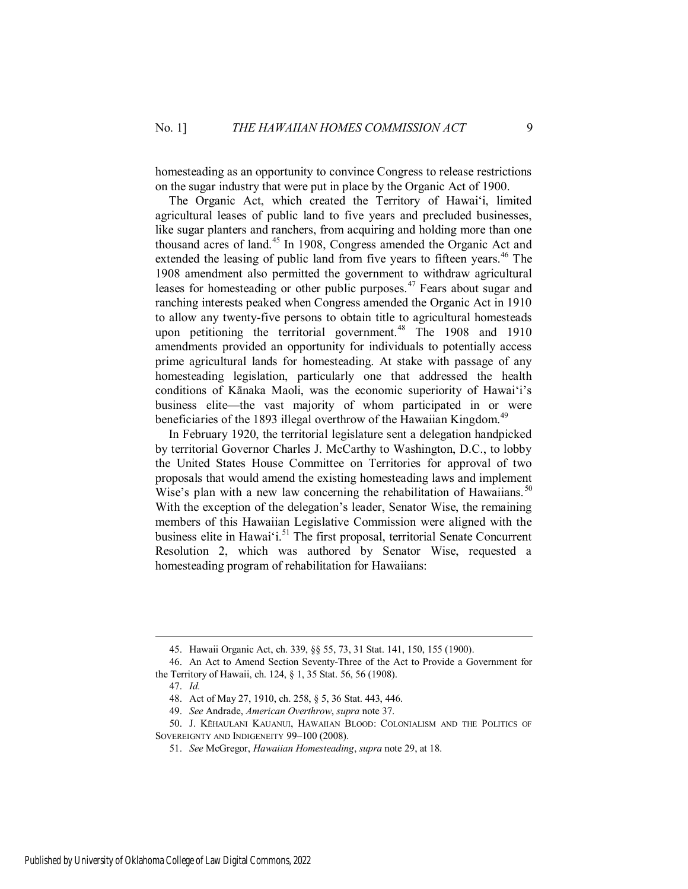homesteading as an opportunity to convince Congress to release restrictions on the sugar industry that were put in place by the Organic Act of 1900.

The Organic Act, which created the Territory of Hawaiʻi, limited agricultural leases of public land to five years and precluded businesses, like sugar planters and ranchers, from acquiring and holding more than one thousand acres of land.[45] In 1908, Congress amended the Organic Act and extended the leasing of public land from five years to fifteen years.[46] The 1908 amendment also permitted the government to withdraw agricultural leases for homesteading or other public purposes.[47] Fears about sugar and ranching interests peaked when Congress amended the Organic Act in 1910 to allow any twenty-five persons to obtain title to agricultural homesteads upon petitioning the territorial government.[48] The 1908 and 1910 amendments provided an opportunity for individuals to potentially access prime agricultural lands for homesteading. At stake with passage of any homesteading legislation, particularly one that addressed the health conditions of Kānaka Maoli, was the economic superiority of Hawaiʻi's business elite—the vast majority of whom participated in or were beneficiaries of the 1893 illegal overthrow of the Hawaiian Kingdom.[49]

In February 1920, the territorial legislature sent a delegation handpicked by territorial Governor Charles J. McCarthy to Washington, D.C., to lobby the United States House Committee on Territories for approval of two proposals that would amend the existing homesteading laws and implement Wise's plan with a new law concerning the rehabilitation of Hawaiians.[50] With the exception of the delegation's leader, Senator Wise, the remaining members of this Hawaiian Legislative Commission were aligned with the business elite in Hawaiʻi.[51] The first proposal, territorial Senate Concurrent Resolution 2, which was authored by Senator Wise, requested a homesteading program of rehabilitation for Hawaiians:

---

45. Hawaii Organic Act, ch. 339, §§ 55, 73, 31 Stat. 141, 150, 155 (1900).

46. An Act to Amend Section Seventy-Three of the Act to Provide a Government for the Territory of Hawaii, ch. 124, § 1, 35 Stat. 56, 56 (1908).

47. *Id.*

48. Act of May 27, 1910, ch. 258, § 5, 36 Stat. 443, 446.

49. *See* Andrade, *American Overthrow*, *supra* note 37.

50. J. KĒHAULANI KAUANUI, HAWAIIAN BLOOD: COLONIALISM AND THE POLITICS OF SOVEREIGNTY AND INDIGENEITY 99–100 (2008).

51. *See* McGregor, *Hawaiian Homesteading*, *supra* note 29, at 18.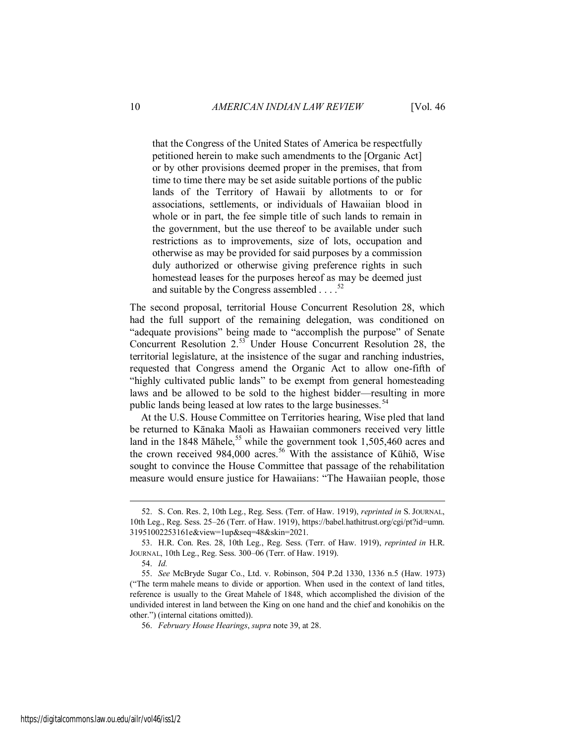> that the Congress of the United States of America be respectfully petitioned herein to make such amendments to the [Organic Act] or by other provisions deemed proper in the premises, that from time to time there may be set aside suitable portions of the public lands of the Territory of Hawaii by allotments to or for associations, settlements, or individuals of Hawaiian blood in whole or in part, the fee simple title of such lands to remain in the government, but the use thereof to be available under such restrictions as to improvements, size of lots, occupation and otherwise as may be provided for said purposes by a commission duly authorized or otherwise giving preference rights in such homestead leases for the purposes hereof as may be deemed just and suitable by the Congress assembled . . . .[52]

The second proposal, territorial House Concurrent Resolution 28, which had the full support of the remaining delegation, was conditioned on "adequate provisions" being made to "accomplish the purpose" of Senate Concurrent Resolution 2.[53] Under House Concurrent Resolution 28, the territorial legislature, at the insistence of the sugar and ranching industries, requested that Congress amend the Organic Act to allow one-fifth of "highly cultivated public lands" to be exempt from general homesteading laws and be allowed to be sold to the highest bidder—resulting in more public lands being leased at low rates to the large businesses.[54]

At the U.S. House Committee on Territories hearing, Wise pled that land be returned to Kānaka Maoli as Hawaiian commoners received very little land in the 1848 Māhele,[55] while the government took 1,505,460 acres and the crown received 984,000 acres.[56] With the assistance of Kūhiō, Wise sought to convince the House Committee that passage of the rehabilitation measure would ensure justice for Hawaiians: "The Hawaiian people, those

---

52. S. Con. Res. 2, 10th Leg., Reg. Sess. (Terr. of Haw. 1919), *reprinted in* S. JOURNAL, 10th Leg., Reg. Sess. 25–26 (Terr. of Haw. 1919), https://babel.hathitrust.org/cgi/pt?id=umn.31951002253161e&view=1up&seq=48&skin=2021.

53. H.R. Con. Res. 28, 10th Leg., Reg. Sess. (Terr. of Haw. 1919), *reprinted in* H.R. JOURNAL, 10th Leg., Reg. Sess. 300–06 (Terr. of Haw. 1919).

54. *Id.*

55. *See* McBryde Sugar Co., Ltd. v. Robinson, 504 P.2d 1330, 1336 n.5 (Haw. 1973) ("The term mahele means to divide or apportion. When used in the context of land titles, reference is usually to the Great Mahele of 1848, which accomplished the division of the undivided interest in land between the King on one hand and the chief and konohikis on the other.") (internal citations omitted)).

56. *February House Hearings*, *supra* note 39, at 28.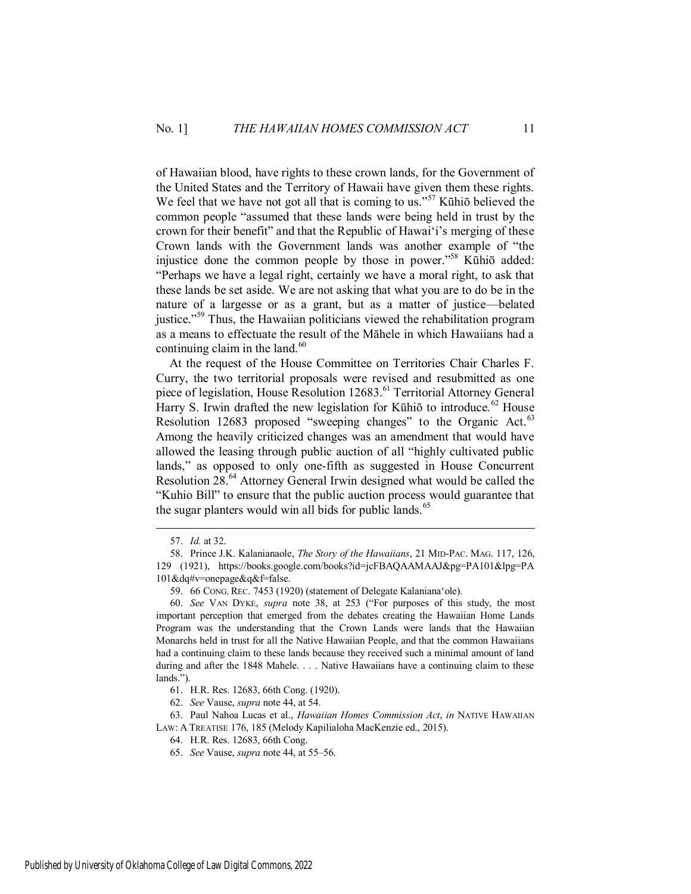of Hawaiian blood, have rights to these crown lands, for the Government of the United States and the Territory of Hawaii have given them these rights. We feel that we have not got all that is coming to us."[57] Kūhiō believed the common people "assumed that these lands were being held in trust by the crown for their benefit" and that the Republic of Hawai'i's merging of these Crown lands with the Government lands was another example of "the injustice done the common people by those in power."[58] Kūhiō added: "Perhaps we have a legal right, certainly we have a moral right, to ask that these lands be set aside. We are not asking that what you are to do be in the nature of a largesse or as a grant, but as a matter of justice—belated justice."[59] Thus, the Hawaiian politicians viewed the rehabilitation program as a means to effectuate the result of the Māhele in which Hawaiians had a continuing claim in the land.[60]

At the request of the House Committee on Territories Chair Charles F. Curry, the two territorial proposals were revised and resubmitted as one piece of legislation, House Resolution 12683.[61] Territorial Attorney General Harry S. Irwin drafted the new legislation for Kūhiō to introduce.[62] House Resolution 12683 proposed "sweeping changes" to the Organic Act.[63] Among the heavily criticized changes was an amendment that would have allowed the leasing through public auction of all "highly cultivated public lands," as opposed to only one-fifth as suggested in House Concurrent Resolution 28.[64] Attorney General Irwin designed what would be called the "Kuhio Bill" to ensure that the public auction process would guarantee that the sugar planters would win all bids for public lands.[65]

---

57. *Id.* at 32.

58. Prince J.K. Kalanianaole, *The Story of the Hawaiians*, 21 MID-PAC. MAG. 117, 126, 129 (1921), https://books.google.com/books?id=jcFBAQAAMAAJ&pg=PA101&lpg=PA101&dq#v=onepage&q&f=false.

59. 66 CONG. REC. 7453 (1920) (statement of Delegate Kalaniana'ole).

60. *See* VAN DYKE, *supra* note 38, at 253 ("For purposes of this study, the most important perception that emerged from the debates creating the Hawaiian Home Lands Program was the understanding that the Crown Lands were lands that the Hawaiian Monarchs held in trust for all the Native Hawaiian People, and that the common Hawaiians had a continuing claim to these lands because they received such a minimal amount of land during and after the 1848 Mahele. . . . Native Hawaiians have a continuing claim to these lands.").

61. H.R. Res. 12683, 66th Cong. (1920).

62. *See* Vause, *supra* note 44, at 54.

63. Paul Nahoa Lucas et al., *Hawaiian Homes Commission Act*, *in* NATIVE HAWAIIAN LAW: A TREATISE 176, 185 (Melody Kapilialoha MacKenzie ed., 2015).

64. H.R. Res. 12683, 66th Cong.

65. *See* Vause, *supra* note 44, at 55–56.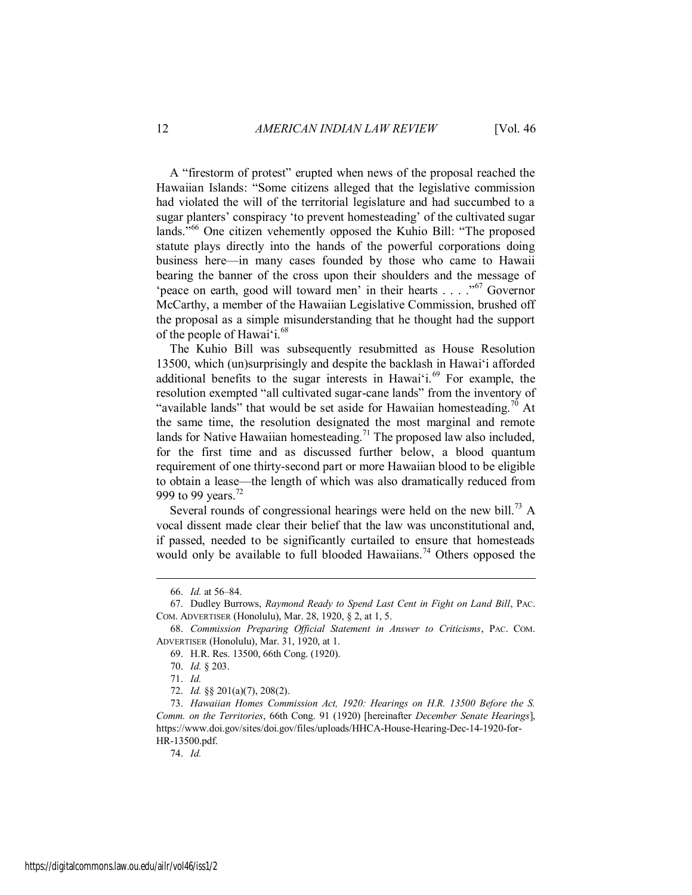A "firestorm of protest" erupted when news of the proposal reached the Hawaiian Islands: "Some citizens alleged that the legislative commission had violated the will of the territorial legislature and had succumbed to a sugar planters' conspiracy 'to prevent homesteading' of the cultivated sugar lands."[66] One citizen vehemently opposed the Kuhio Bill: "The proposed statute plays directly into the hands of the powerful corporations doing business here—in many cases founded by those who came to Hawaii bearing the banner of the cross upon their shoulders and the message of 'peace on earth, good will toward men' in their hearts . . . ."[67] Governor McCarthy, a member of the Hawaiian Legislative Commission, brushed off the proposal as a simple misunderstanding that he thought had the support of the people of Hawai'i.[68]

The Kuhio Bill was subsequently resubmitted as House Resolution 13500, which (un)surprisingly and despite the backlash in Hawai'i afforded additional benefits to the sugar interests in Hawai'i.[69] For example, the resolution exempted "all cultivated sugar-cane lands" from the inventory of "available lands" that would be set aside for Hawaiian homesteading.[70] At the same time, the resolution designated the most marginal and remote lands for Native Hawaiian homesteading.[71] The proposed law also included, for the first time and as discussed further below, a blood quantum requirement of one thirty-second part or more Hawaiian blood to be eligible to obtain a lease—the length of which was also dramatically reduced from 999 to 99 years.[72]

Several rounds of congressional hearings were held on the new bill.[73] A vocal dissent made clear their belief that the law was unconstitutional and, if passed, needed to be significantly curtailed to ensure that homesteads would only be available to full blooded Hawaiians.[74] Others opposed the

---

66. *Id.* at 56–84.

67. Dudley Burrows, *Raymond Ready to Spend Last Cent in Fight on Land Bill*, PAC. COM. ADVERTISER (Honolulu), Mar. 28, 1920, § 2, at 1, 5.

68. *Commission Preparing Official Statement in Answer to Criticisms*, PAC. COM. ADVERTISER (Honolulu), Mar. 31, 1920, at 1.

69. H.R. Res. 13500, 66th Cong. (1920).

70. *Id.* § 203.

71. *Id.*

72. *Id.* §§ 201(a)(7), 208(2).

73. *Hawaiian Homes Commission Act, 1920: Hearings on H.R. 13500 Before the S. Comm. on the Territories*, 66th Cong. 91 (1920) [hereinafter *December Senate Hearings*], https://www.doi.gov/sites/doi.gov/files/uploads/HHCA-House-Hearing-Dec-14-1920-for-HR-13500.pdf.

74. *Id.*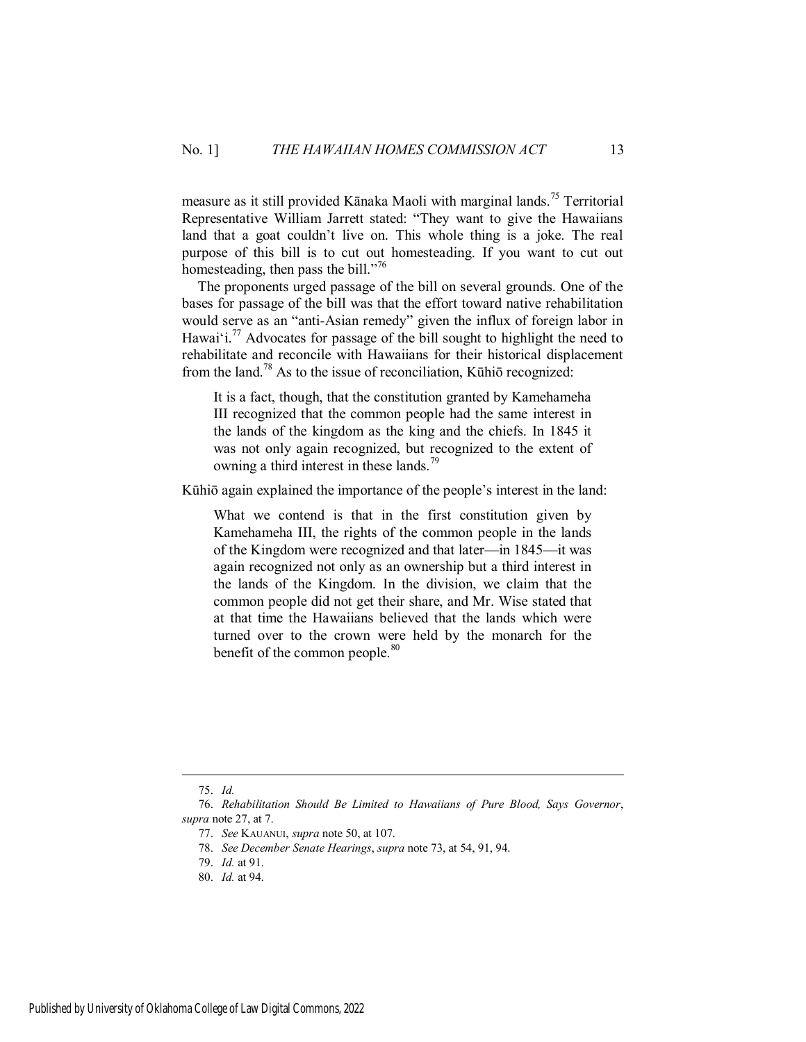measure as it still provided Kānaka Maoli with marginal lands.[75] Territorial Representative William Jarrett stated: "They want to give the Hawaiians land that a goat couldn't live on. This whole thing is a joke. The real purpose of this bill is to cut out homesteading. If you want to cut out homesteading, then pass the bill."[76]

The proponents urged passage of the bill on several grounds. One of the bases for passage of the bill was that the effort toward native rehabilitation would serve as an "anti-Asian remedy" given the influx of foreign labor in Hawai'i.[77] Advocates for passage of the bill sought to highlight the need to rehabilitate and reconcile with Hawaiians for their historical displacement from the land.[78] As to the issue of reconciliation, Kūhiō recognized:

> It is a fact, though, that the constitution granted by Kamehameha III recognized that the common people had the same interest in the lands of the kingdom as the king and the chiefs. In 1845 it was not only again recognized, but recognized to the extent of owning a third interest in these lands.[79]

Kūhiō again explained the importance of the people's interest in the land:

> What we contend is that in the first constitution given by Kamehameha III, the rights of the common people in the lands of the Kingdom were recognized and that later—in 1845—it was again recognized not only as an ownership but a third interest in the lands of the Kingdom. In the division, we claim that the common people did not get their share, and Mr. Wise stated that at that time the Hawaiians believed that the lands which were turned over to the crown were held by the monarch for the benefit of the common people.[80]

---

75. *Id.*

76. *Rehabilitation Should Be Limited to Hawaiians of Pure Blood, Says Governor*, *supra* note 27, at 7.

77. *See* KAUANUI, *supra* note 50, at 107.

78. *See December Senate Hearings*, *supra* note 73, at 54, 91, 94.

79. *Id.* at 91.

80. *Id.* at 94.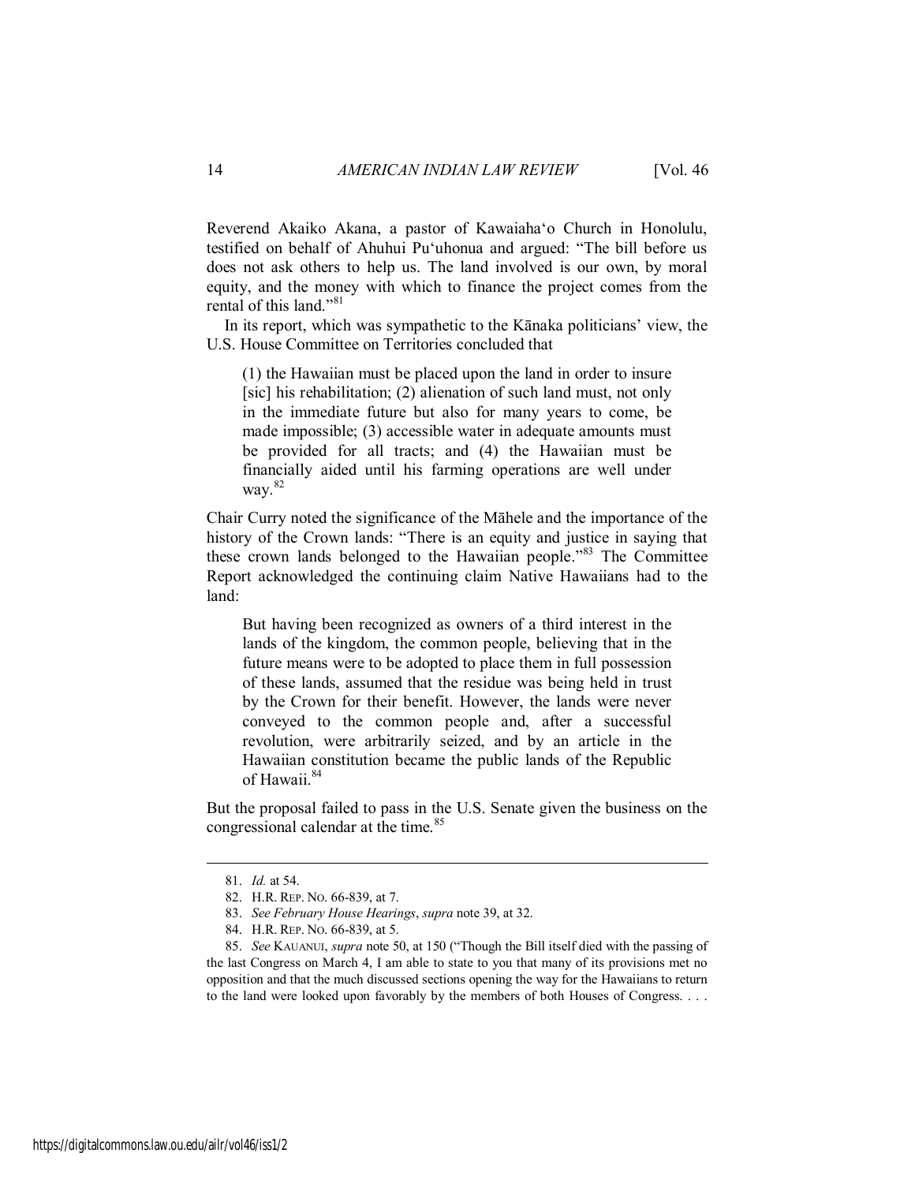Reverend Akaiko Akana, a pastor of Kawaiahaʻo Church in Honolulu, testified on behalf of Ahuhui Puʻuhonua and argued: "The bill before us does not ask others to help us. The land involved is our own, by moral equity, and the money with which to finance the project comes from the rental of this land."[81]

In its report, which was sympathetic to the Kānaka politicians' view, the U.S. House Committee on Territories concluded that

> (1) the Hawaiian must be placed upon the land in order to insure [sic] his rehabilitation; (2) alienation of such land must, not only in the immediate future but also for many years to come, be made impossible; (3) accessible water in adequate amounts must be provided for all tracts; and (4) the Hawaiian must be financially aided until his farming operations are well under way.[82]

Chair Curry noted the significance of the Māhele and the importance of the history of the Crown lands: "There is an equity and justice in saying that these crown lands belonged to the Hawaiian people."[83] The Committee Report acknowledged the continuing claim Native Hawaiians had to the land:

> But having been recognized as owners of a third interest in the lands of the kingdom, the common people, believing that in the future means were to be adopted to place them in full possession of these lands, assumed that the residue was being held in trust by the Crown for their benefit. However, the lands were never conveyed to the common people and, after a successful revolution, were arbitrarily seized, and by an article in the Hawaiian constitution became the public lands of the Republic of Hawaii.[84]

But the proposal failed to pass in the U.S. Senate given the business on the congressional calendar at the time.[85]

---

81. *Id.* at 54.

82. H.R. REP. NO. 66-839, at 7.

83. *See February House Hearings*, *supra* note 39, at 32.

84. H.R. REP. NO. 66-839, at 5.

85. *See* KAUANUI, *supra* note 50, at 150 ("Though the Bill itself died with the passing of the last Congress on March 4, I am able to state to you that many of its provisions met no opposition and that the much discussed sections opening the way for the Hawaiians to return to the land were looked upon favorably by the members of both Houses of Congress. . . .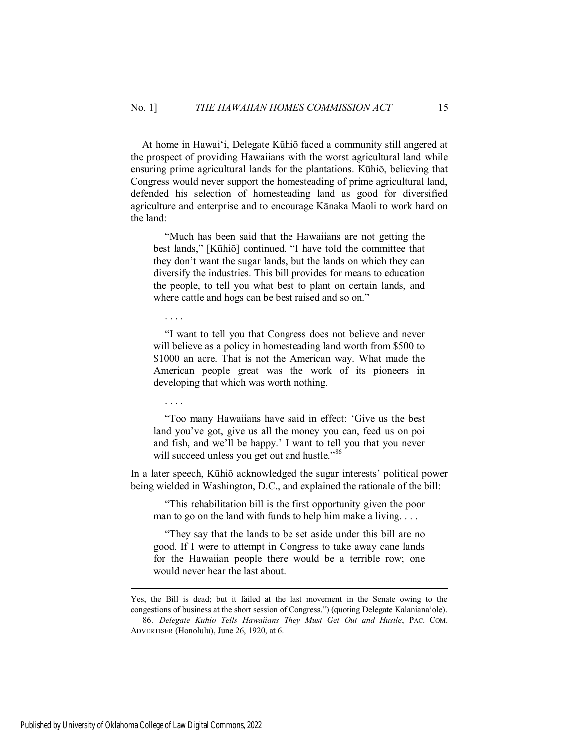At home in Hawai'i, Delegate Kūhiō faced a community still angered at the prospect of providing Hawaiians with the worst agricultural land while ensuring prime agricultural lands for the plantations. Kūhiō, believing that Congress would never support the homesteading of prime agricultural land, defended his selection of homesteading land as good for diversified agriculture and enterprise and to encourage Kānaka Maoli to work hard on the land:

> "Much has been said that the Hawaiians are not getting the best lands," [Kūhiō] continued. "I have told the committee that they don't want the sugar lands, but the lands on which they can diversify the industries. This bill provides for means to education the people, to tell you what best to plant on certain lands, and where cattle and hogs can be best raised and so on."
>
> . . . .
>
> "I want to tell you that Congress does not believe and never will believe as a policy in homesteading land worth from $500 to $1000 an acre. That is not the American way. What made the American people great was the work of its pioneers in developing that which was worth nothing.
>
> . . . .
>
> "Too many Hawaiians have said in effect: 'Give us the best land you've got, give us all the money you can, feed us on poi and fish, and we'll be happy.' I want to tell you that you never will succeed unless you get out and hustle."[86]

In a later speech, Kūhiō acknowledged the sugar interests' political power being wielded in Washington, D.C., and explained the rationale of the bill:

> "This rehabilitation bill is the first opportunity given the poor man to go on the land with funds to help him make a living. . . .
>
> "They say that the lands to be set aside under this bill are no good. If I were to attempt in Congress to take away cane lands for the Hawaiian people there would be a terrible row; one would never hear the last about.

---

Yes, the Bill is dead; but it failed at the last movement in the Senate owing to the congestions of business at the short session of Congress.") (quoting Delegate Kalaniana'ole).

86. *Delegate Kuhio Tells Hawaiians They Must Get Out and Hustle*, PAC. COM. ADVERTISER (Honolulu), June 26, 1920, at 6.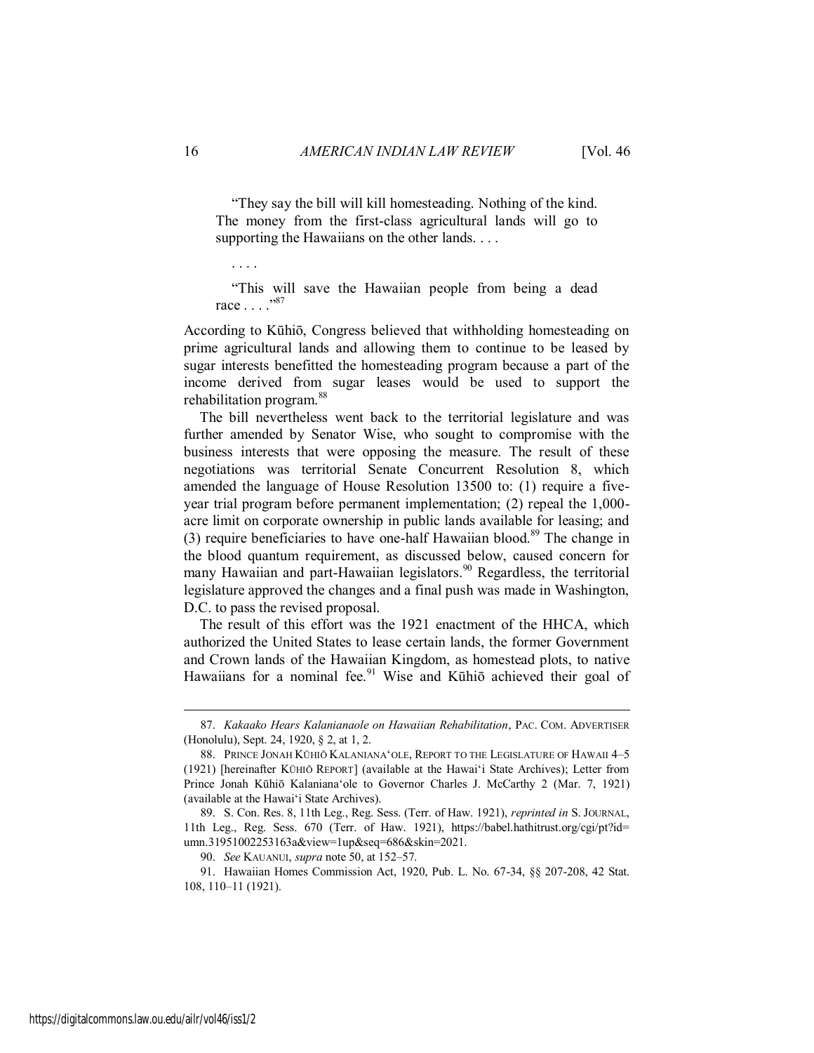> "They say the bill will kill homesteading. Nothing of the kind. The money from the first-class agricultural lands will go to supporting the Hawaiians on the other lands. . . .
>
> . . . .
>
> "This will save the Hawaiian people from being a dead race . . . ."[87]

According to Kūhiō, Congress believed that withholding homesteading on prime agricultural lands and allowing them to continue to be leased by sugar interests benefitted the homesteading program because a part of the income derived from sugar leases would be used to support the rehabilitation program.[88]

The bill nevertheless went back to the territorial legislature and was further amended by Senator Wise, who sought to compromise with the business interests that were opposing the measure. The result of these negotiations was territorial Senate Concurrent Resolution 8, which amended the language of House Resolution 13500 to: (1) require a five-year trial program before permanent implementation; (2) repeal the 1,000-acre limit on corporate ownership in public lands available for leasing; and (3) require beneficiaries to have one-half Hawaiian blood.[89] The change in the blood quantum requirement, as discussed below, caused concern for many Hawaiian and part-Hawaiian legislators.[90] Regardless, the territorial legislature approved the changes and a final push was made in Washington, D.C. to pass the revised proposal.

The result of this effort was the 1921 enactment of the HHCA, which authorized the United States to lease certain lands, the former Government and Crown lands of the Hawaiian Kingdom, as homestead plots, to native Hawaiians for a nominal fee.[91] Wise and Kūhiō achieved their goal of

---

87. *Kakaako Hears Kalanianaole on Hawaiian Rehabilitation*, PAC. COM. ADVERTISER (Honolulu), Sept. 24, 1920, § 2, at 1, 2.

88. PRINCE JONAH KŪHIŌ KALANIANAʻOLE, REPORT TO THE LEGISLATURE OF HAWAII 4–5 (1921) [hereinafter KŪHIŌ REPORT] (available at the Hawaiʻi State Archives); Letter from Prince Jonah Kūhiō Kalanianaʻole to Governor Charles J. McCarthy 2 (Mar. 7, 1921) (available at the Hawaiʻi State Archives).

89. S. Con. Res. 8, 11th Leg., Reg. Sess. (Terr. of Haw. 1921), *reprinted in* S. JOURNAL, 11th Leg., Reg. Sess. 670 (Terr. of Haw. 1921), https://babel.hathitrust.org/cgi/pt?id=umn.31951002253163a&view=1up&seq=686&skin=2021.

90. *See* KAUANUI, *supra* note 50, at 152–57.

91. Hawaiian Homes Commission Act, 1920, Pub. L. No. 67-34, §§ 207-208, 42 Stat. 108, 110–11 (1921).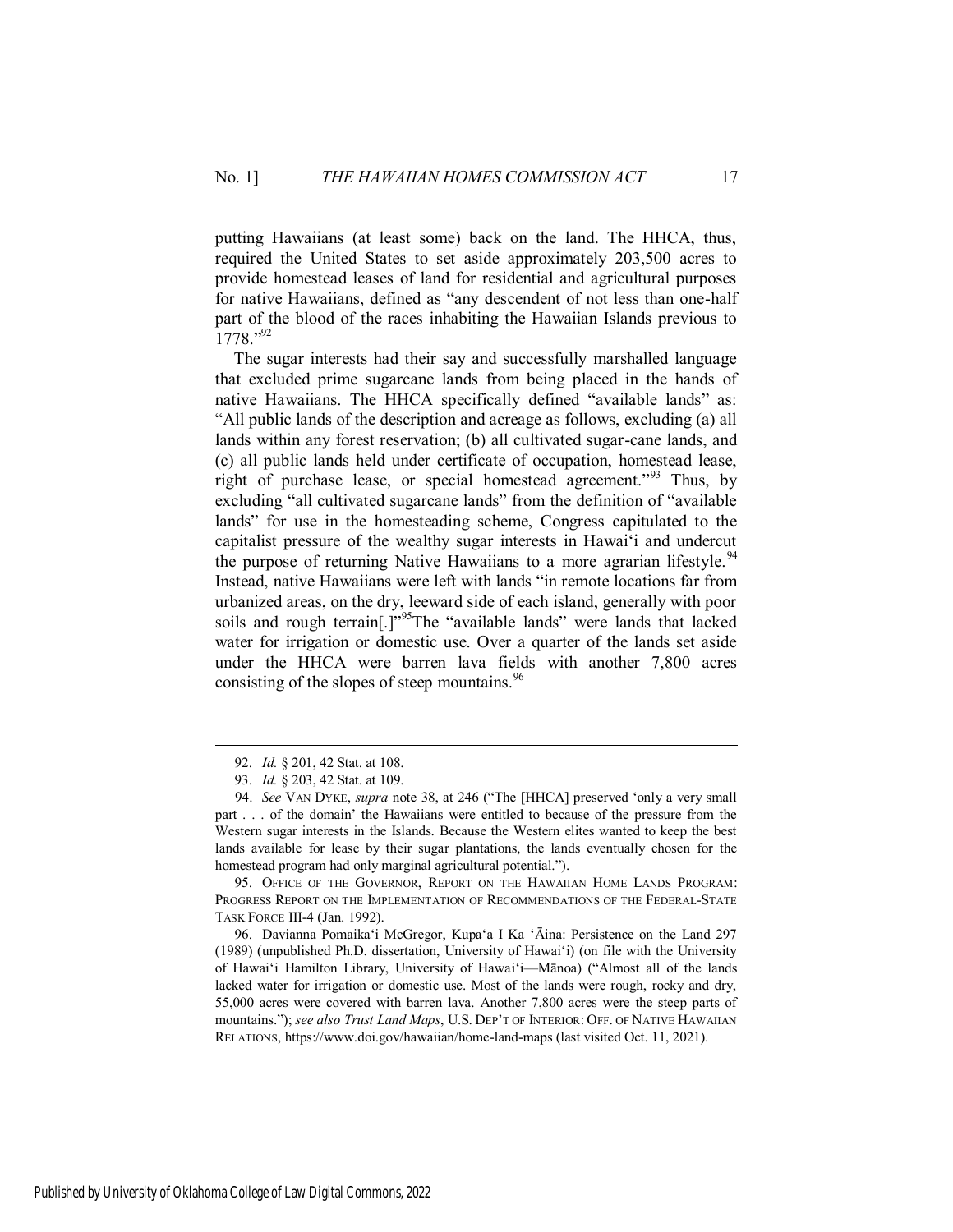putting Hawaiians (at least some) back on the land. The HHCA, thus, required the United States to set aside approximately 203,500 acres to provide homestead leases of land for residential and agricultural purposes for native Hawaiians, defined as "any descendent of not less than one-half part of the blood of the races inhabiting the Hawaiian Islands previous to 1778."[92]

The sugar interests had their say and successfully marshalled language that excluded prime sugarcane lands from being placed in the hands of native Hawaiians. The HHCA specifically defined "available lands" as: "All public lands of the description and acreage as follows, excluding (a) all lands within any forest reservation; (b) all cultivated sugar-cane lands, and (c) all public lands held under certificate of occupation, homestead lease, right of purchase lease, or special homestead agreement."[93] Thus, by excluding "all cultivated sugarcane lands" from the definition of "available lands" for use in the homesteading scheme, Congress capitulated to the capitalist pressure of the wealthy sugar interests in Hawai'i and undercut the purpose of returning Native Hawaiians to a more agrarian lifestyle.[94] Instead, native Hawaiians were left with lands "in remote locations far from urbanized areas, on the dry, leeward side of each island, generally with poor soils and rough terrain[.]"[95] The "available lands" were lands that lacked water for irrigation or domestic use. Over a quarter of the lands set aside under the HHCA were barren lava fields with another 7,800 acres consisting of the slopes of steep mountains.[96]

---

92. *Id.* § 201, 42 Stat. at 108.

93. *Id.* § 203, 42 Stat. at 109.

94. *See* VAN DYKE, *supra* note 38, at 246 ("The [HHCA] preserved 'only a very small part . . . of the domain' the Hawaiians were entitled to because of the pressure from the Western sugar interests in the Islands. Because the Western elites wanted to keep the best lands available for lease by their sugar plantations, the lands eventually chosen for the homestead program had only marginal agricultural potential.").

95. OFFICE OF THE GOVERNOR, REPORT ON THE HAWAIIAN HOME LANDS PROGRAM: PROGRESS REPORT ON THE IMPLEMENTATION OF RECOMMENDATIONS OF THE FEDERAL-STATE TASK FORCE III-4 (Jan. 1992).

96. Davianna Pomaika'i McGregor, Kupa'a I Ka 'Āina: Persistence on the Land 297 (1989) (unpublished Ph.D. dissertation, University of Hawai'i) (on file with the University of Hawai'i Hamilton Library, University of Hawai'i—Mānoa) ("Almost all of the lands lacked water for irrigation or domestic use. Most of the lands were rough, rocky and dry, 55,000 acres were covered with barren lava. Another 7,800 acres were the steep parts of mountains."); *see also Trust Land Maps*, U.S. DEP'T OF INTERIOR: OFF. OF NATIVE HAWAIIAN RELATIONS, https://www.doi.gov/hawaiian/home-land-maps (last visited Oct. 11, 2021).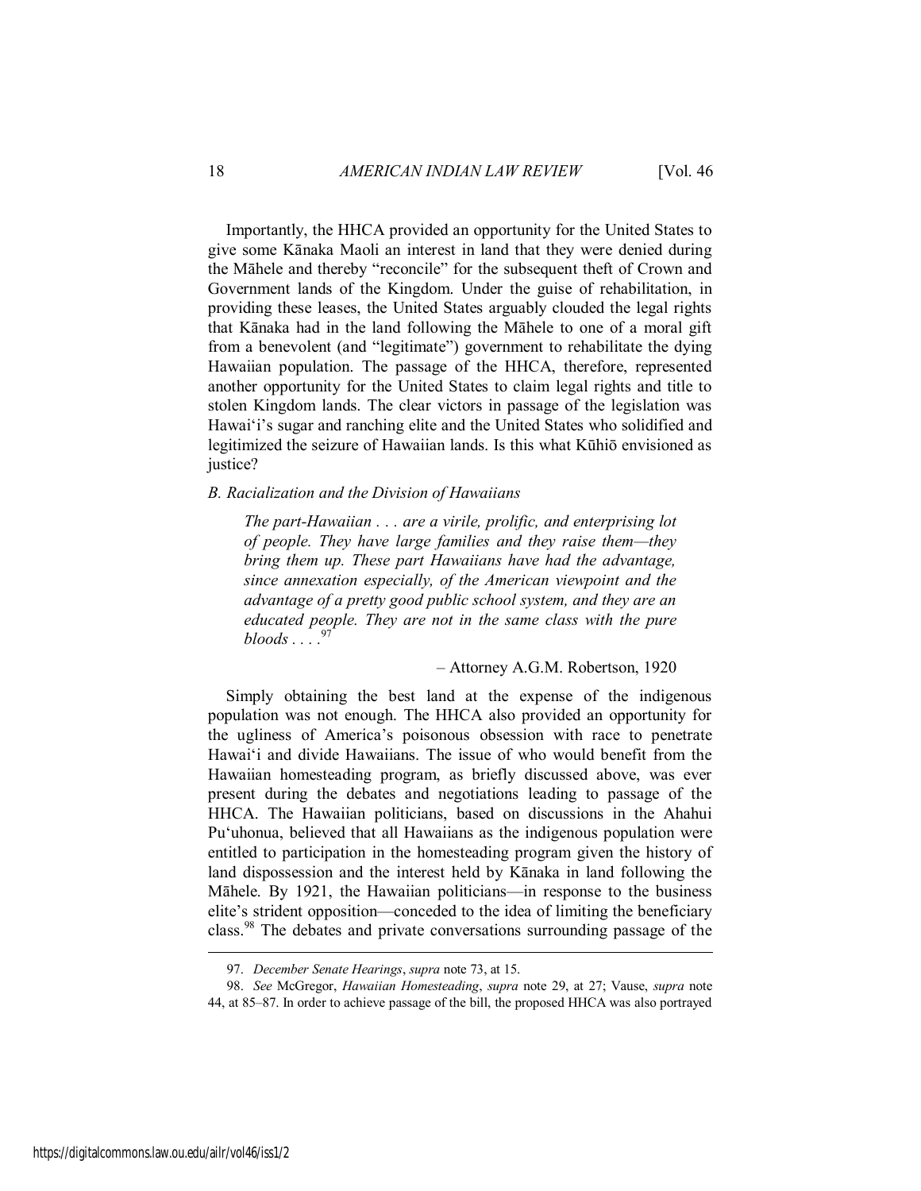Importantly, the HHCA provided an opportunity for the United States to give some Kānaka Maoli an interest in land that they were denied during the Māhele and thereby "reconcile" for the subsequent theft of Crown and Government lands of the Kingdom. Under the guise of rehabilitation, in providing these leases, the United States arguably clouded the legal rights that Kānaka had in the land following the Māhele to one of a moral gift from a benevolent (and "legitimate") government to rehabilitate the dying Hawaiian population. The passage of the HHCA, therefore, represented another opportunity for the United States to claim legal rights and title to stolen Kingdom lands. The clear victors in passage of the legislation was Hawaiʻi's sugar and ranching elite and the United States who solidified and legitimized the seizure of Hawaiian lands. Is this what Kūhiō envisioned as justice?

### *B. Racialization and the Division of Hawaiians*

> *The part-Hawaiian . . . are a virile, prolific, and enterprising lot of people. They have large families and they raise them—they bring them up. These part Hawaiians have had the advantage, since annexation especially, of the American viewpoint and the advantage of a pretty good public school system, and they are an educated people. They are not in the same class with the pure bloods . . . .*[97]
>
> – Attorney A.G.M. Robertson, 1920

Simply obtaining the best land at the expense of the indigenous population was not enough. The HHCA also provided an opportunity for the ugliness of America's poisonous obsession with race to penetrate Hawaiʻi and divide Hawaiians. The issue of who would benefit from the Hawaiian homesteading program, as briefly discussed above, was ever present during the debates and negotiations leading to passage of the HHCA. The Hawaiian politicians, based on discussions in the Ahahui Puʻuhonua, believed that all Hawaiians as the indigenous population were entitled to participation in the homesteading program given the history of land dispossession and the interest held by Kānaka in land following the Māhele. By 1921, the Hawaiian politicians—in response to the business elite's strident opposition—conceded to the idea of limiting the beneficiary class.[98] The debates and private conversations surrounding passage of the

---

97. *December Senate Hearings*, *supra* note 73, at 15.

98. *See* McGregor, *Hawaiian Homesteading*, *supra* note 29, at 27; Vause, *supra* note 44, at 85–87. In order to achieve passage of the bill, the proposed HHCA was also portrayed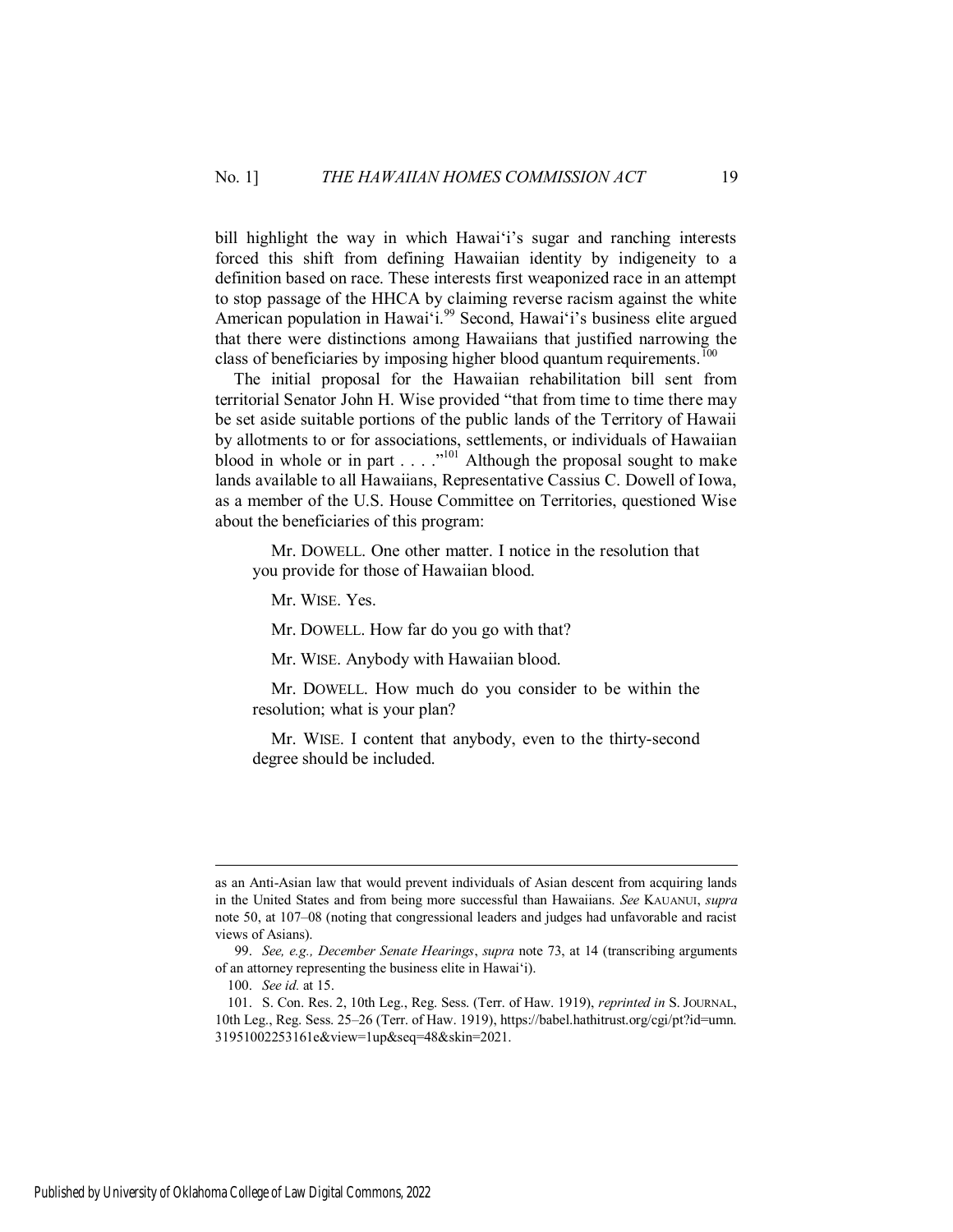bill highlight the way in which Hawai'i's sugar and ranching interests forced this shift from defining Hawaiian identity by indigeneity to a definition based on race. These interests first weaponized race in an attempt to stop passage of the HHCA by claiming reverse racism against the white American population in Hawai'i.[99] Second, Hawai'i's business elite argued that there were distinctions among Hawaiians that justified narrowing the class of beneficiaries by imposing higher blood quantum requirements.[100]

The initial proposal for the Hawaiian rehabilitation bill sent from territorial Senator John H. Wise provided "that from time to time there may be set aside suitable portions of the public lands of the Territory of Hawaii by allotments to or for associations, settlements, or individuals of Hawaiian blood in whole or in part . . . ."[101] Although the proposal sought to make lands available to all Hawaiians, Representative Cassius C. Dowell of Iowa, as a member of the U.S. House Committee on Territories, questioned Wise about the beneficiaries of this program:

> Mr. DOWELL. One other matter. I notice in the resolution that you provide for those of Hawaiian blood.
>
> Mr. WISE. Yes.
>
> Mr. DOWELL. How far do you go with that?
>
> Mr. WISE. Anybody with Hawaiian blood.
>
> Mr. DOWELL. How much do you consider to be within the resolution; what is your plan?
>
> Mr. WISE. I content that anybody, even to the thirty-second degree should be included.

---

as an Anti-Asian law that would prevent individuals of Asian descent from acquiring lands in the United States and from being more successful than Hawaiians. *See* KAUANUI, *supra* note 50, at 107–08 (noting that congressional leaders and judges had unfavorable and racist views of Asians).

99. *See, e.g., December Senate Hearings*, *supra* note 73, at 14 (transcribing arguments of an attorney representing the business elite in Hawai'i).

100. *See id.* at 15.

101. S. Con. Res. 2, 10th Leg., Reg. Sess. (Terr. of Haw. 1919), *reprinted in* S. JOURNAL, 10th Leg., Reg. Sess. 25–26 (Terr. of Haw. 1919), https://babel.hathitrust.org/cgi/pt?id=umn.31951002253161e&view=1up&seq=48&skin=2021.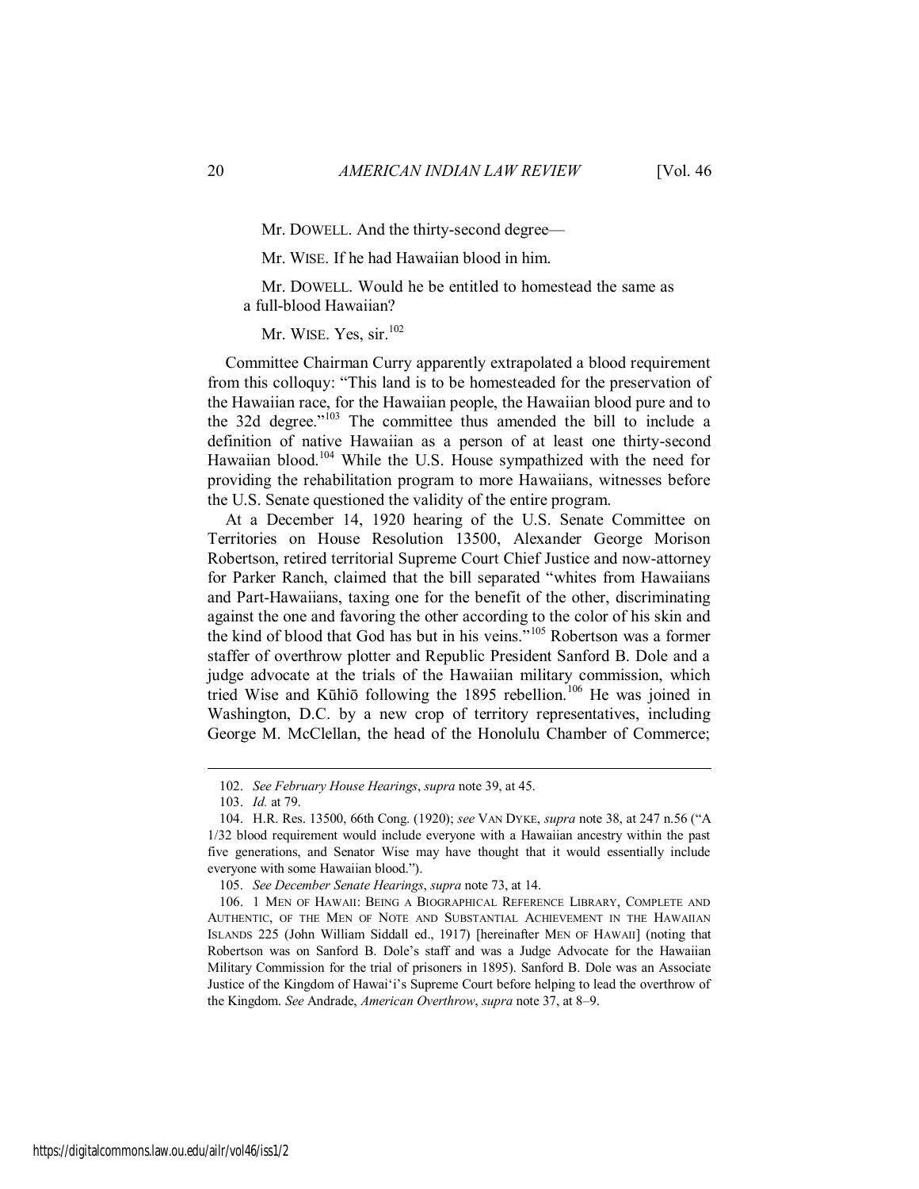Mr. DOWELL. And the thirty-second degree—

Mr. WISE. If he had Hawaiian blood in him.

Mr. DOWELL. Would he be entitled to homestead the same as a full-blood Hawaiian?

Mr. WISE. Yes, sir.[102]

Committee Chairman Curry apparently extrapolated a blood requirement from this colloquy: "This land is to be homesteaded for the preservation of the Hawaiian race, for the Hawaiian people, the Hawaiian blood pure and to the 32d degree."[103] The committee thus amended the bill to include a definition of native Hawaiian as a person of at least one thirty-second Hawaiian blood.[104] While the U.S. House sympathized with the need for providing the rehabilitation program to more Hawaiians, witnesses before the U.S. Senate questioned the validity of the entire program.

At a December 14, 1920 hearing of the U.S. Senate Committee on Territories on House Resolution 13500, Alexander George Morison Robertson, retired territorial Supreme Court Chief Justice and now-attorney for Parker Ranch, claimed that the bill separated "whites from Hawaiians and Part-Hawaiians, taxing one for the benefit of the other, discriminating against the one and favoring the other according to the color of his skin and the kind of blood that God has but in his veins."[105] Robertson was a former staffer of overthrow plotter and Republic President Sanford B. Dole and a judge advocate at the trials of the Hawaiian military commission, which tried Wise and Kūhiō following the 1895 rebellion.[106] He was joined in Washington, D.C. by a new crop of territory representatives, including George M. McClellan, the head of the Honolulu Chamber of Commerce;

---

102. *See February House Hearings*, *supra* note 39, at 45.

103. *Id.* at 79.

104. H.R. Res. 13500, 66th Cong. (1920); *see* VAN DYKE, *supra* note 38, at 247 n.56 ("A 1/32 blood requirement would include everyone with a Hawaiian ancestry within the past five generations, and Senator Wise may have thought that it would essentially include everyone with some Hawaiian blood.").

105. *See December Senate Hearings*, *supra* note 73, at 14.

106. 1 MEN OF HAWAII: BEING A BIOGRAPHICAL REFERENCE LIBRARY, COMPLETE AND AUTHENTIC, OF THE MEN OF NOTE AND SUBSTANTIAL ACHIEVEMENT IN THE HAWAIIAN ISLANDS 225 (John William Siddall ed., 1917) [hereinafter MEN OF HAWAII] (noting that Robertson was on Sanford B. Dole's staff and was a Judge Advocate for the Hawaiian Military Commission for the trial of prisoners in 1895). Sanford B. Dole was an Associate Justice of the Kingdom of Hawai'i's Supreme Court before helping to lead the overthrow of the Kingdom. *See* Andrade, *American Overthrow*, *supra* note 37, at 8–9.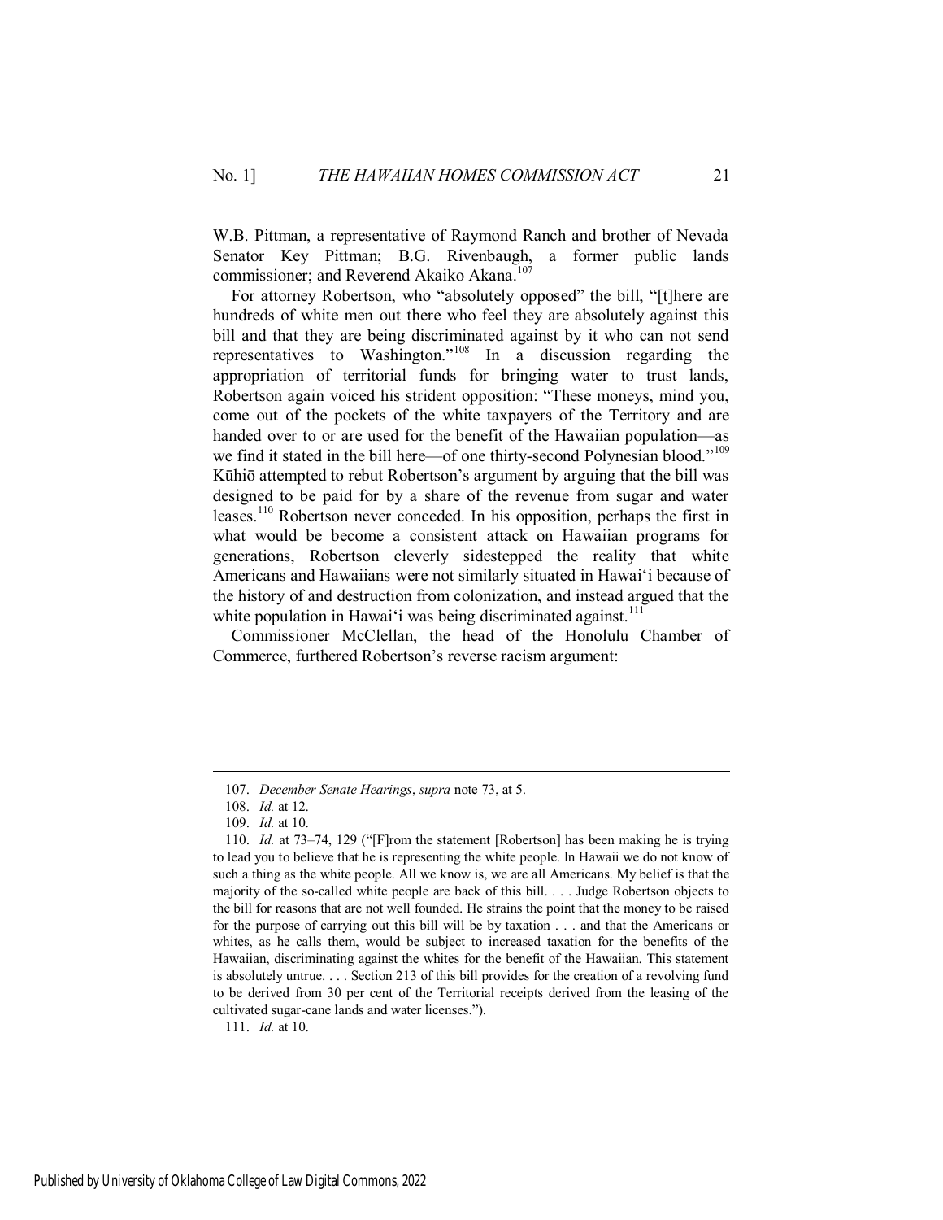W.B. Pittman, a representative of Raymond Ranch and brother of Nevada Senator Key Pittman; B.G. Rivenbaugh, a former public lands commissioner; and Reverend Akaiko Akana.[107]

For attorney Robertson, who "absolutely opposed" the bill, "[t]here are hundreds of white men out there who feel they are absolutely against this bill and that they are being discriminated against by it who can not send representatives to Washington."[108] In a discussion regarding the appropriation of territorial funds for bringing water to trust lands, Robertson again voiced his strident opposition: "These moneys, mind you, come out of the pockets of the white taxpayers of the Territory and are handed over to or are used for the benefit of the Hawaiian population—as we find it stated in the bill here—of one thirty-second Polynesian blood."[109] Kūhiō attempted to rebut Robertson's argument by arguing that the bill was designed to be paid for by a share of the revenue from sugar and water leases.[110] Robertson never conceded. In his opposition, perhaps the first in what would be become a consistent attack on Hawaiian programs for generations, Robertson cleverly sidestepped the reality that white Americans and Hawaiians were not similarly situated in Hawai'i because of the history of and destruction from colonization, and instead argued that the white population in Hawai'i was being discriminated against.[111]

Commissioner McClellan, the head of the Honolulu Chamber of Commerce, furthered Robertson's reverse racism argument:

---

107. *December Senate Hearings*, *supra* note 73, at 5.

108. *Id.* at 12.

109. *Id.* at 10.

110. *Id.* at 73–74, 129 ("[F]rom the statement [Robertson] has been making he is trying to lead you to believe that he is representing the white people. In Hawaii we do not know of such a thing as the white people. All we know is, we are all Americans. My belief is that the majority of the so-called white people are back of this bill. . . . Judge Robertson objects to the bill for reasons that are not well founded. He strains the point that the money to be raised for the purpose of carrying out this bill will be by taxation . . . and that the Americans or whites, as he calls them, would be subject to increased taxation for the benefits of the Hawaiian, discriminating against the whites for the benefit of the Hawaiian. This statement is absolutely untrue. . . . Section 213 of this bill provides for the creation of a revolving fund to be derived from 30 per cent of the Territorial receipts derived from the leasing of the cultivated sugar-cane lands and water licenses.").

111. *Id.* at 10.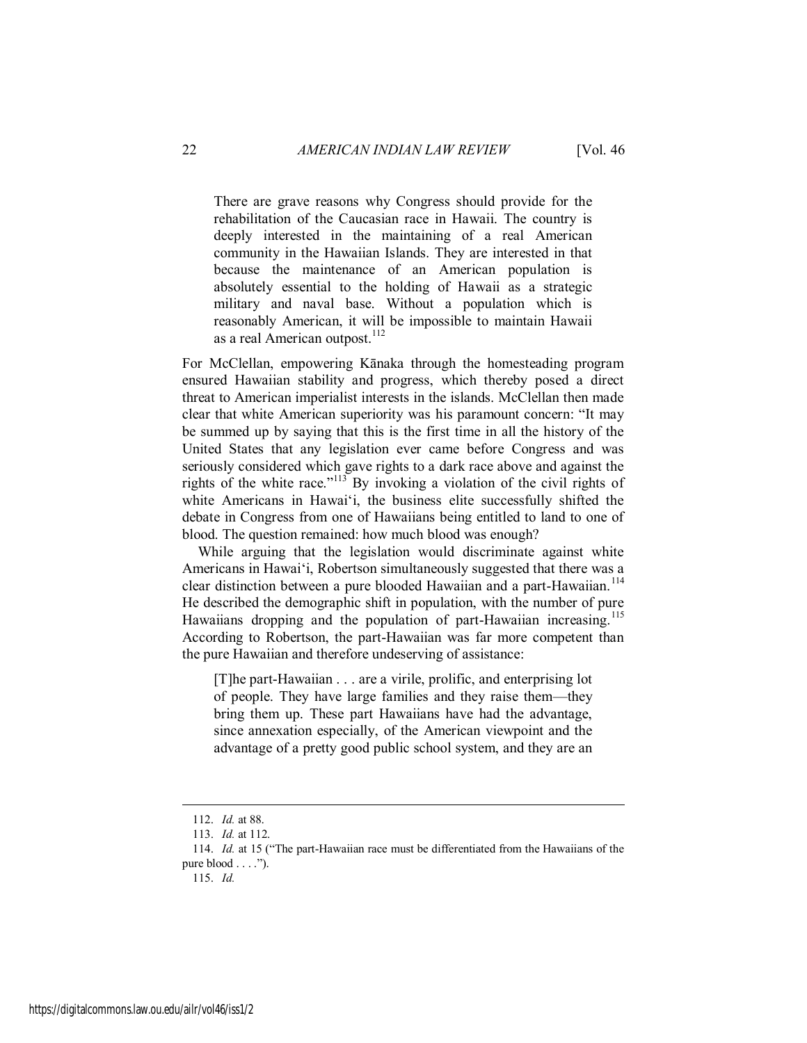> There are grave reasons why Congress should provide for the rehabilitation of the Caucasian race in Hawaii. The country is deeply interested in the maintaining of a real American community in the Hawaiian Islands. They are interested in that because the maintenance of an American population is absolutely essential to the holding of Hawaii as a strategic military and naval base. Without a population which is reasonably American, it will be impossible to maintain Hawaii as a real American outpost.[112]

For McClellan, empowering Kānaka through the homesteading program ensured Hawaiian stability and progress, which thereby posed a direct threat to American imperialist interests in the islands. McClellan then made clear that white American superiority was his paramount concern: "It may be summed up by saying that this is the first time in all the history of the United States that any legislation ever came before Congress and was seriously considered which gave rights to a dark race above and against the rights of the white race."[113] By invoking a violation of the civil rights of white Americans in Hawaiʻi, the business elite successfully shifted the debate in Congress from one of Hawaiians being entitled to land to one of blood. The question remained: how much blood was enough?

While arguing that the legislation would discriminate against white Americans in Hawaiʻi, Robertson simultaneously suggested that there was a clear distinction between a pure blooded Hawaiian and a part-Hawaiian.[114] He described the demographic shift in population, with the number of pure Hawaiians dropping and the population of part-Hawaiian increasing.[115] According to Robertson, the part-Hawaiian was far more competent than the pure Hawaiian and therefore undeserving of assistance:

> [T]he part-Hawaiian . . . are a virile, prolific, and enterprising lot of people. They have large families and they raise them—they bring them up. These part Hawaiians have had the advantage, since annexation especially, of the American viewpoint and the advantage of a pretty good public school system, and they are an

---

112. *Id.* at 88.

113. *Id.* at 112.

114. *Id.* at 15 ("The part-Hawaiian race must be differentiated from the Hawaiians of the pure blood . . . .").

115. *Id.*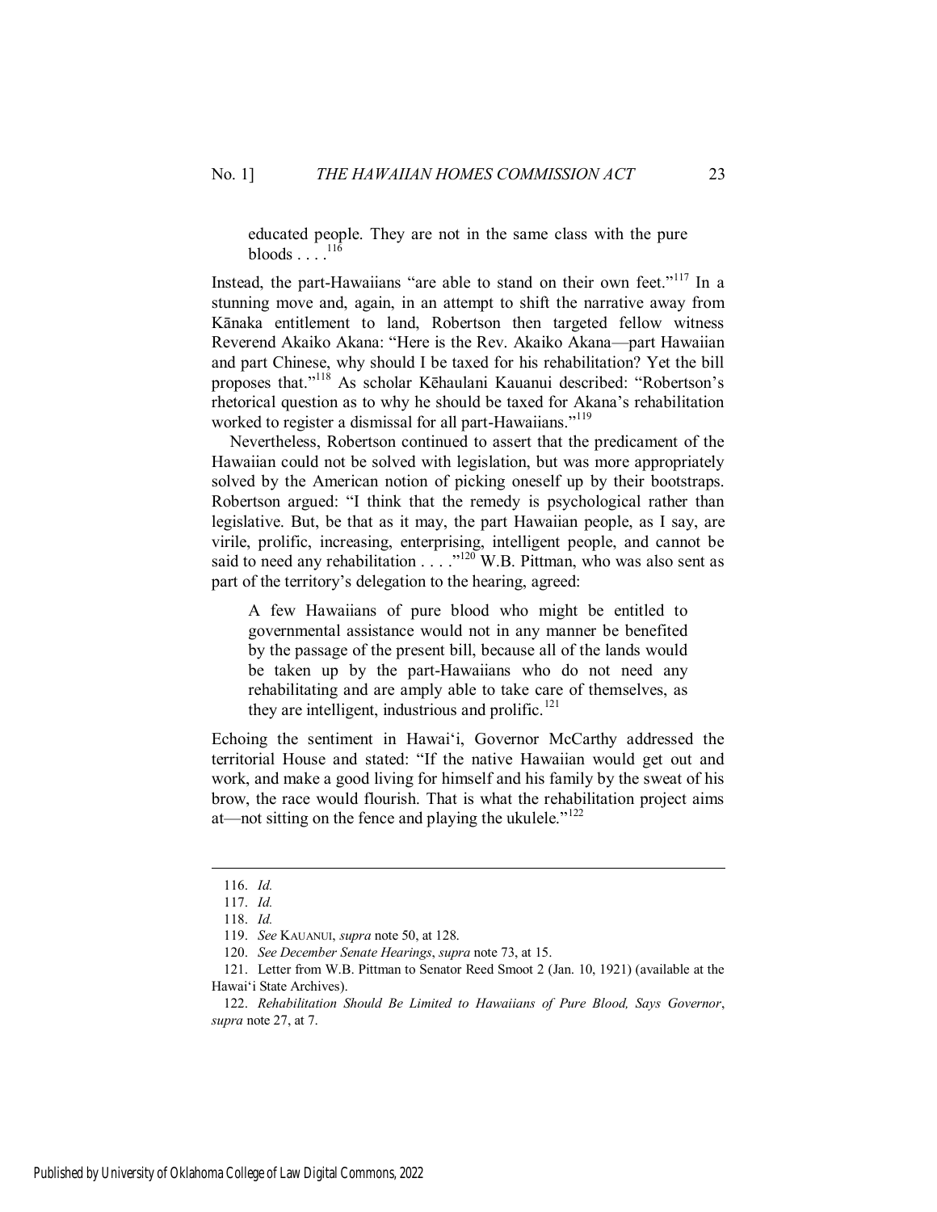> educated people. They are not in the same class with the pure bloods . . . .[116]

Instead, the part-Hawaiians "are able to stand on their own feet."[117] In a stunning move and, again, in an attempt to shift the narrative away from Kānaka entitlement to land, Robertson then targeted fellow witness Reverend Akaiko Akana: "Here is the Rev. Akaiko Akana—part Hawaiian and part Chinese, why should I be taxed for his rehabilitation? Yet the bill proposes that."[118] As scholar Kēhaulani Kauanui described: "Robertson's rhetorical question as to why he should be taxed for Akana's rehabilitation worked to register a dismissal for all part-Hawaiians."[119]

Nevertheless, Robertson continued to assert that the predicament of the Hawaiian could not be solved with legislation, but was more appropriately solved by the American notion of picking oneself up by their bootstraps. Robertson argued: "I think that the remedy is psychological rather than legislative. But, be that as it may, the part Hawaiian people, as I say, are virile, prolific, increasing, enterprising, intelligent people, and cannot be said to need any rehabilitation . . . ."[120] W.B. Pittman, who was also sent as part of the territory's delegation to the hearing, agreed:

> A few Hawaiians of pure blood who might be entitled to governmental assistance would not in any manner be benefited by the passage of the present bill, because all of the lands would be taken up by the part-Hawaiians who do not need any rehabilitating and are amply able to take care of themselves, as they are intelligent, industrious and prolific.[121]

Echoing the sentiment in Hawaiʻi, Governor McCarthy addressed the territorial House and stated: "If the native Hawaiian would get out and work, and make a good living for himself and his family by the sweat of his brow, the race would flourish. That is what the rehabilitation project aims at—not sitting on the fence and playing the ukulele."[122]

---

116. *Id.*

117. *Id.*

118. *Id.*

119. *See* KAUANUI, *supra* note 50, at 128.

120. *See December Senate Hearings*, *supra* note 73, at 15.

121. Letter from W.B. Pittman to Senator Reed Smoot 2 (Jan. 10, 1921) (available at the Hawaiʻi State Archives).

122. *Rehabilitation Should Be Limited to Hawaiians of Pure Blood, Says Governor*, *supra* note 27, at 7.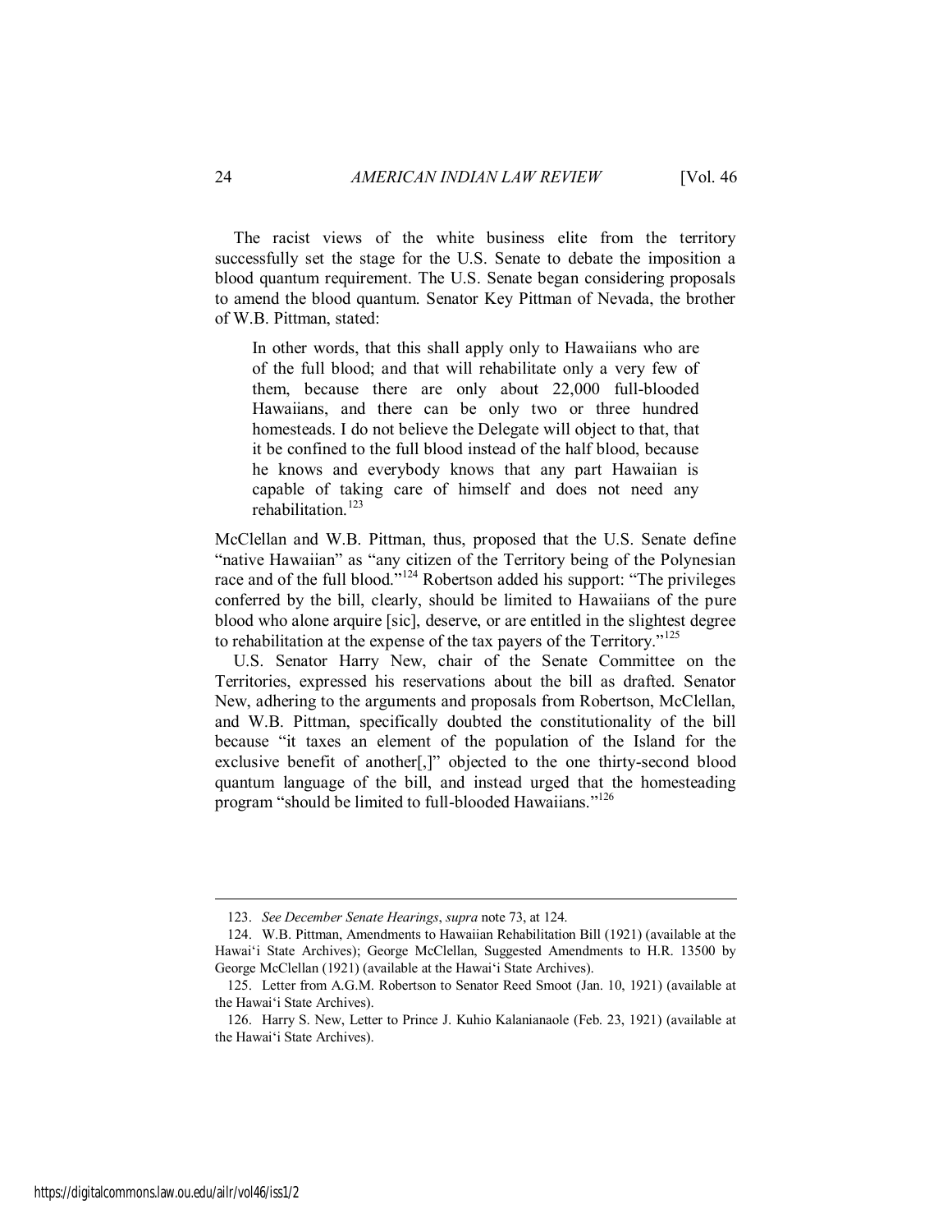The racist views of the white business elite from the territory successfully set the stage for the U.S. Senate to debate the imposition a blood quantum requirement. The U.S. Senate began considering proposals to amend the blood quantum. Senator Key Pittman of Nevada, the brother of W.B. Pittman, stated:

> In other words, that this shall apply only to Hawaiians who are of the full blood; and that will rehabilitate only a very few of them, because there are only about 22,000 full-blooded Hawaiians, and there can be only two or three hundred homesteads. I do not believe the Delegate will object to that, that it be confined to the full blood instead of the half blood, because he knows and everybody knows that any part Hawaiian is capable of taking care of himself and does not need any rehabilitation.[123]

McClellan and W.B. Pittman, thus, proposed that the U.S. Senate define "native Hawaiian" as "any citizen of the Territory being of the Polynesian race and of the full blood."[124] Robertson added his support: "The privileges conferred by the bill, clearly, should be limited to Hawaiians of the pure blood who alone arquire [sic], deserve, or are entitled in the slightest degree to rehabilitation at the expense of the tax payers of the Territory."[125]

U.S. Senator Harry New, chair of the Senate Committee on the Territories, expressed his reservations about the bill as drafted. Senator New, adhering to the arguments and proposals from Robertson, McClellan, and W.B. Pittman, specifically doubted the constitutionality of the bill because "it taxes an element of the population of the Island for the exclusive benefit of another[,]" objected to the one thirty-second blood quantum language of the bill, and instead urged that the homesteading program "should be limited to full-blooded Hawaiians."[126]

---

123. *See December Senate Hearings*, *supra* note 73, at 124.

124. W.B. Pittman, Amendments to Hawaiian Rehabilitation Bill (1921) (available at the Hawai'i State Archives); George McClellan, Suggested Amendments to H.R. 13500 by George McClellan (1921) (available at the Hawai'i State Archives).

125. Letter from A.G.M. Robertson to Senator Reed Smoot (Jan. 10, 1921) (available at the Hawai'i State Archives).

126. Harry S. New, Letter to Prince J. Kuhio Kalanianaole (Feb. 23, 1921) (available at the Hawai'i State Archives).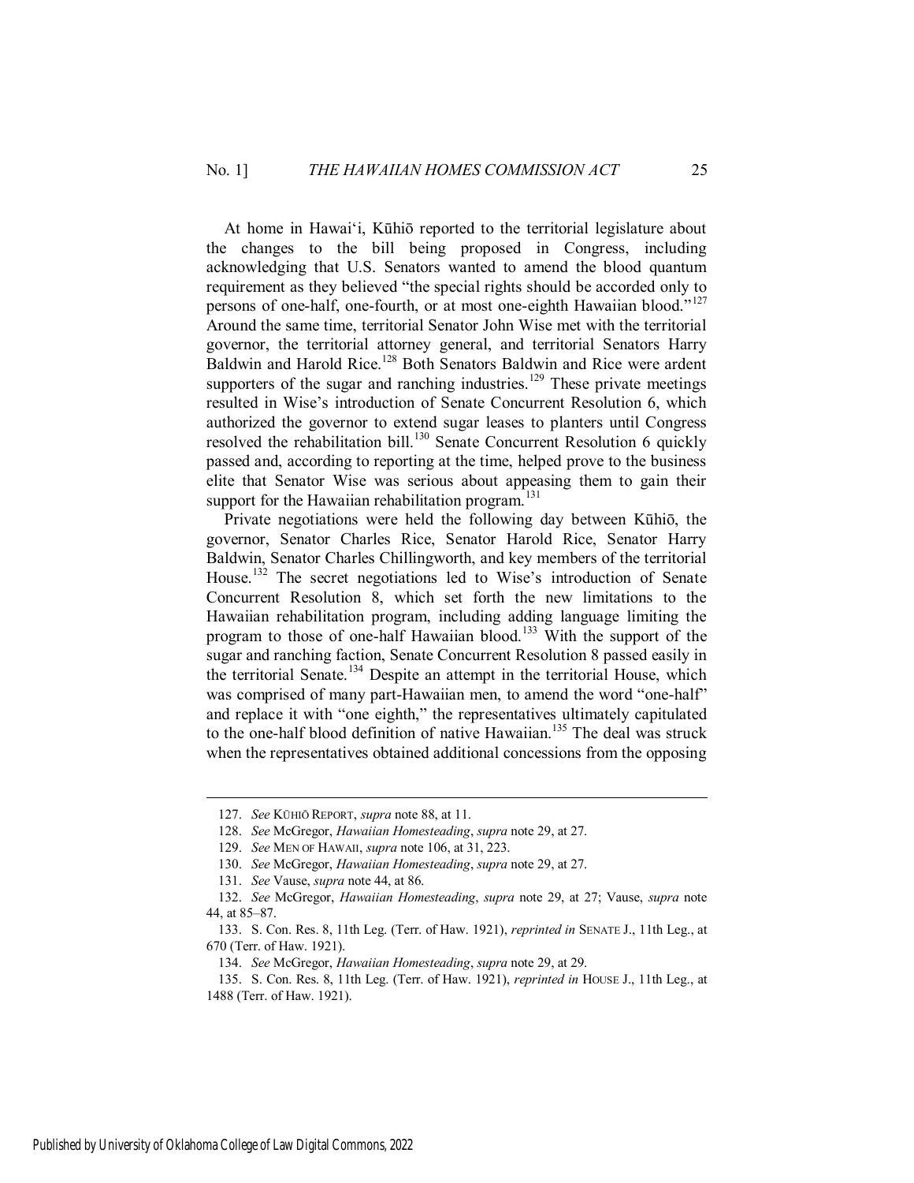At home in Hawai'i, Kūhiō reported to the territorial legislature about the changes to the bill being proposed in Congress, including acknowledging that U.S. Senators wanted to amend the blood quantum requirement as they believed "the special rights should be accorded only to persons of one-half, one-fourth, or at most one-eighth Hawaiian blood."[127] Around the same time, territorial Senator John Wise met with the territorial governor, the territorial attorney general, and territorial Senators Harry Baldwin and Harold Rice.[128] Both Senators Baldwin and Rice were ardent supporters of the sugar and ranching industries.[129] These private meetings resulted in Wise's introduction of Senate Concurrent Resolution 6, which authorized the governor to extend sugar leases to planters until Congress resolved the rehabilitation bill.[130] Senate Concurrent Resolution 6 quickly passed and, according to reporting at the time, helped prove to the business elite that Senator Wise was serious about appeasing them to gain their support for the Hawaiian rehabilitation program.[131]

Private negotiations were held the following day between Kūhiō, the governor, Senator Charles Rice, Senator Harold Rice, Senator Harry Baldwin, Senator Charles Chillingworth, and key members of the territorial House.[132] The secret negotiations led to Wise's introduction of Senate Concurrent Resolution 8, which set forth the new limitations to the Hawaiian rehabilitation program, including adding language limiting the program to those of one-half Hawaiian blood.[133] With the support of the sugar and ranching faction, Senate Concurrent Resolution 8 passed easily in the territorial Senate.[134] Despite an attempt in the territorial House, which was comprised of many part-Hawaiian men, to amend the word "one-half" and replace it with "one eighth," the representatives ultimately capitulated to the one-half blood definition of native Hawaiian.[135] The deal was struck when the representatives obtained additional concessions from the opposing

---

127. *See* KŪHIŌ REPORT, *supra* note 88, at 11.

128. *See* McGregor, *Hawaiian Homesteading*, *supra* note 29, at 27.

129. *See* MEN OF HAWAII, *supra* note 106, at 31, 223.

130. *See* McGregor, *Hawaiian Homesteading*, *supra* note 29, at 27.

131. *See* Vause, *supra* note 44, at 86.

132. *See* McGregor, *Hawaiian Homesteading*, *supra* note 29, at 27; Vause, *supra* note 44, at 85–87.

133. S. Con. Res. 8, 11th Leg. (Terr. of Haw. 1921), *reprinted in* SENATE J., 11th Leg., at 670 (Terr. of Haw. 1921).

134. *See* McGregor, *Hawaiian Homesteading*, *supra* note 29, at 29.

135. S. Con. Res. 8, 11th Leg. (Terr. of Haw. 1921), *reprinted in* HOUSE J., 11th Leg., at 1488 (Terr. of Haw. 1921).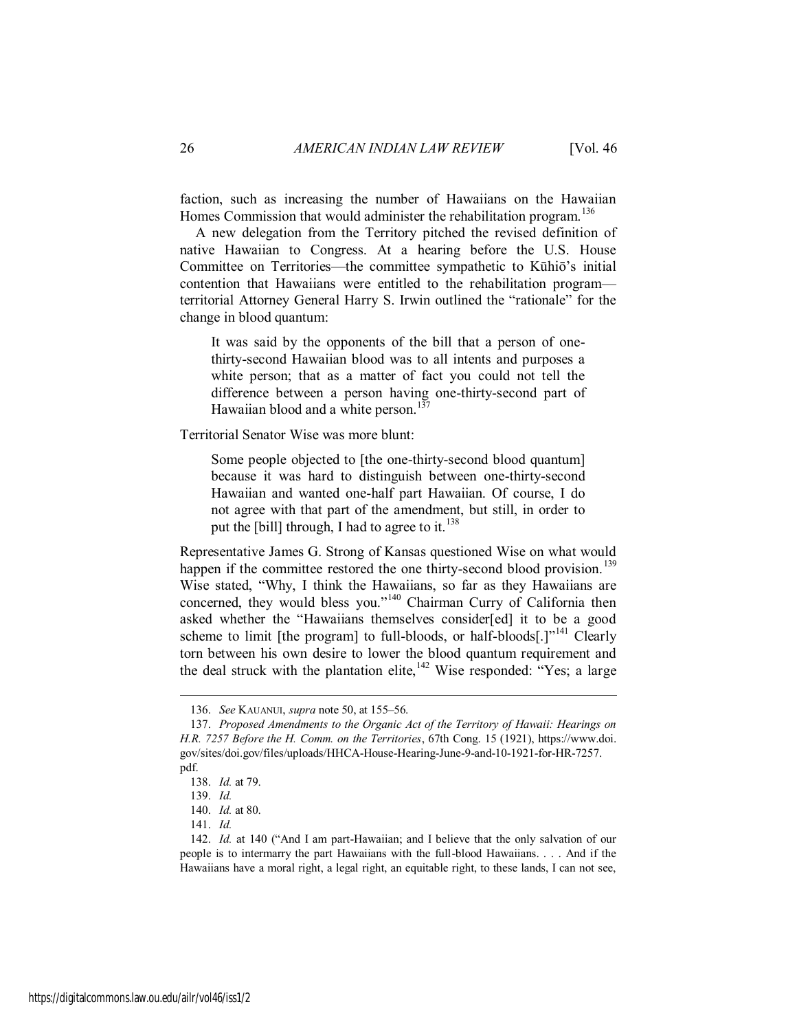faction, such as increasing the number of Hawaiians on the Hawaiian Homes Commission that would administer the rehabilitation program.[136]

A new delegation from the Territory pitched the revised definition of native Hawaiian to Congress. At a hearing before the U.S. House Committee on Territories—the committee sympathetic to Kūhiō's initial contention that Hawaiians were entitled to the rehabilitation program—territorial Attorney General Harry S. Irwin outlined the "rationale" for the change in blood quantum:

> It was said by the opponents of the bill that a person of one-thirty-second Hawaiian blood was to all intents and purposes a white person; that as a matter of fact you could not tell the difference between a person having one-thirty-second part of Hawaiian blood and a white person.[137]

Territorial Senator Wise was more blunt:

> Some people objected to [the one-thirty-second blood quantum] because it was hard to distinguish between one-thirty-second Hawaiian and wanted one-half part Hawaiian. Of course, I do not agree with that part of the amendment, but still, in order to put the [bill] through, I had to agree to it.[138]

Representative James G. Strong of Kansas questioned Wise on what would happen if the committee restored the one thirty-second blood provision.[139] Wise stated, "Why, I think the Hawaiians, so far as they Hawaiians are concerned, they would bless you."[140] Chairman Curry of California then asked whether the "Hawaiians themselves consider[ed] it to be a good scheme to limit [the program] to full-bloods, or half-bloods[.]"[141] Clearly torn between his own desire to lower the blood quantum requirement and the deal struck with the plantation elite,[142] Wise responded: "Yes; a large

---

136. *See* KAUANUI, *supra* note 50, at 155–56.

137. *Proposed Amendments to the Organic Act of the Territory of Hawaii: Hearings on H.R. 7257 Before the H. Comm. on the Territories*, 67th Cong. 15 (1921), https://www.doi.gov/sites/doi.gov/files/uploads/HHCA-House-Hearing-June-9-and-10-1921-for-HR-7257.pdf.

138. *Id.* at 79.

139. *Id.*

140. *Id.* at 80.

141. *Id.*

142. *Id.* at 140 ("And I am part-Hawaiian; and I believe that the only salvation of our people is to intermarry the part Hawaiians with the full-blood Hawaiians. . . . And if the Hawaiians have a moral right, a legal right, an equitable right, to these lands, I can not see,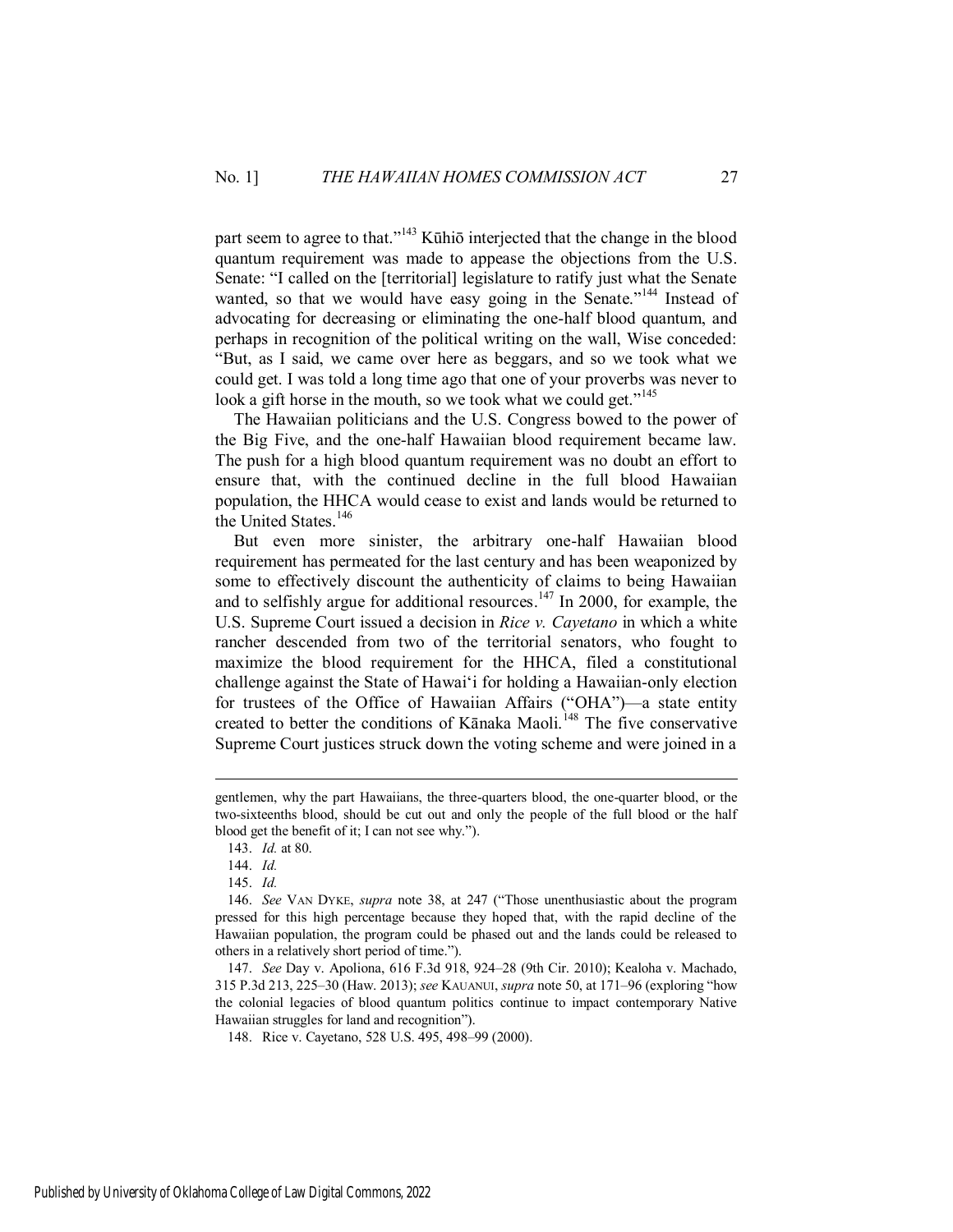part seem to agree to that."[143] Kūhiō interjected that the change in the blood quantum requirement was made to appease the objections from the U.S. Senate: "I called on the [territorial] legislature to ratify just what the Senate wanted, so that we would have easy going in the Senate."[144] Instead of advocating for decreasing or eliminating the one-half blood quantum, and perhaps in recognition of the political writing on the wall, Wise conceded: "But, as I said, we came over here as beggars, and so we took what we could get. I was told a long time ago that one of your proverbs was never to look a gift horse in the mouth, so we took what we could get."[145]

The Hawaiian politicians and the U.S. Congress bowed to the power of the Big Five, and the one-half Hawaiian blood requirement became law. The push for a high blood quantum requirement was no doubt an effort to ensure that, with the continued decline in the full blood Hawaiian population, the HHCA would cease to exist and lands would be returned to the United States.[146]

But even more sinister, the arbitrary one-half Hawaiian blood requirement has permeated for the last century and has been weaponized by some to effectively discount the authenticity of claims to being Hawaiian and to selfishly argue for additional resources.[147] In 2000, for example, the U.S. Supreme Court issued a decision in *Rice v. Cayetano* in which a white rancher descended from two of the territorial senators, who fought to maximize the blood requirement for the HHCA, filed a constitutional challenge against the State of Hawai'i for holding a Hawaiian-only election for trustees of the Office of Hawaiian Affairs ("OHA")—a state entity created to better the conditions of Kānaka Maoli.[148] The five conservative Supreme Court justices struck down the voting scheme and were joined in a

---

gentlemen, why the part Hawaiians, the three-quarters blood, the one-quarter blood, or the two-sixteenths blood, should be cut out and only the people of the full blood or the half blood get the benefit of it; I can not see why.").

143. *Id.* at 80.

144. *Id.*

145. *Id.*

146. *See* VAN DYKE, *supra* note 38, at 247 ("Those unenthusiastic about the program pressed for this high percentage because they hoped that, with the rapid decline of the Hawaiian population, the program could be phased out and the lands could be released to others in a relatively short period of time.").

147. *See* Day v. Apoliona, 616 F.3d 918, 924–28 (9th Cir. 2010); Kealoha v. Machado, 315 P.3d 213, 225–30 (Haw. 2013); *see* KAUANUI, *supra* note 50, at 171–96 (exploring "how the colonial legacies of blood quantum politics continue to impact contemporary Native Hawaiian struggles for land and recognition").

148. Rice v. Cayetano, 528 U.S. 495, 498–99 (2000).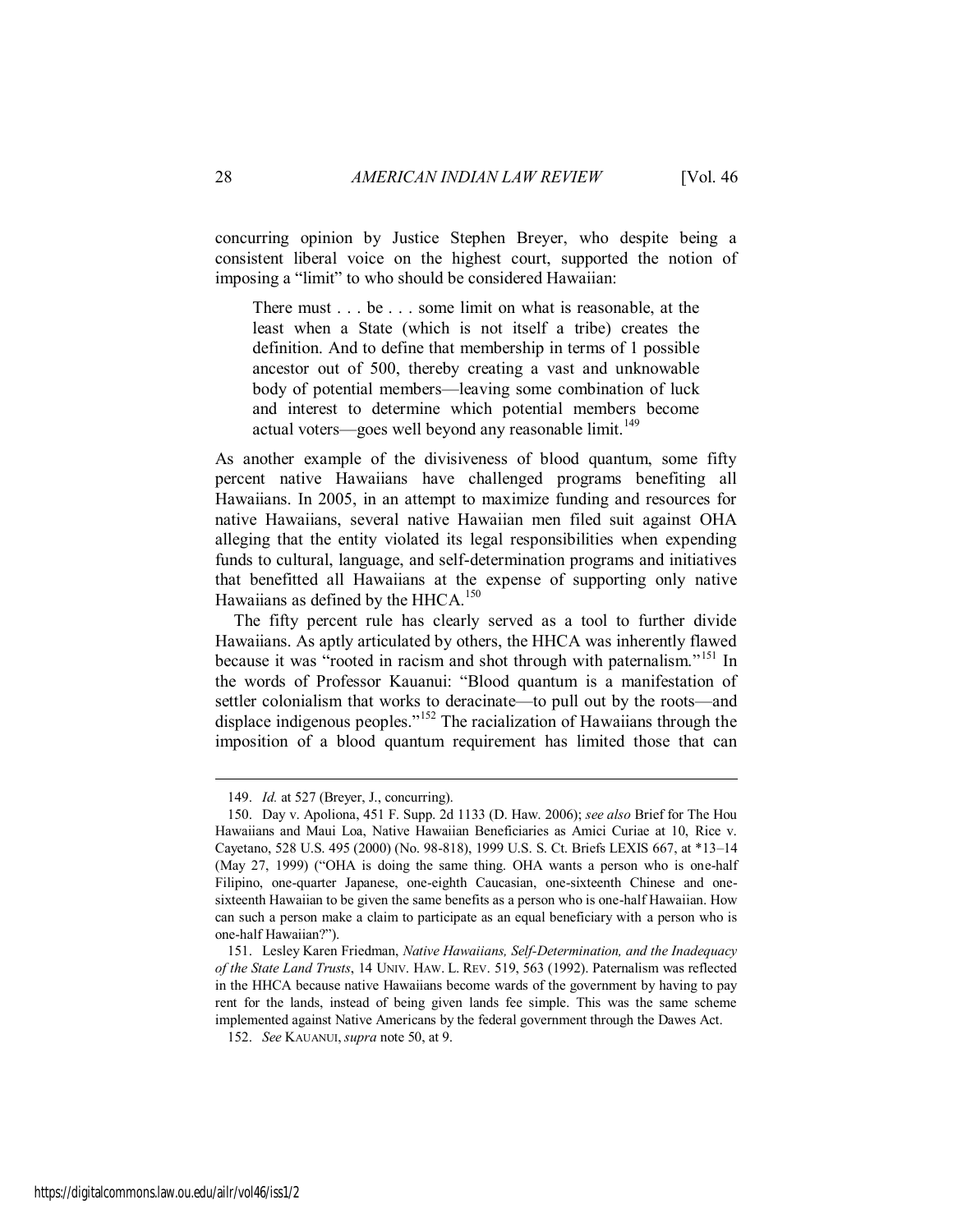concurring opinion by Justice Stephen Breyer, who despite being a consistent liberal voice on the highest court, supported the notion of imposing a "limit" to who should be considered Hawaiian:

> There must . . . be . . . some limit on what is reasonable, at the least when a State (which is not itself a tribe) creates the definition. And to define that membership in terms of 1 possible ancestor out of 500, thereby creating a vast and unknowable body of potential members—leaving some combination of luck and interest to determine which potential members become actual voters—goes well beyond any reasonable limit.[149]

As another example of the divisiveness of blood quantum, some fifty percent native Hawaiians have challenged programs benefiting all Hawaiians. In 2005, in an attempt to maximize funding and resources for native Hawaiians, several native Hawaiian men filed suit against OHA alleging that the entity violated its legal responsibilities when expending funds to cultural, language, and self-determination programs and initiatives that benefitted all Hawaiians at the expense of supporting only native Hawaiians as defined by the HHCA.[150]

The fifty percent rule has clearly served as a tool to further divide Hawaiians. As aptly articulated by others, the HHCA was inherently flawed because it was "rooted in racism and shot through with paternalism."[151] In the words of Professor Kauanui: "Blood quantum is a manifestation of settler colonialism that works to deracinate—to pull out by the roots—and displace indigenous peoples."[152] The racialization of Hawaiians through the imposition of a blood quantum requirement has limited those that can

---

149. *Id.* at 527 (Breyer, J., concurring).

150. Day v. Apoliona, 451 F. Supp. 2d 1133 (D. Haw. 2006); *see also* Brief for The Hou Hawaiians and Maui Loa, Native Hawaiian Beneficiaries as Amici Curiae at 10, Rice v. Cayetano, 528 U.S. 495 (2000) (No. 98-818), 1999 U.S. S. Ct. Briefs LEXIS 667, at *13–14 (May 27, 1999) ("OHA is doing the same thing. OHA wants a person who is one-half Filipino, one-quarter Japanese, one-eighth Caucasian, one-sixteenth Chinese and one-sixteenth Hawaiian to be given the same benefits as a person who is one-half Hawaiian. How can such a person make a claim to participate as an equal beneficiary with a person who is one-half Hawaiian?").

151. Lesley Karen Friedman, *Native Hawaiians, Self-Determination, and the Inadequacy of the State Land Trusts*, 14 UNIV. HAW. L. REV. 519, 563 (1992). Paternalism was reflected in the HHCA because native Hawaiians become wards of the government by having to pay rent for the lands, instead of being given lands fee simple. This was the same scheme implemented against Native Americans by the federal government through the Dawes Act.

152. *See* KAUANUI, *supra* note 50, at 9.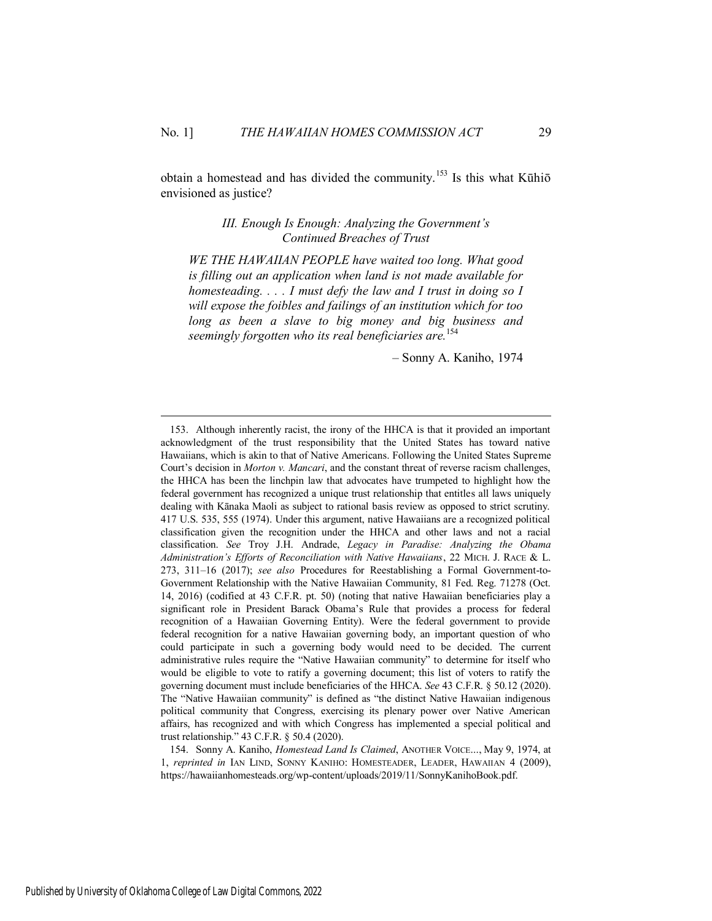obtain a homestead and has divided the community.[153] Is this what Kūhiō envisioned as justice?

### *III. Enough Is Enough: Analyzing the Government's Continued Breaches of Trust*

> *WE THE HAWAIIAN PEOPLE have waited too long. What good is filling out an application when land is not made available for homesteading. . . . I must defy the law and I trust in doing so I will expose the foibles and failings of an institution which for too long as been a slave to big money and big business and seemingly forgotten who its real beneficiaries are.*[154]
>
> – Sonny A. Kaniho, 1974

---

153. Although inherently racist, the irony of the HHCA is that it provided an important acknowledgment of the trust responsibility that the United States has toward native Hawaiians, which is akin to that of Native Americans. Following the United States Supreme Court's decision in *Morton v. Mancari*, and the constant threat of reverse racism challenges, the HHCA has been the linchpin law that advocates have trumpeted to highlight how the federal government has recognized a unique trust relationship that entitles all laws uniquely dealing with Kānaka Maoli as subject to rational basis review as opposed to strict scrutiny. 417 U.S. 535, 555 (1974). Under this argument, native Hawaiians are a recognized political classification given the recognition under the HHCA and other laws and not a racial classification. *See* Troy J.H. Andrade, *Legacy in Paradise: Analyzing the Obama Administration's Efforts of Reconciliation with Native Hawaiians*, 22 MICH. J. RACE & L. 273, 311–16 (2017); *see also* Procedures for Reestablishing a Formal Government-to-Government Relationship with the Native Hawaiian Community, 81 Fed. Reg. 71278 (Oct. 14, 2016) (codified at 43 C.F.R. pt. 50) (noting that native Hawaiian beneficiaries play a significant role in President Barack Obama's Rule that provides a process for federal recognition of a Hawaiian Governing Entity). Were the federal government to provide federal recognition for a native Hawaiian governing body, an important question of who could participate in such a governing body would need to be decided. The current administrative rules require the "Native Hawaiian community" to determine for itself who would be eligible to vote to ratify a governing document; this list of voters to ratify the governing document must include beneficiaries of the HHCA. *See* 43 C.F.R. § 50.12 (2020). The "Native Hawaiian community" is defined as "the distinct Native Hawaiian indigenous political community that Congress, exercising its plenary power over Native American affairs, has recognized and with which Congress has implemented a special political and trust relationship." 43 C.F.R. § 50.4 (2020).

154. Sonny A. Kaniho, *Homestead Land Is Claimed*, ANOTHER VOICE..., May 9, 1974, at 1, *reprinted in* IAN LIND, SONNY KANIHO: HOMESTEADER, LEADER, HAWAIIAN 4 (2009), https://hawaiianhomesteads.org/wp-content/uploads/2019/11/SonnyKanihoBook.pdf.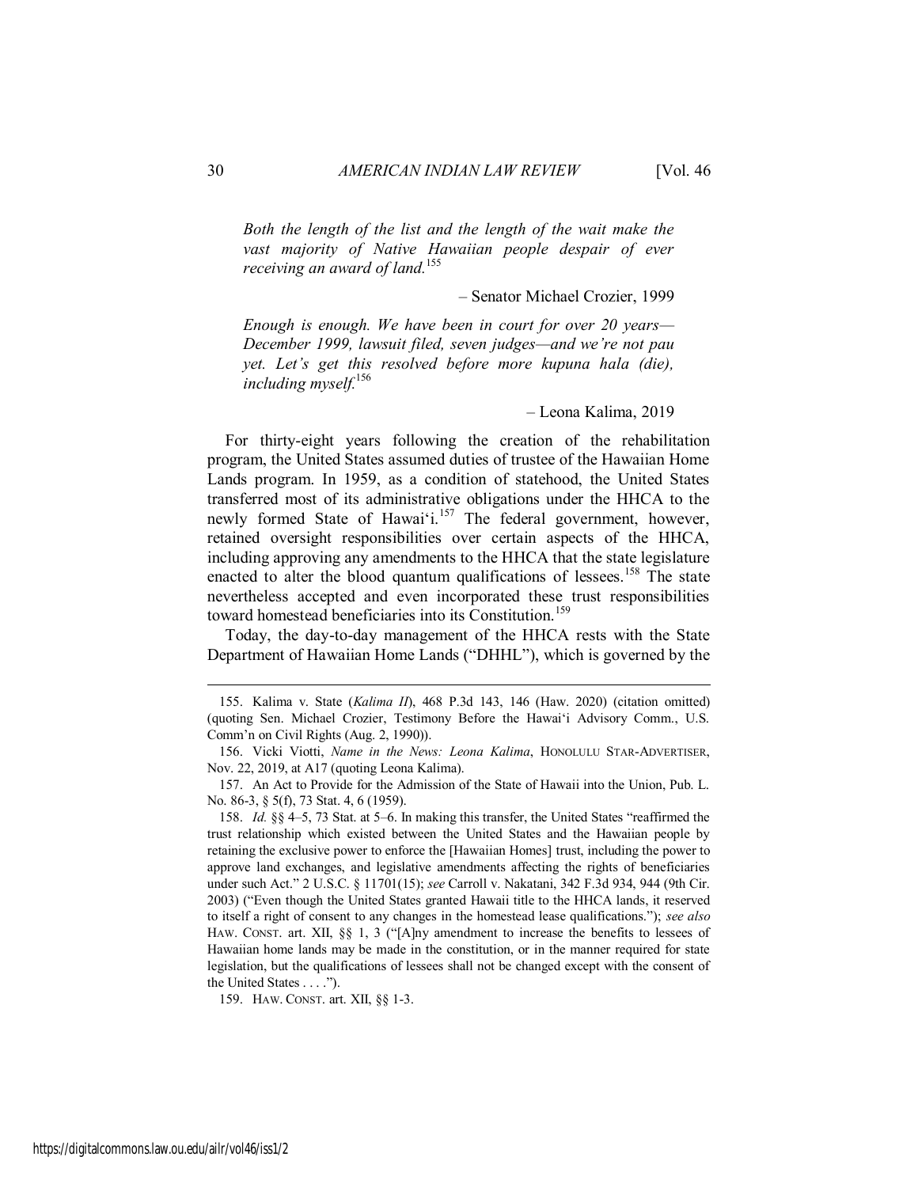*Both the length of the list and the length of the wait make the vast majority of Native Hawaiian people despair of ever receiving an award of land.*[155]

– Senator Michael Crozier, 1999

*Enough is enough. We have been in court for over 20 years—December 1999, lawsuit filed, seven judges—and we're not pau yet. Let's get this resolved before more kupuna hala (die), including myself.*[156]

– Leona Kalima, 2019

For thirty-eight years following the creation of the rehabilitation program, the United States assumed duties of trustee of the Hawaiian Home Lands program. In 1959, as a condition of statehood, the United States transferred most of its administrative obligations under the HHCA to the newly formed State of Hawai'i.[157] The federal government, however, retained oversight responsibilities over certain aspects of the HHCA, including approving any amendments to the HHCA that the state legislature enacted to alter the blood quantum qualifications of lessees.[158] The state nevertheless accepted and even incorporated these trust responsibilities toward homestead beneficiaries into its Constitution.[159]

Today, the day-to-day management of the HHCA rests with the State Department of Hawaiian Home Lands ("DHHL"), which is governed by the

---

155. Kalima v. State (*Kalima II*), 468 P.3d 143, 146 (Haw. 2020) (citation omitted) (quoting Sen. Michael Crozier, Testimony Before the Hawai'i Advisory Comm., U.S. Comm'n on Civil Rights (Aug. 2, 1990)).

156. Vicki Viotti, *Name in the News: Leona Kalima*, HONOLULU STAR-ADVERTISER, Nov. 22, 2019, at A17 (quoting Leona Kalima).

157. An Act to Provide for the Admission of the State of Hawaii into the Union, Pub. L. No. 86-3, § 5(f), 73 Stat. 4, 6 (1959).

158. *Id.* §§ 4–5, 73 Stat. at 5–6. In making this transfer, the United States "reaffirmed the trust relationship which existed between the United States and the Hawaiian people by retaining the exclusive power to enforce the [Hawaiian Homes] trust, including the power to approve land exchanges, and legislative amendments affecting the rights of beneficiaries under such Act." 2 U.S.C. § 11701(15); *see* Carroll v. Nakatani, 342 F.3d 934, 944 (9th Cir. 2003) ("Even though the United States granted Hawaii title to the HHCA lands, it reserved to itself a right of consent to any changes in the homestead lease qualifications."); *see also* HAW. CONST. art. XII, §§ 1, 3 ("[A]ny amendment to increase the benefits to lessees of Hawaiian home lands may be made in the constitution, or in the manner required for state legislation, but the qualifications of lessees shall not be changed except with the consent of the United States . . . .").

159. HAW. CONST. art. XII, §§ 1-3.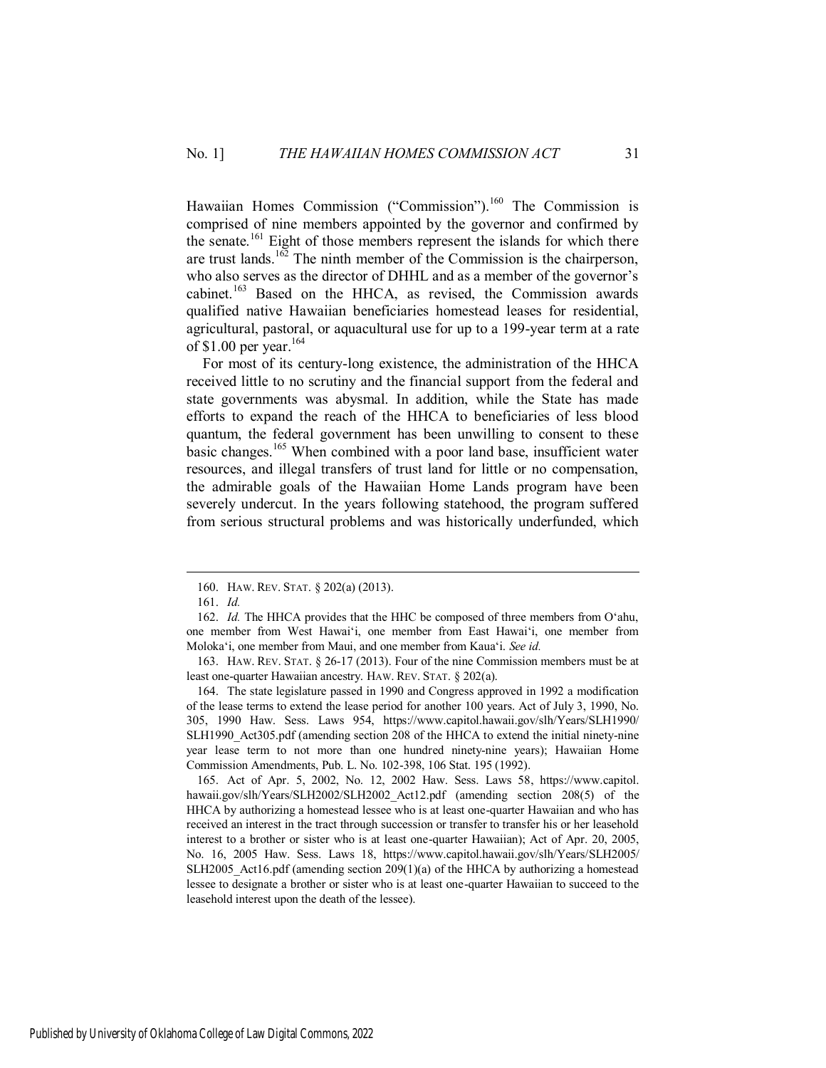Hawaiian Homes Commission ("Commission").[160] The Commission is comprised of nine members appointed by the governor and confirmed by the senate.[161] Eight of those members represent the islands for which there are trust lands.[162] The ninth member of the Commission is the chairperson, who also serves as the director of DHHL and as a member of the governor's cabinet.[163] Based on the HHCA, as revised, the Commission awards qualified native Hawaiian beneficiaries homestead leases for residential, agricultural, pastoral, or aquacultural use for up to a 199-year term at a rate of \$1.00 per year.[164]

For most of its century-long existence, the administration of the HHCA received little to no scrutiny and the financial support from the federal and state governments was abysmal. In addition, while the State has made efforts to expand the reach of the HHCA to beneficiaries of less blood quantum, the federal government has been unwilling to consent to these basic changes.[165] When combined with a poor land base, insufficient water resources, and illegal transfers of trust land for little or no compensation, the admirable goals of the Hawaiian Home Lands program have been severely undercut. In the years following statehood, the program suffered from serious structural problems and was historically underfunded, which

---

160. HAW. REV. STAT. § 202(a) (2013).

161. *Id.*

162. *Id.* The HHCA provides that the HHC be composed of three members from O'ahu, one member from West Hawai'i, one member from East Hawai'i, one member from Moloka'i, one member from Maui, and one member from Kaua'i. *See id.*

163. HAW. REV. STAT. § 26-17 (2013). Four of the nine Commission members must be at least one-quarter Hawaiian ancestry. HAW. REV. STAT. § 202(a).

164. The state legislature passed in 1990 and Congress approved in 1992 a modification of the lease terms to extend the lease period for another 100 years. Act of July 3, 1990, No. 305, 1990 Haw. Sess. Laws 954, https://www.capitol.hawaii.gov/slh/Years/SLH1990/SLH1990_Act305.pdf (amending section 208 of the HHCA to extend the initial ninety-nine year lease term to not more than one hundred ninety-nine years); Hawaiian Home Commission Amendments, Pub. L. No. 102-398, 106 Stat. 195 (1992).

165. Act of Apr. 5, 2002, No. 12, 2002 Haw. Sess. Laws 58, https://www.capitol.hawaii.gov/slh/Years/SLH2002/SLH2002_Act12.pdf (amending section 208(5) of the HHCA by authorizing a homestead lessee who is at least one-quarter Hawaiian and who has received an interest in the tract through succession or transfer to transfer his or her leasehold interest to a brother or sister who is at least one-quarter Hawaiian); Act of Apr. 20, 2005, No. 16, 2005 Haw. Sess. Laws 18, https://www.capitol.hawaii.gov/slh/Years/SLH2005/SLH2005_Act16.pdf (amending section 209(1)(a) of the HHCA by authorizing a homestead lessee to designate a brother or sister who is at least one-quarter Hawaiian to succeed to the leasehold interest upon the death of the lessee).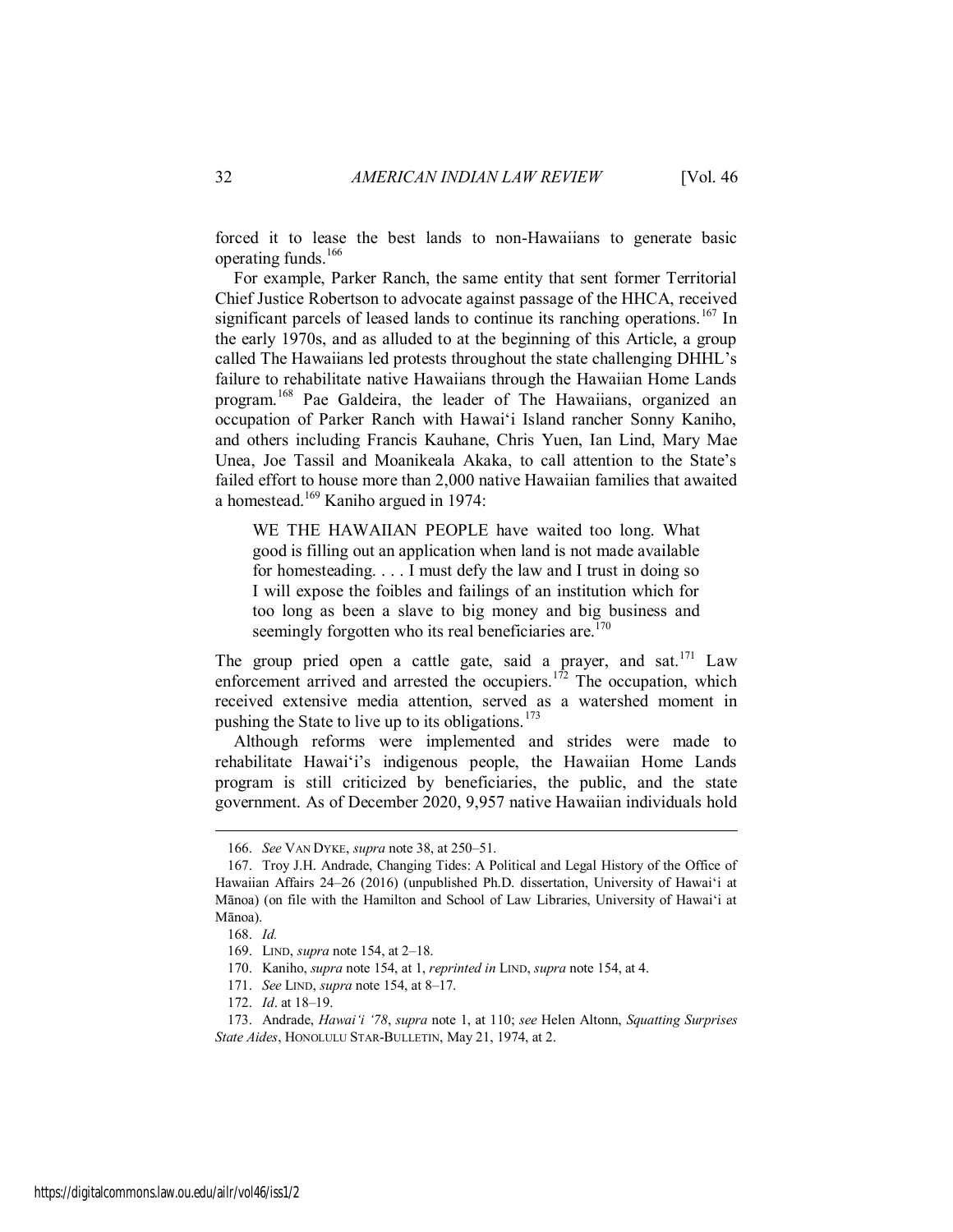forced it to lease the best lands to non-Hawaiians to generate basic operating funds.[166]

For example, Parker Ranch, the same entity that sent former Territorial Chief Justice Robertson to advocate against passage of the HHCA, received significant parcels of leased lands to continue its ranching operations.[167] In the early 1970s, and as alluded to at the beginning of this Article, a group called The Hawaiians led protests throughout the state challenging DHHL's failure to rehabilitate native Hawaiians through the Hawaiian Home Lands program.[168] Pae Galdeira, the leader of The Hawaiians, organized an occupation of Parker Ranch with Hawai'i Island rancher Sonny Kaniho, and others including Francis Kauhane, Chris Yuen, Ian Lind, Mary Mae Unea, Joe Tassil and Moanikeala Akaka, to call attention to the State's failed effort to house more than 2,000 native Hawaiian families that awaited a homestead.[169] Kaniho argued in 1974:

> WE THE HAWAIIAN PEOPLE have waited too long. What good is filling out an application when land is not made available for homesteading. . . . I must defy the law and I trust in doing so I will expose the foibles and failings of an institution which for too long as been a slave to big money and big business and seemingly forgotten who its real beneficiaries are.[170]

The group pried open a cattle gate, said a prayer, and sat.[171] Law enforcement arrived and arrested the occupiers.[172] The occupation, which received extensive media attention, served as a watershed moment in pushing the State to live up to its obligations.[173]

Although reforms were implemented and strides were made to rehabilitate Hawai'i's indigenous people, the Hawaiian Home Lands program is still criticized by beneficiaries, the public, and the state government. As of December 2020, 9,957 native Hawaiian individuals hold

---

166. *See* VAN DYKE, *supra* note 38, at 250–51.

167. Troy J.H. Andrade, Changing Tides: A Political and Legal History of the Office of Hawaiian Affairs 24–26 (2016) (unpublished Ph.D. dissertation, University of Hawai'i at Mānoa) (on file with the Hamilton and School of Law Libraries, University of Hawai'i at Mānoa).

168. *Id.*

169. LIND, *supra* note 154, at 2–18.

170. Kaniho, *supra* note 154, at 1, *reprinted in* LIND, *supra* note 154, at 4.

171. *See* LIND, *supra* note 154, at 8–17.

172. *Id*. at 18–19.

173. Andrade, *Hawai'i '78*, *supra* note 1, at 110; *see* Helen Altonn, *Squatting Surprises State Aides*, HONOLULU STAR-BULLETIN, May 21, 1974, at 2.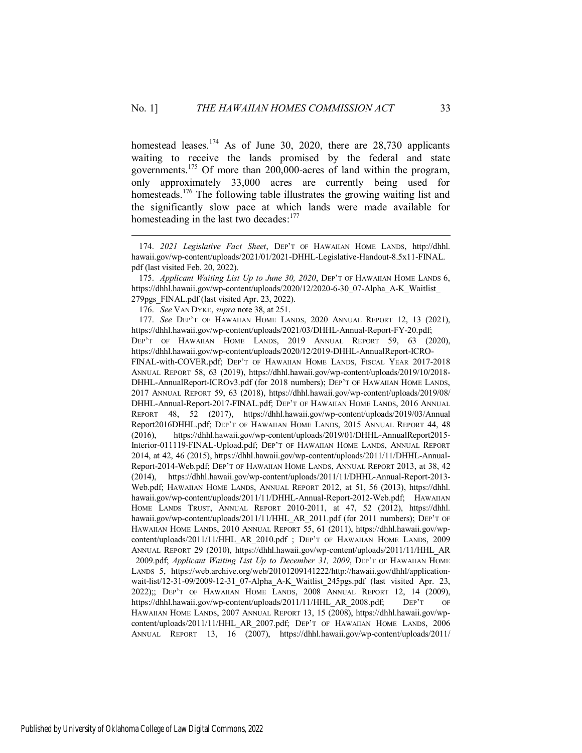homestead leases.[174] As of June 30, 2020, there are 28,730 applicants waiting to receive the lands promised by the federal and state governments.[175] Of more than 200,000-acres of land within the program, only approximately 33,000 acres are currently being used for homesteads.[176] The following table illustrates the growing waiting list and the significantly slow pace at which lands were made available for homesteading in the last two decades:[177]

---

174. *2021 Legislative Fact Sheet*, DEP'T OF HAWAIIAN HOME LANDS, http://dhhl.hawaii.gov/wp-content/uploads/2021/01/2021-DHHL-Legislative-Handout-8.5x11-FINAL.pdf (last visited Feb. 20, 2022).

175. *Applicant Waiting List Up to June 30, 2020*, DEP'T OF HAWAIIAN HOME LANDS 6, https://dhhl.hawaii.gov/wp-content/uploads/2020/12/2020-6-30_07-Alpha_A-K_Waitlist_279pgs_FINAL.pdf (last visited Apr. 23, 2022).

176. *See* VAN DYKE, *supra* note 38, at 251.

177. *See* DEP'T OF HAWAIIAN HOME LANDS, 2020 ANNUAL REPORT 12, 13 (2021), https://dhhl.hawaii.gov/wp-content/uploads/2021/03/DHHL-Annual-Report-FY-20.pdf; DEP'T OF HAWAIIAN HOME LANDS, 2019 ANNUAL REPORT 59, 63 (2020), https://dhhl.hawaii.gov/wp-content/uploads/2020/12/2019-DHHL-AnnualReport-ICRO-FINAL-with-COVER.pdf; DEP'T OF HAWAIIAN HOME LANDS, FISCAL YEAR 2017-2018 ANNUAL REPORT 58, 63 (2019), https://dhhl.hawaii.gov/wp-content/uploads/2019/10/2018-DHHL-AnnualReport-ICROv3.pdf (for 2018 numbers); DEP'T OF HAWAIIAN HOME LANDS, 2017 ANNUAL REPORT 59, 63 (2018), https://dhhl.hawaii.gov/wp-content/uploads/2019/08/DHHL-Annual-Report-2017-FINAL.pdf; DEP'T OF HAWAIIAN HOME LANDS, 2016 ANNUAL REPORT 48, 52 (2017), https://dhhl.hawaii.gov/wp-content/uploads/2019/03/Annual Report2016DHHL.pdf; DEP'T OF HAWAIIAN HOME LANDS, 2015 ANNUAL REPORT 44, 48 (2016), https://dhhl.hawaii.gov/wp-content/uploads/2019/01/DHHL-AnnualReport2015-Interior-011119-FINAL-Upload.pdf; DEP'T OF HAWAIIAN HOME LANDS, ANNUAL REPORT 2014, at 42, 46 (2015), https://dhhl.hawaii.gov/wp-content/uploads/2011/11/DHHL-Annual-Report-2014-Web.pdf; DEP'T OF HAWAIIAN HOME LANDS, ANNUAL REPORT 2013, at 38, 42 (2014), https://dhhl.hawaii.gov/wp-content/uploads/2011/11/DHHL-Annual-Report-2013-Web.pdf; HAWAIIAN HOME LANDS, ANNUAL REPORT 2012, at 51, 56 (2013), https://dhhl.hawaii.gov/wp-content/uploads/2011/11/DHHL-Annual-Report-2012-Web.pdf; HAWAIIAN HOME LANDS TRUST, ANNUAL REPORT 2010-2011, at 47, 52 (2012), https://dhhl.hawaii.gov/wp-content/uploads/2011/11/HHL_AR_2011.pdf (for 2011 numbers); DEP'T OF HAWAIIAN HOME LANDS, 2010 ANNUAL REPORT 55, 61 (2011), https://dhhl.hawaii.gov/wp-content/uploads/2011/11/HHL_AR_2010.pdf ; DEP'T OF HAWAIIAN HOME LANDS, 2009 ANNUAL REPORT 29 (2010), https://dhhl.hawaii.gov/wp-content/uploads/2011/11/HHL_AR_2009.pdf; *Applicant Waiting List Up to December 31, 2009*, DEP'T OF HAWAIIAN HOME LANDS 5, https://web.archive.org/web/20101209141222/http://hawaii.gov/dhhl/application-wait-list/12-31-09/2009-12-31_07-Alpha_A-K_Waitlist_245pgs.pdf (last visited Apr. 23, 2022);; DEP'T OF HAWAIIAN HOME LANDS, 2008 ANNUAL REPORT 12, 14 (2009), https://dhhl.hawaii.gov/wp-content/uploads/2011/11/HHL_AR_2008.pdf; DEP'T OF HAWAIIAN HOME LANDS, 2007 ANNUAL REPORT 13, 15 (2008), https://dhhl.hawaii.gov/wp-content/uploads/2011/11/HHL_AR_2007.pdf; DEP'T OF HAWAIIAN HOME LANDS, 2006 ANNUAL REPORT 13, 16 (2007), https://dhhl.hawaii.gov/wp-content/uploads/2011/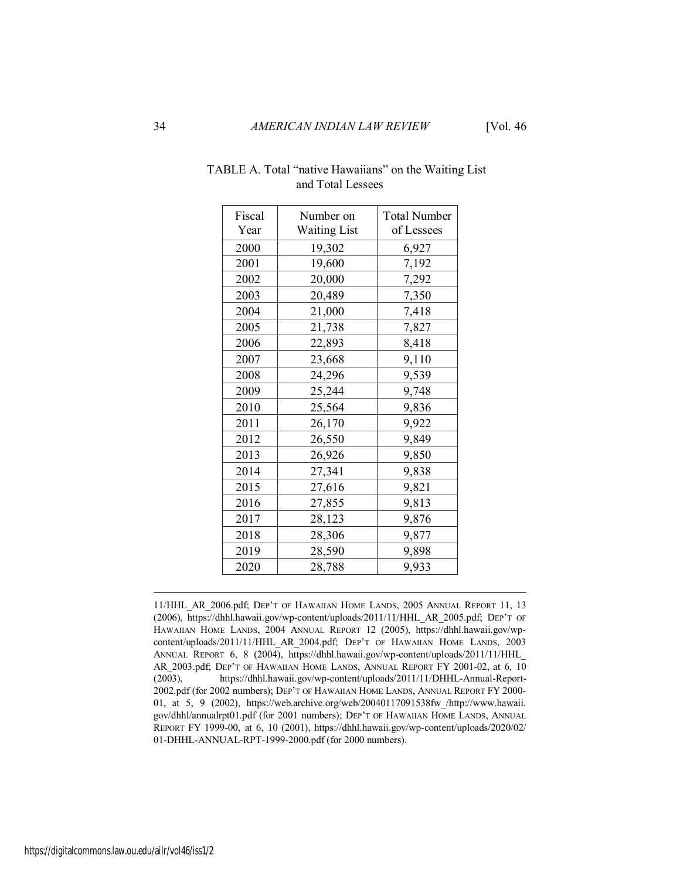TABLE A. Total "native Hawaiians" on the Waiting List and Total Lessees

| Fiscal Year | Number on Waiting List | Total Number of Lessees |
|---|---|---|
| 2000 | 19,302 | 6,927 |
| 2001 | 19,600 | 7,192 |
| 2002 | 20,000 | 7,292 |
| 2003 | 20,489 | 7,350 |
| 2004 | 21,000 | 7,418 |
| 2005 | 21,738 | 7,827 |
| 2006 | 22,893 | 8,418 |
| 2007 | 23,668 | 9,110 |
| 2008 | 24,296 | 9,539 |
| 2009 | 25,244 | 9,748 |
| 2010 | 25,564 | 9,836 |
| 2011 | 26,170 | 9,922 |
| 2012 | 26,550 | 9,849 |
| 2013 | 26,926 | 9,850 |
| 2014 | 27,341 | 9,838 |
| 2015 | 27,616 | 9,821 |
| 2016 | 27,855 | 9,813 |
| 2017 | 28,123 | 9,876 |
| 2018 | 28,306 | 9,877 |
| 2019 | 28,590 | 9,898 |
| 2020 | 28,788 | 9,933 |

---

11/HHL_AR_2006.pdf; DEP'T OF HAWAIIAN HOME LANDS, 2005 ANNUAL REPORT 11, 13 (2006), https://dhhl.hawaii.gov/wp-content/uploads/2011/11/HHL_AR_2005.pdf; DEP'T OF HAWAIIAN HOME LANDS, 2004 ANNUAL REPORT 12 (2005), https://dhhl.hawaii.gov/wp-content/uploads/2011/11/HHL_AR_2004.pdf; DEP'T OF HAWAIIAN HOME LANDS, 2003 ANNUAL REPORT 6, 8 (2004), https://dhhl.hawaii.gov/wp-content/uploads/2011/11/HHL_AR_2003.pdf; DEP'T OF HAWAIIAN HOME LANDS, ANNUAL REPORT FY 2001-02, at 6, 10 (2003), https://dhhl.hawaii.gov/wp-content/uploads/2011/11/DHHL-Annual-Report-2002.pdf (for 2002 numbers); DEP'T OF HAWAIIAN HOME LANDS, ANNUAL REPORT FY 2000-01, at 5, 9 (2002), https://web.archive.org/web/20040117091538fw_/http://www.hawaii.gov/dhhl/annualrpt01.pdf (for 2001 numbers); DEP'T OF HAWAIIAN HOME LANDS, ANNUAL REPORT FY 1999-00, at 6, 10 (2001), https://dhhl.hawaii.gov/wp-content/uploads/2020/02/01-DHHL-ANNUAL-RPT-1999-2000.pdf (for 2000 numbers).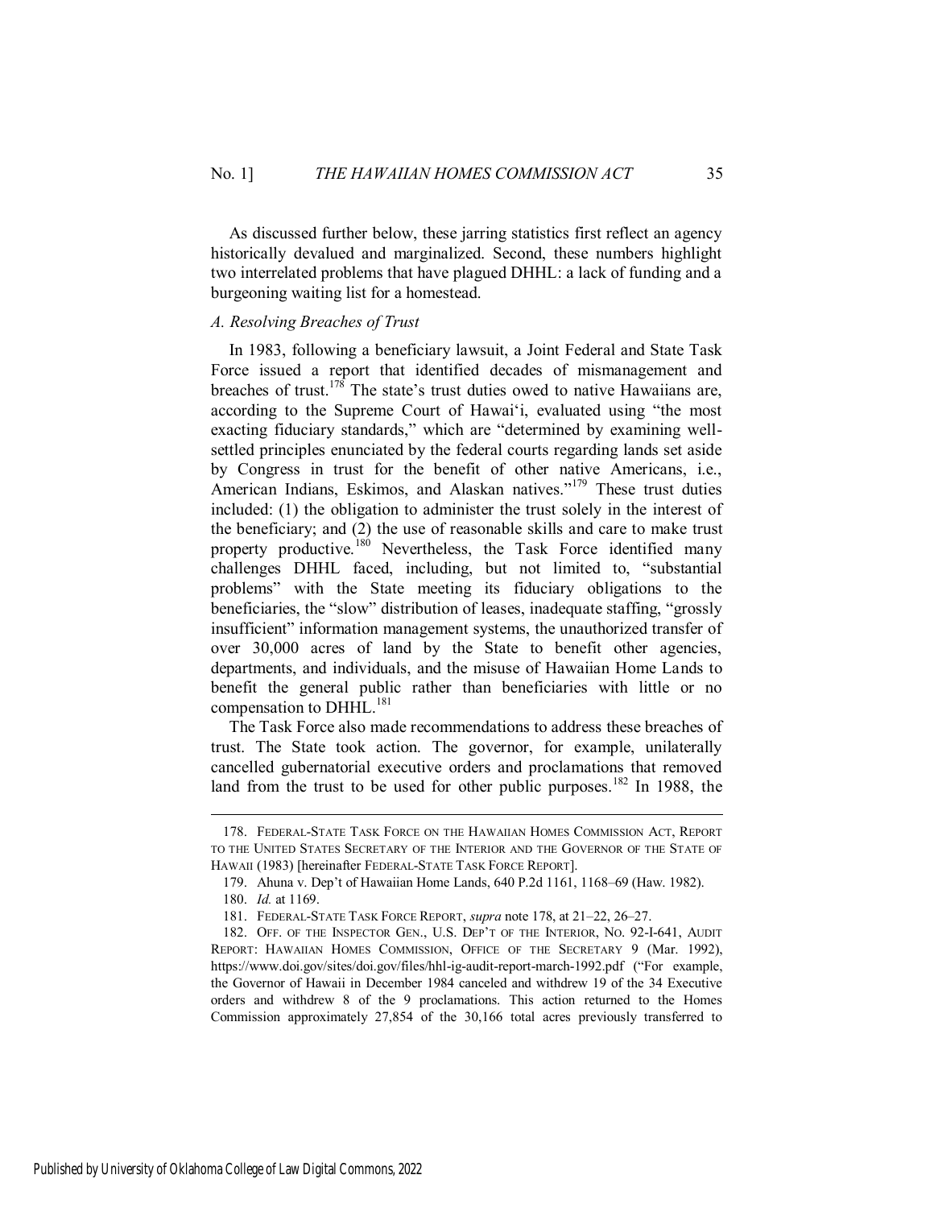As discussed further below, these jarring statistics first reflect an agency historically devalued and marginalized. Second, these numbers highlight two interrelated problems that have plagued DHHL: a lack of funding and a burgeoning waiting list for a homestead.

### *A. Resolving Breaches of Trust*

In 1983, following a beneficiary lawsuit, a Joint Federal and State Task Force issued a report that identified decades of mismanagement and breaches of trust.[178] The state's trust duties owed to native Hawaiians are, according to the Supreme Court of Hawai'i, evaluated using "the most exacting fiduciary standards," which are "determined by examining well-settled principles enunciated by the federal courts regarding lands set aside by Congress in trust for the benefit of other native Americans, i.e., American Indians, Eskimos, and Alaskan natives."[179] These trust duties included: (1) the obligation to administer the trust solely in the interest of the beneficiary; and (2) the use of reasonable skills and care to make trust property productive.[180] Nevertheless, the Task Force identified many challenges DHHL faced, including, but not limited to, "substantial problems" with the State meeting its fiduciary obligations to the beneficiaries, the "slow" distribution of leases, inadequate staffing, "grossly insufficient" information management systems, the unauthorized transfer of over 30,000 acres of land by the State to benefit other agencies, departments, and individuals, and the misuse of Hawaiian Home Lands to benefit the general public rather than beneficiaries with little or no compensation to DHHL.[181]

The Task Force also made recommendations to address these breaches of trust. The State took action. The governor, for example, unilaterally cancelled gubernatorial executive orders and proclamations that removed land from the trust to be used for other public purposes.[182] In 1988, the

---

178. FEDERAL-STATE TASK FORCE ON THE HAWAIIAN HOMES COMMISSION ACT, REPORT TO THE UNITED STATES SECRETARY OF THE INTERIOR AND THE GOVERNOR OF THE STATE OF HAWAII (1983) [hereinafter FEDERAL-STATE TASK FORCE REPORT].

179. Ahuna v. Dep't of Hawaiian Home Lands, 640 P.2d 1161, 1168–69 (Haw. 1982).

180. *Id.* at 1169.

181. FEDERAL-STATE TASK FORCE REPORT, *supra* note 178, at 21–22, 26–27.

182. OFF. OF THE INSPECTOR GEN., U.S. DEP'T OF THE INTERIOR, NO. 92-I-641, AUDIT REPORT: HAWAIIAN HOMES COMMISSION, OFFICE OF THE SECRETARY 9 (Mar. 1992), https://www.doi.gov/sites/doi.gov/files/hhl-ig-audit-report-march-1992.pdf ("For example, the Governor of Hawaii in December 1984 canceled and withdrew 19 of the 34 Executive orders and withdrew 8 of the 9 proclamations. This action returned to the Homes Commission approximately 27,854 of the 30,166 total acres previously transferred to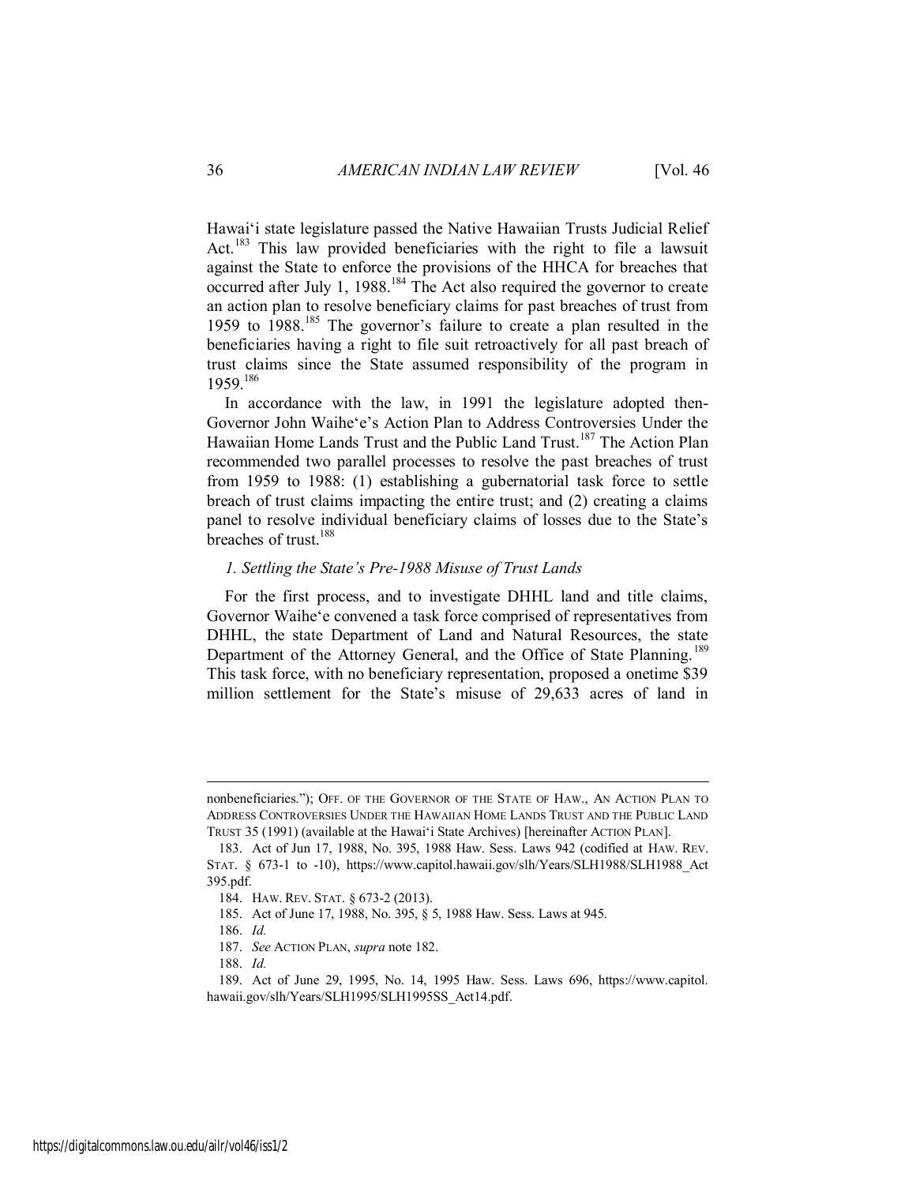Hawai'i state legislature passed the Native Hawaiian Trusts Judicial Relief Act.[183] This law provided beneficiaries with the right to file a lawsuit against the State to enforce the provisions of the HHCA for breaches that occurred after July 1, 1988.[184] The Act also required the governor to create an action plan to resolve beneficiary claims for past breaches of trust from 1959 to 1988.[185] The governor's failure to create a plan resulted in the beneficiaries having a right to file suit retroactively for all past breach of trust claims since the State assumed responsibility of the program in 1959.[186]

In accordance with the law, in 1991 the legislature adopted then-Governor John Waihe'e's Action Plan to Address Controversies Under the Hawaiian Home Lands Trust and the Public Land Trust.[187] The Action Plan recommended two parallel processes to resolve the past breaches of trust from 1959 to 1988: (1) establishing a gubernatorial task force to settle breach of trust claims impacting the entire trust; and (2) creating a claims panel to resolve individual beneficiary claims of losses due to the State's breaches of trust.[188]

*1. Settling the State's Pre-1988 Misuse of Trust Lands*

For the first process, and to investigate DHHL land and title claims, Governor Waihe'e convened a task force comprised of representatives from DHHL, the state Department of Land and Natural Resources, the state Department of the Attorney General, and the Office of State Planning.[189] This task force, with no beneficiary representation, proposed a onetime $39 million settlement for the State's misuse of 29,633 acres of land in

---

nonbeneficiaries."); OFF. OF THE GOVERNOR OF THE STATE OF HAW., AN ACTION PLAN TO ADDRESS CONTROVERSIES UNDER THE HAWAIIAN HOME LANDS TRUST AND THE PUBLIC LAND TRUST 35 (1991) (available at the Hawai'i State Archives) [hereinafter ACTION PLAN].

183. Act of Jun 17, 1988, No. 395, 1988 Haw. Sess. Laws 942 (codified at HAW. REV. STAT. § 673-1 to -10), https://www.capitol.hawaii.gov/slh/Years/SLH1988/SLH1988_Act395.pdf.

184. HAW. REV. STAT. § 673-2 (2013).

185. Act of June 17, 1988, No. 395, § 5, 1988 Haw. Sess. Laws at 945.

186. *Id.*

187. *See* ACTION PLAN, *supra* note 182.

188. *Id.*

189. Act of June 29, 1995, No. 14, 1995 Haw. Sess. Laws 696, https://www.capitol.hawaii.gov/slh/Years/SLH1995/SLH1995SS_Act14.pdf.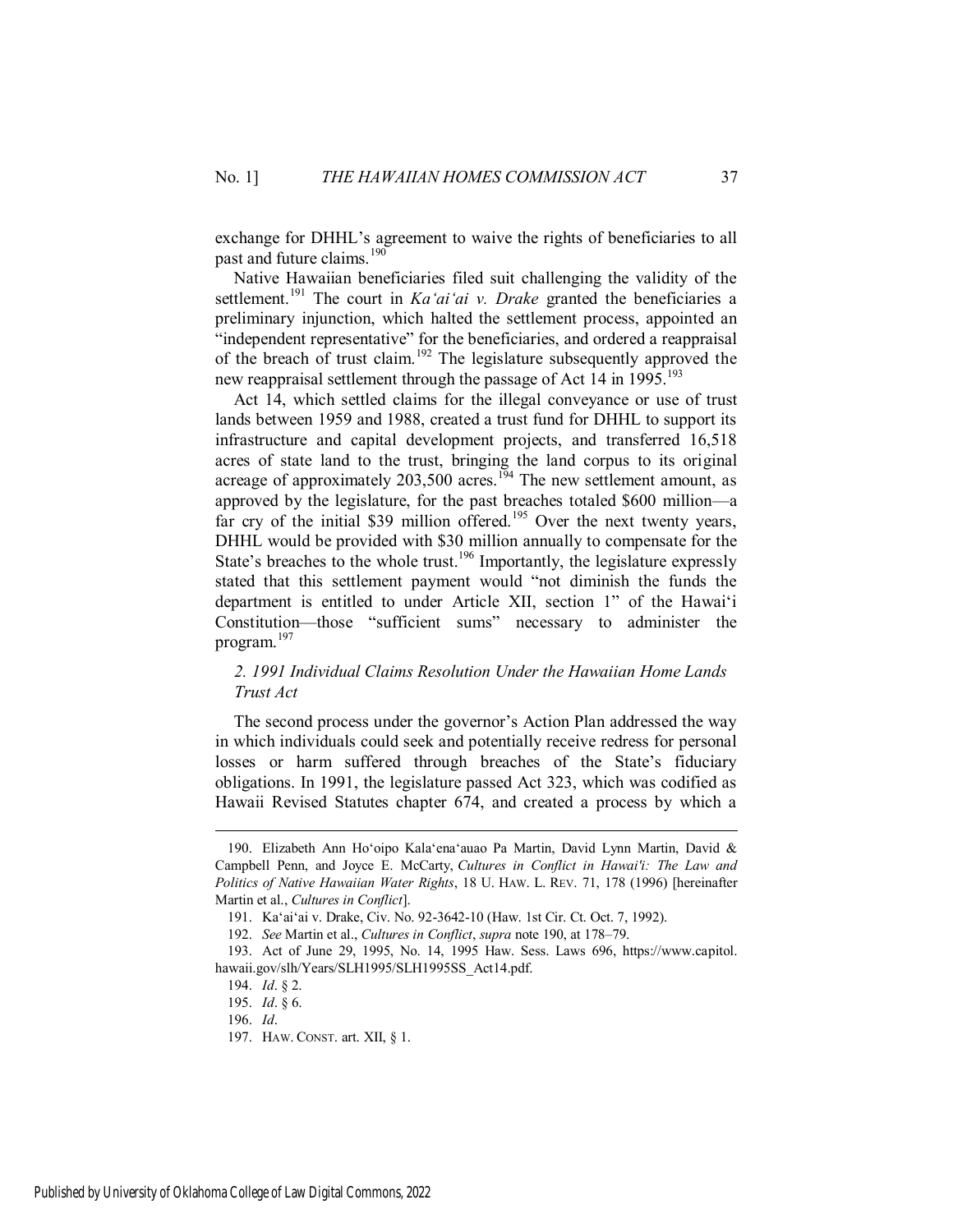exchange for DHHL's agreement to waive the rights of beneficiaries to all past and future claims.[190]

Native Hawaiian beneficiaries filed suit challenging the validity of the settlement.[191] The court in *Ka'ai'ai v. Drake* granted the beneficiaries a preliminary injunction, which halted the settlement process, appointed an "independent representative" for the beneficiaries, and ordered a reappraisal of the breach of trust claim.[192] The legislature subsequently approved the new reappraisal settlement through the passage of Act 14 in 1995.[193]

Act 14, which settled claims for the illegal conveyance or use of trust lands between 1959 and 1988, created a trust fund for DHHL to support its infrastructure and capital development projects, and transferred 16,518 acres of state land to the trust, bringing the land corpus to its original acreage of approximately 203,500 acres.[194] The new settlement amount, as approved by the legislature, for the past breaches totaled \$600 million—a far cry of the initial \$39 million offered.[195] Over the next twenty years, DHHL would be provided with \$30 million annually to compensate for the State's breaches to the whole trust.[196] Importantly, the legislature expressly stated that this settlement payment would "not diminish the funds the department is entitled to under Article XII, section 1" of the Hawai'i Constitution—those "sufficient sums" necessary to administer the program.[197]

### *2. 1991 Individual Claims Resolution Under the Hawaiian Home Lands Trust Act*

The second process under the governor's Action Plan addressed the way in which individuals could seek and potentially receive redress for personal losses or harm suffered through breaches of the State's fiduciary obligations. In 1991, the legislature passed Act 323, which was codified as Hawaii Revised Statutes chapter 674, and created a process by which a

---

190. Elizabeth Ann Ho'oipo Kala'ena'auao Pa Martin, David Lynn Martin, David & Campbell Penn, and Joyce E. McCarty, *Cultures in Conflict in Hawai'i: The Law and Politics of Native Hawaiian Water Rights*, 18 U. HAW. L. REV. 71, 178 (1996) [hereinafter Martin et al., *Cultures in Conflict*].

191. Ka'ai'ai v. Drake, Civ. No. 92-3642-10 (Haw. 1st Cir. Ct. Oct. 7, 1992).

192. *See* Martin et al., *Cultures in Conflict*, *supra* note 190, at 178–79.

193. Act of June 29, 1995, No. 14, 1995 Haw. Sess. Laws 696, https://www.capitol.hawaii.gov/slh/Years/SLH1995/SLH1995SS_Act14.pdf.

194. *Id*. § 2.

195. *Id*. § 6.

196. *Id*.

197. HAW. CONST. art. XII, § 1.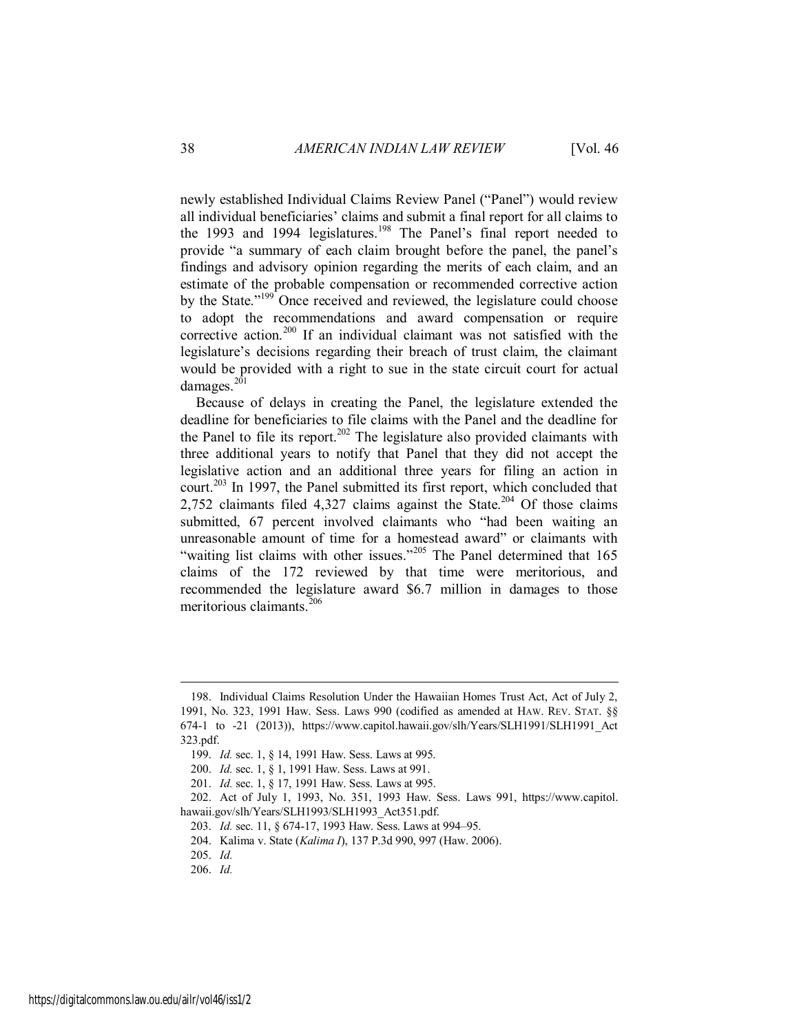newly established Individual Claims Review Panel ("Panel") would review all individual beneficiaries' claims and submit a final report for all claims to the 1993 and 1994 legislatures.[198] The Panel's final report needed to provide "a summary of each claim brought before the panel, the panel's findings and advisory opinion regarding the merits of each claim, and an estimate of the probable compensation or recommended corrective action by the State."[199] Once received and reviewed, the legislature could choose to adopt the recommendations and award compensation or require corrective action.[200] If an individual claimant was not satisfied with the legislature's decisions regarding their breach of trust claim, the claimant would be provided with a right to sue in the state circuit court for actual damages.[201]

Because of delays in creating the Panel, the legislature extended the deadline for beneficiaries to file claims with the Panel and the deadline for the Panel to file its report.[202] The legislature also provided claimants with three additional years to notify that Panel that they did not accept the legislative action and an additional three years for filing an action in court.[203] In 1997, the Panel submitted its first report, which concluded that 2,752 claimants filed 4,327 claims against the State.[204] Of those claims submitted, 67 percent involved claimants who "had been waiting an unreasonable amount of time for a homestead award" or claimants with "waiting list claims with other issues."[205] The Panel determined that 165 claims of the 172 reviewed by that time were meritorious, and recommended the legislature award $6.7 million in damages to those meritorious claimants.[206]

---

198. Individual Claims Resolution Under the Hawaiian Homes Trust Act, Act of July 2, 1991, No. 323, 1991 Haw. Sess. Laws 990 (codified as amended at HAW. REV. STAT. §§ 674-1 to -21 (2013)), https://www.capitol.hawaii.gov/slh/Years/SLH1991/SLH1991_Act323.pdf.

199. *Id.* sec. 1, § 14, 1991 Haw. Sess. Laws at 995.

200. *Id.* sec. 1, § 1, 1991 Haw. Sess. Laws at 991.

201. *Id.* sec. 1, § 17, 1991 Haw. Sess. Laws at 995.

202. Act of July 1, 1993, No. 351, 1993 Haw. Sess. Laws 991, https://www.capitol.hawaii.gov/slh/Years/SLH1993/SLH1993_Act351.pdf.

203. *Id.* sec. 11, § 674-17, 1993 Haw. Sess. Laws at 994–95.

204. Kalima v. State (*Kalima I*), 137 P.3d 990, 997 (Haw. 2006).

205. *Id.*

206. *Id.*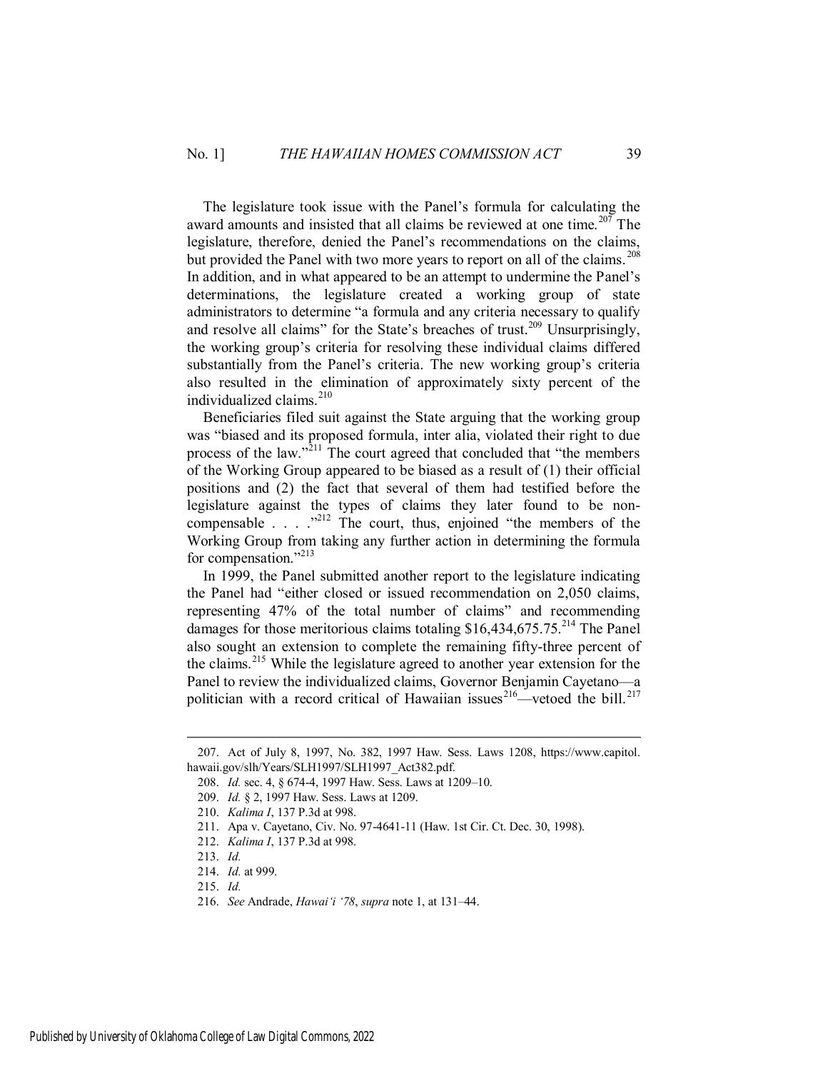The legislature took issue with the Panel's formula for calculating the award amounts and insisted that all claims be reviewed at one time.[207] The legislature, therefore, denied the Panel's recommendations on the claims, but provided the Panel with two more years to report on all of the claims.[208] In addition, and in what appeared to be an attempt to undermine the Panel's determinations, the legislature created a working group of state administrators to determine "a formula and any criteria necessary to qualify and resolve all claims" for the State's breaches of trust.[209] Unsurprisingly, the working group's criteria for resolving these individual claims differed substantially from the Panel's criteria. The new working group's criteria also resulted in the elimination of approximately sixty percent of the individualized claims.[210]

Beneficiaries filed suit against the State arguing that the working group was "biased and its proposed formula, inter alia, violated their right to due process of the law."[211] The court agreed that concluded that "the members of the Working Group appeared to be biased as a result of (1) their official positions and (2) the fact that several of them had testified before the legislature against the types of claims they later found to be non-compensable . . . ."[212] The court, thus, enjoined "the members of the Working Group from taking any further action in determining the formula for compensation."[213]

In 1999, the Panel submitted another report to the legislature indicating the Panel had "either closed or issued recommendation on 2,050 claims, representing 47% of the total number of claims" and recommending damages for those meritorious claims totaling $16,434,675.75.[214] The Panel also sought an extension to complete the remaining fifty-three percent of the claims.[215] While the legislature agreed to another year extension for the Panel to review the individualized claims, Governor Benjamin Cayetano—a politician with a record critical of Hawaiian issues[216]—vetoed the bill.[217]

---

207. Act of July 8, 1997, No. 382, 1997 Haw. Sess. Laws 1208, https://www.capitol.hawaii.gov/slh/Years/SLH1997/SLH1997_Act382.pdf.

208. *Id.* sec. 4, § 674-4, 1997 Haw. Sess. Laws at 1209–10.

209. *Id.* § 2, 1997 Haw. Sess. Laws at 1209.

210. *Kalima I*, 137 P.3d at 998.

211. Apa v. Cayetano, Civ. No. 97-4641-11 (Haw. 1st Cir. Ct. Dec. 30, 1998).

212. *Kalima I*, 137 P.3d at 998.

213. *Id.*

214. *Id.* at 999.

215. *Id.*

216. *See* Andrade, *Hawai'i '78*, *supra* note 1, at 131–44.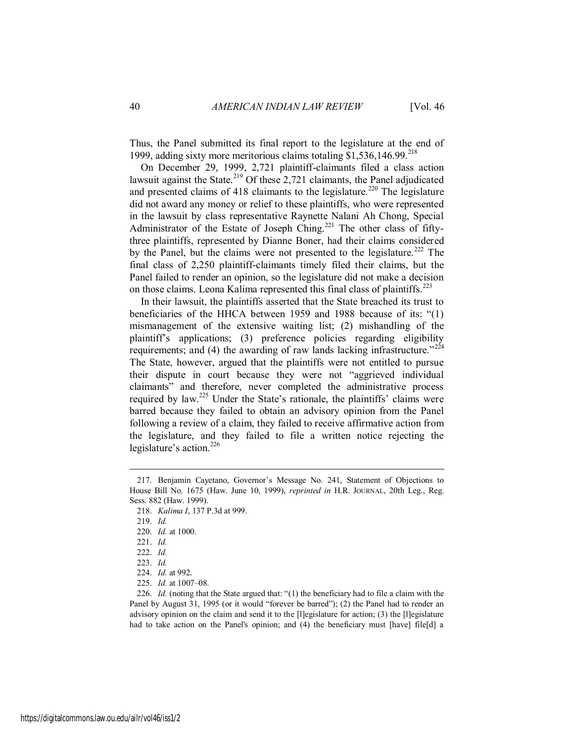Thus, the Panel submitted its final report to the legislature at the end of 1999, adding sixty more meritorious claims totaling $1,536,146.99.[218]

On December 29, 1999, 2,721 plaintiff-claimants filed a class action lawsuit against the State.[219] Of these 2,721 claimants, the Panel adjudicated and presented claims of 418 claimants to the legislature.[220] The legislature did not award any money or relief to these plaintiffs, who were represented in the lawsuit by class representative Raynette Nalani Ah Chong, Special Administrator of the Estate of Joseph Ching.[221] The other class of fifty-three plaintiffs, represented by Dianne Boner, had their claims considered by the Panel, but the claims were not presented to the legislature.[222] The final class of 2,250 plaintiff-claimants timely filed their claims, but the Panel failed to render an opinion, so the legislature did not make a decision on those claims. Leona Kalima represented this final class of plaintiffs.[223]

In their lawsuit, the plaintiffs asserted that the State breached its trust to beneficiaries of the HHCA between 1959 and 1988 because of its: "(1) mismanagement of the extensive waiting list; (2) mishandling of the plaintiff's applications; (3) preference policies regarding eligibility requirements; and (4) the awarding of raw lands lacking infrastructure."[224] The State, however, argued that the plaintiffs were not entitled to pursue their dispute in court because they were not "aggrieved individual claimants" and therefore, never completed the administrative process required by law.[225] Under the State's rationale, the plaintiffs' claims were barred because they failed to obtain an advisory opinion from the Panel following a review of a claim, they failed to receive affirmative action from the legislature, and they failed to file a written notice rejecting the legislature's action.[226]

---

217. Benjamin Cayetano, Governor's Message No. 241, Statement of Objections to House Bill No. 1675 (Haw. June 10, 1999), *reprinted in* H.R. JOURNAL, 20th Leg., Reg. Sess. 882 (Haw. 1999).

218. *Kalima I*, 137 P.3d at 999.

219. *Id.*

220. *Id.* at 1000.

221. *Id.*

222. *Id.*

223. *Id.*

224. *Id.* at 992.

225. *Id.* at 1007–08.

226. *Id.* (noting that the State argued that: "(1) the beneficiary had to file a claim with the Panel by August 31, 1995 (or it would "forever be barred"); (2) the Panel had to render an advisory opinion on the claim and send it to the [l]egislature for action; (3) the [l]egislature had to take action on the Panel's opinion; and (4) the beneficiary must [have] file[d] a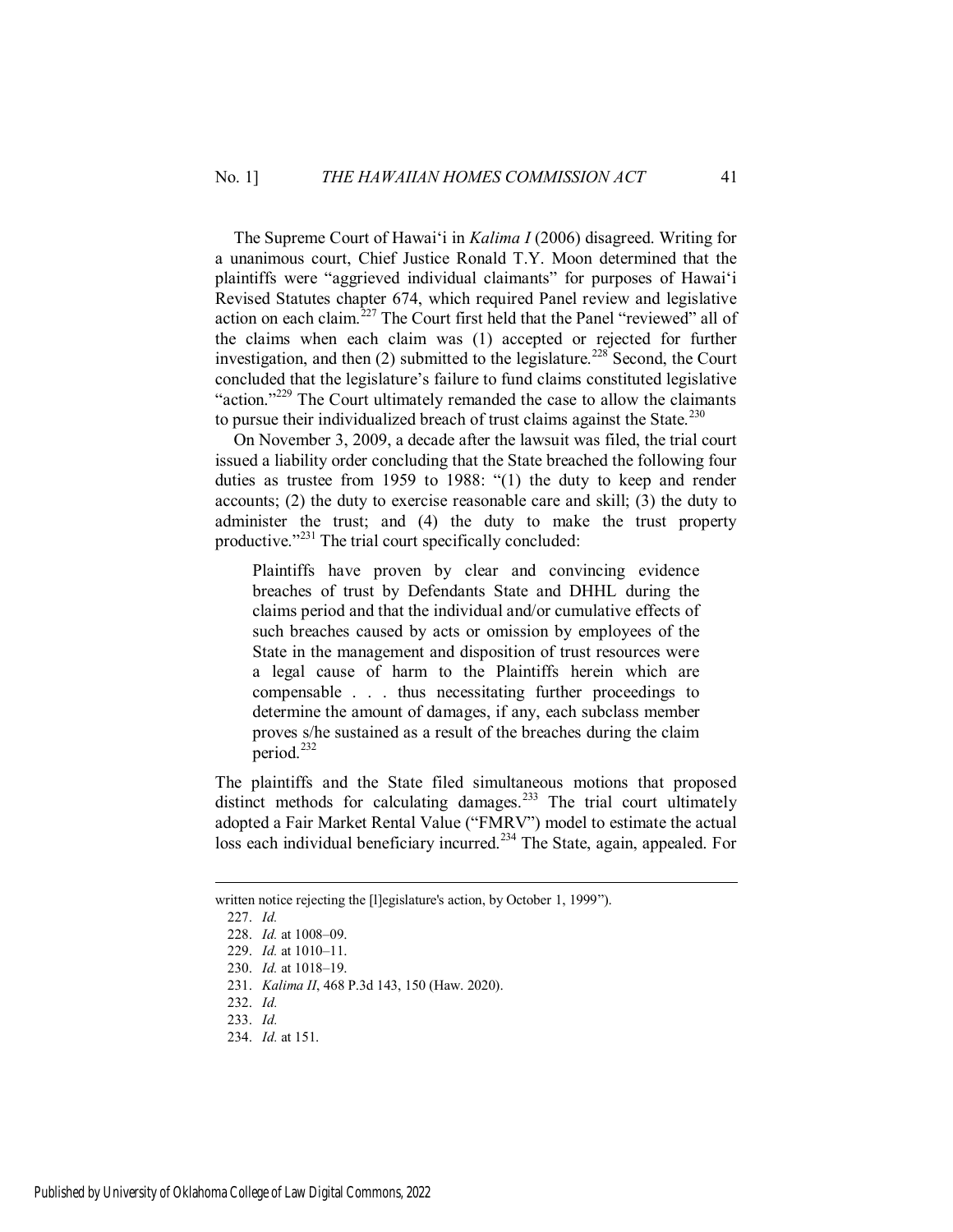The Supreme Court of Hawai'i in *Kalima I* (2006) disagreed. Writing for a unanimous court, Chief Justice Ronald T.Y. Moon determined that the plaintiffs were "aggrieved individual claimants" for purposes of Hawai'i Revised Statutes chapter 674, which required Panel review and legislative action on each claim.[227] The Court first held that the Panel "reviewed" all of the claims when each claim was (1) accepted or rejected for further investigation, and then (2) submitted to the legislature.[228] Second, the Court concluded that the legislature's failure to fund claims constituted legislative "action."[229] The Court ultimately remanded the case to allow the claimants to pursue their individualized breach of trust claims against the State.[230]

On November 3, 2009, a decade after the lawsuit was filed, the trial court issued a liability order concluding that the State breached the following four duties as trustee from 1959 to 1988: "(1) the duty to keep and render accounts; (2) the duty to exercise reasonable care and skill; (3) the duty to administer the trust; and (4) the duty to make the trust property productive."[231] The trial court specifically concluded:

> Plaintiffs have proven by clear and convincing evidence breaches of trust by Defendants State and DHHL during the claims period and that the individual and/or cumulative effects of such breaches caused by acts or omission by employees of the State in the management and disposition of trust resources were a legal cause of harm to the Plaintiffs herein which are compensable . . . thus necessitating further proceedings to determine the amount of damages, if any, each subclass member proves s/he sustained as a result of the breaches during the claim period.[232]

The plaintiffs and the State filed simultaneous motions that proposed distinct methods for calculating damages.[233] The trial court ultimately adopted a Fair Market Rental Value ("FMRV") model to estimate the actual loss each individual beneficiary incurred.[234] The State, again, appealed. For

---

written notice rejecting the [l]egislature's action, by October 1, 1999").

227. *Id.*

228. *Id.* at 1008–09.

229. *Id.* at 1010–11.

230. *Id.* at 1018–19.

231. *Kalima II*, 468 P.3d 143, 150 (Haw. 2020).

232. *Id.*

233. *Id.*

234. *Id.* at 151.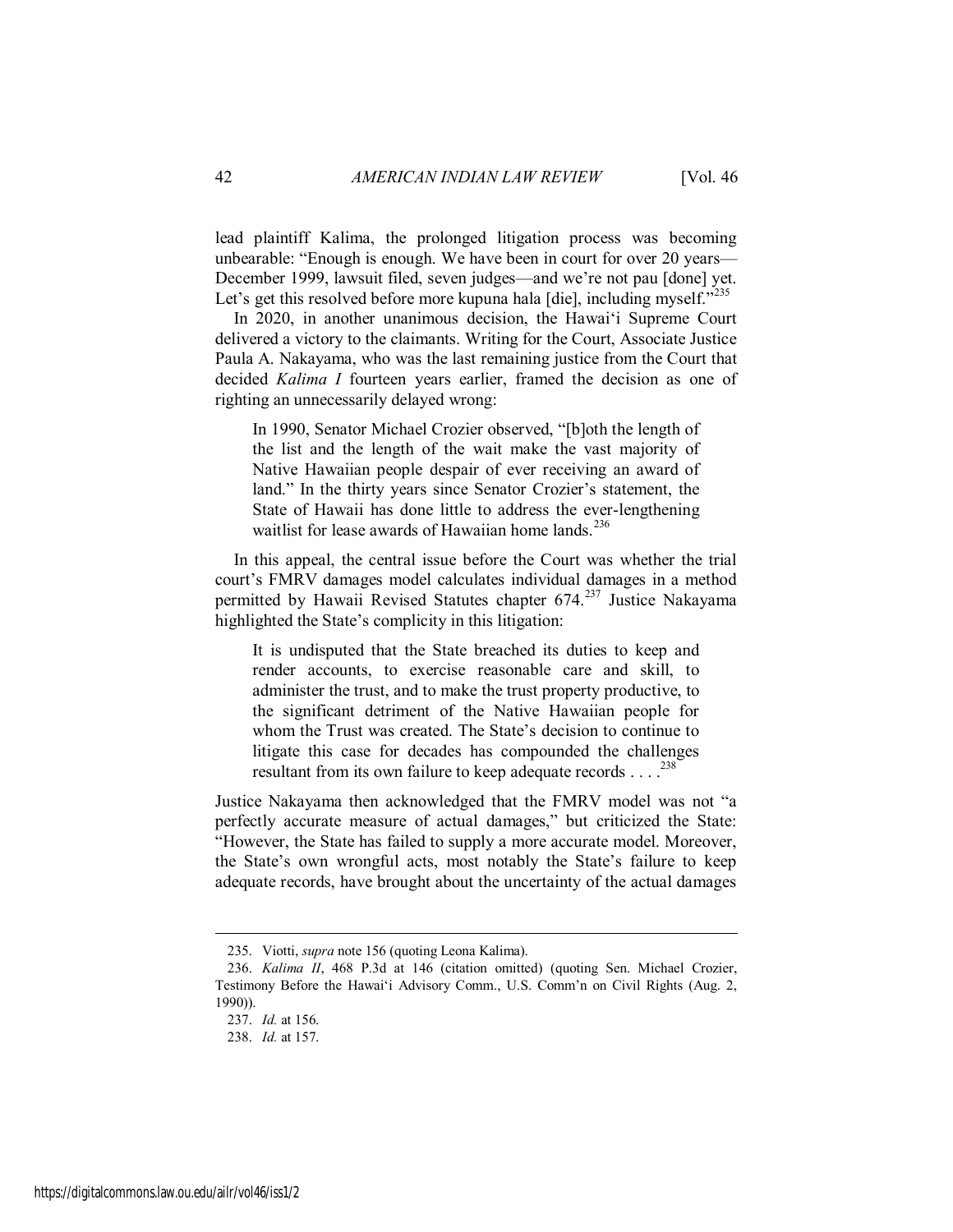lead plaintiff Kalima, the prolonged litigation process was becoming unbearable: "Enough is enough. We have been in court for over 20 years—December 1999, lawsuit filed, seven judges—and we're not pau [done] yet. Let's get this resolved before more kupuna hala [die], including myself."[235]

In 2020, in another unanimous decision, the Hawai'i Supreme Court delivered a victory to the claimants. Writing for the Court, Associate Justice Paula A. Nakayama, who was the last remaining justice from the Court that decided *Kalima I* fourteen years earlier, framed the decision as one of righting an unnecessarily delayed wrong:

> In 1990, Senator Michael Crozier observed, "[b]oth the length of the list and the length of the wait make the vast majority of Native Hawaiian people despair of ever receiving an award of land." In the thirty years since Senator Crozier's statement, the State of Hawaii has done little to address the ever-lengthening waitlist for lease awards of Hawaiian home lands.[236]

In this appeal, the central issue before the Court was whether the trial court's FMRV damages model calculates individual damages in a method permitted by Hawaii Revised Statutes chapter 674.[237] Justice Nakayama highlighted the State's complicity in this litigation:

> It is undisputed that the State breached its duties to keep and render accounts, to exercise reasonable care and skill, to administer the trust, and to make the trust property productive, to the significant detriment of the Native Hawaiian people for whom the Trust was created. The State's decision to continue to litigate this case for decades has compounded the challenges resultant from its own failure to keep adequate records . . . .[238]

Justice Nakayama then acknowledged that the FMRV model was not "a perfectly accurate measure of actual damages," but criticized the State: "However, the State has failed to supply a more accurate model. Moreover, the State's own wrongful acts, most notably the State's failure to keep adequate records, have brought about the uncertainty of the actual damages

---

235. Viotti, *supra* note 156 (quoting Leona Kalima).

236. *Kalima II*, 468 P.3d at 146 (citation omitted) (quoting Sen. Michael Crozier, Testimony Before the Hawai'i Advisory Comm., U.S. Comm'n on Civil Rights (Aug. 2, 1990)).

237. *Id.* at 156.

238. *Id.* at 157.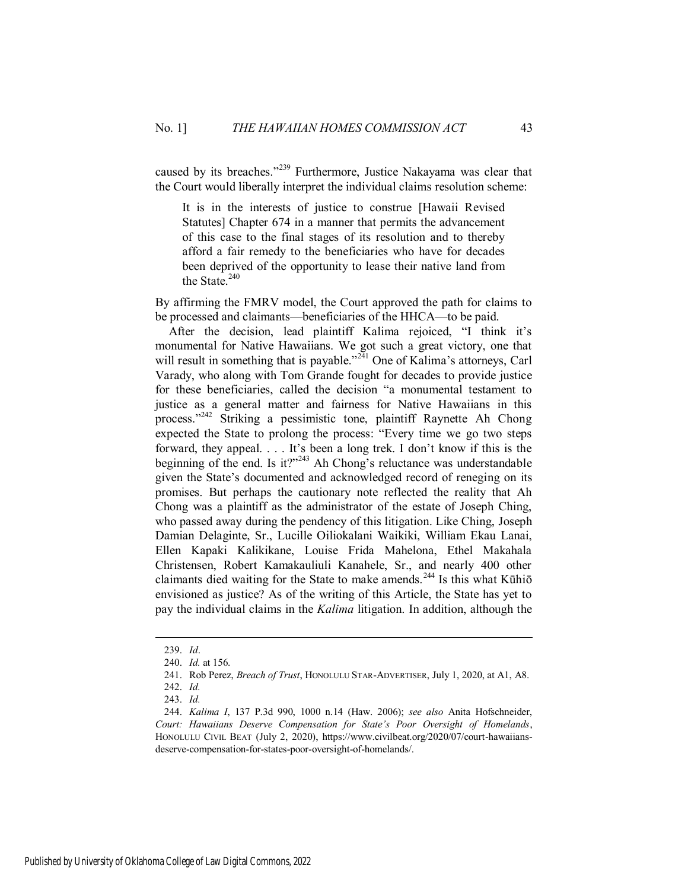caused by its breaches."[239] Furthermore, Justice Nakayama was clear that the Court would liberally interpret the individual claims resolution scheme:

> It is in the interests of justice to construe [Hawaii Revised Statutes] Chapter 674 in a manner that permits the advancement of this case to the final stages of its resolution and to thereby afford a fair remedy to the beneficiaries who have for decades been deprived of the opportunity to lease their native land from the State.[240]

By affirming the FMRV model, the Court approved the path for claims to be processed and claimants—beneficiaries of the HHCA—to be paid.

After the decision, lead plaintiff Kalima rejoiced, "I think it's monumental for Native Hawaiians. We got such a great victory, one that will result in something that is payable."[241] One of Kalima's attorneys, Carl Varady, who along with Tom Grande fought for decades to provide justice for these beneficiaries, called the decision "a monumental testament to justice as a general matter and fairness for Native Hawaiians in this process."[242] Striking a pessimistic tone, plaintiff Raynette Ah Chong expected the State to prolong the process: "Every time we go two steps forward, they appeal. . . . It's been a long trek. I don't know if this is the beginning of the end. Is it?"[243] Ah Chong's reluctance was understandable given the State's documented and acknowledged record of reneging on its promises. But perhaps the cautionary note reflected the reality that Ah Chong was a plaintiff as the administrator of the estate of Joseph Ching, who passed away during the pendency of this litigation. Like Ching, Joseph Damian Delaginte, Sr., Lucille Oiliokalani Waikiki, William Ekau Lanai, Ellen Kapaki Kalikikane, Louise Frida Mahelona, Ethel Makahala Christensen, Robert Kamakauliuli Kanahele, Sr., and nearly 400 other claimants died waiting for the State to make amends.[244] Is this what Kūhiō envisioned as justice? As of the writing of this Article, the State has yet to pay the individual claims in the *Kalima* litigation. In addition, although the

---

239. *Id*.

240. *Id.* at 156.

241. Rob Perez, *Breach of Trust*, HONOLULU STAR-ADVERTISER, July 1, 2020, at A1, A8.

242. *Id.*

243. *Id.*

244. *Kalima I*, 137 P.3d 990, 1000 n.14 (Haw. 2006); *see also* Anita Hofschneider, *Court: Hawaiians Deserve Compensation for State's Poor Oversight of Homelands*, HONOLULU CIVIL BEAT (July 2, 2020), https://www.civilbeat.org/2020/07/court-hawaiians-deserve-compensation-for-states-poor-oversight-of-homelands/.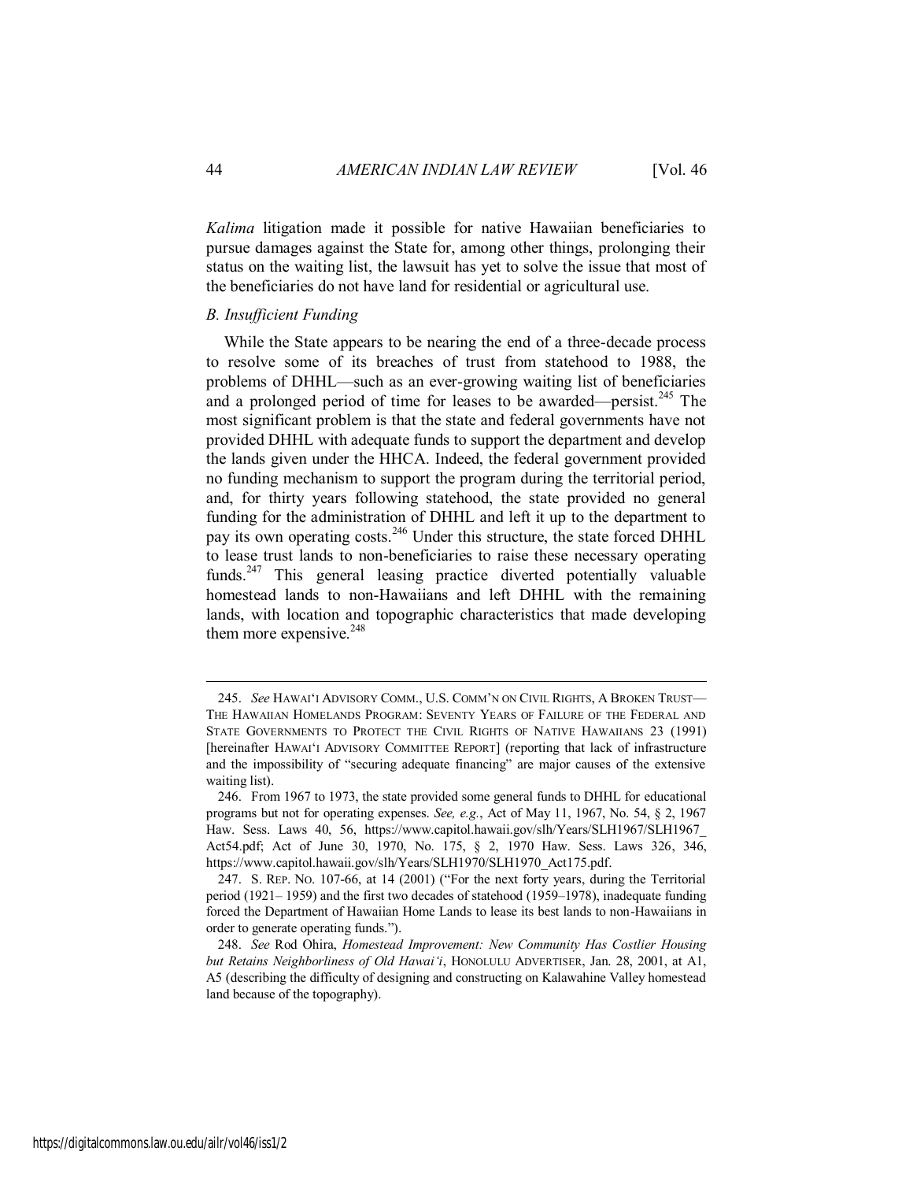*Kalima* litigation made it possible for native Hawaiian beneficiaries to pursue damages against the State for, among other things, prolonging their status on the waiting list, the lawsuit has yet to solve the issue that most of the beneficiaries do not have land for residential or agricultural use.

### *B. Insufficient Funding*

While the State appears to be nearing the end of a three-decade process to resolve some of its breaches of trust from statehood to 1988, the problems of DHHL—such as an ever-growing waiting list of beneficiaries and a prolonged period of time for leases to be awarded—persist.[245] The most significant problem is that the state and federal governments have not provided DHHL with adequate funds to support the department and develop the lands given under the HHCA. Indeed, the federal government provided no funding mechanism to support the program during the territorial period, and, for thirty years following statehood, the state provided no general funding for the administration of DHHL and left it up to the department to pay its own operating costs.[246] Under this structure, the state forced DHHL to lease trust lands to non-beneficiaries to raise these necessary operating funds.[247] This general leasing practice diverted potentially valuable homestead lands to non-Hawaiians and left DHHL with the remaining lands, with location and topographic characteristics that made developing them more expensive.[248]

---

245. *See* HAWAIʻI ADVISORY COMM., U.S. COMM'N ON CIVIL RIGHTS, A BROKEN TRUST—THE HAWAIIAN HOMELANDS PROGRAM: SEVENTY YEARS OF FAILURE OF THE FEDERAL AND STATE GOVERNMENTS TO PROTECT THE CIVIL RIGHTS OF NATIVE HAWAIIANS 23 (1991) [hereinafter HAWAIʻI ADVISORY COMMITTEE REPORT] (reporting that lack of infrastructure and the impossibility of "securing adequate financing" are major causes of the extensive waiting list).

246. From 1967 to 1973, the state provided some general funds to DHHL for educational programs but not for operating expenses. *See, e.g.*, Act of May 11, 1967, No. 54, § 2, 1967 Haw. Sess. Laws 40, 56, https://www.capitol.hawaii.gov/slh/Years/SLH1967/SLH1967_Act54.pdf; Act of June 30, 1970, No. 175, § 2, 1970 Haw. Sess. Laws 326, 346, https://www.capitol.hawaii.gov/slh/Years/SLH1970/SLH1970_Act175.pdf.

247. S. REP. NO. 107-66, at 14 (2001) ("For the next forty years, during the Territorial period (1921– 1959) and the first two decades of statehood (1959–1978), inadequate funding forced the Department of Hawaiian Home Lands to lease its best lands to non-Hawaiians in order to generate operating funds.").

248. *See* Rod Ohira, *Homestead Improvement: New Community Has Costlier Housing but Retains Neighborliness of Old Hawaiʻi*, HONOLULU ADVERTISER, Jan. 28, 2001, at A1, A5 (describing the difficulty of designing and constructing on Kalawahine Valley homestead land because of the topography).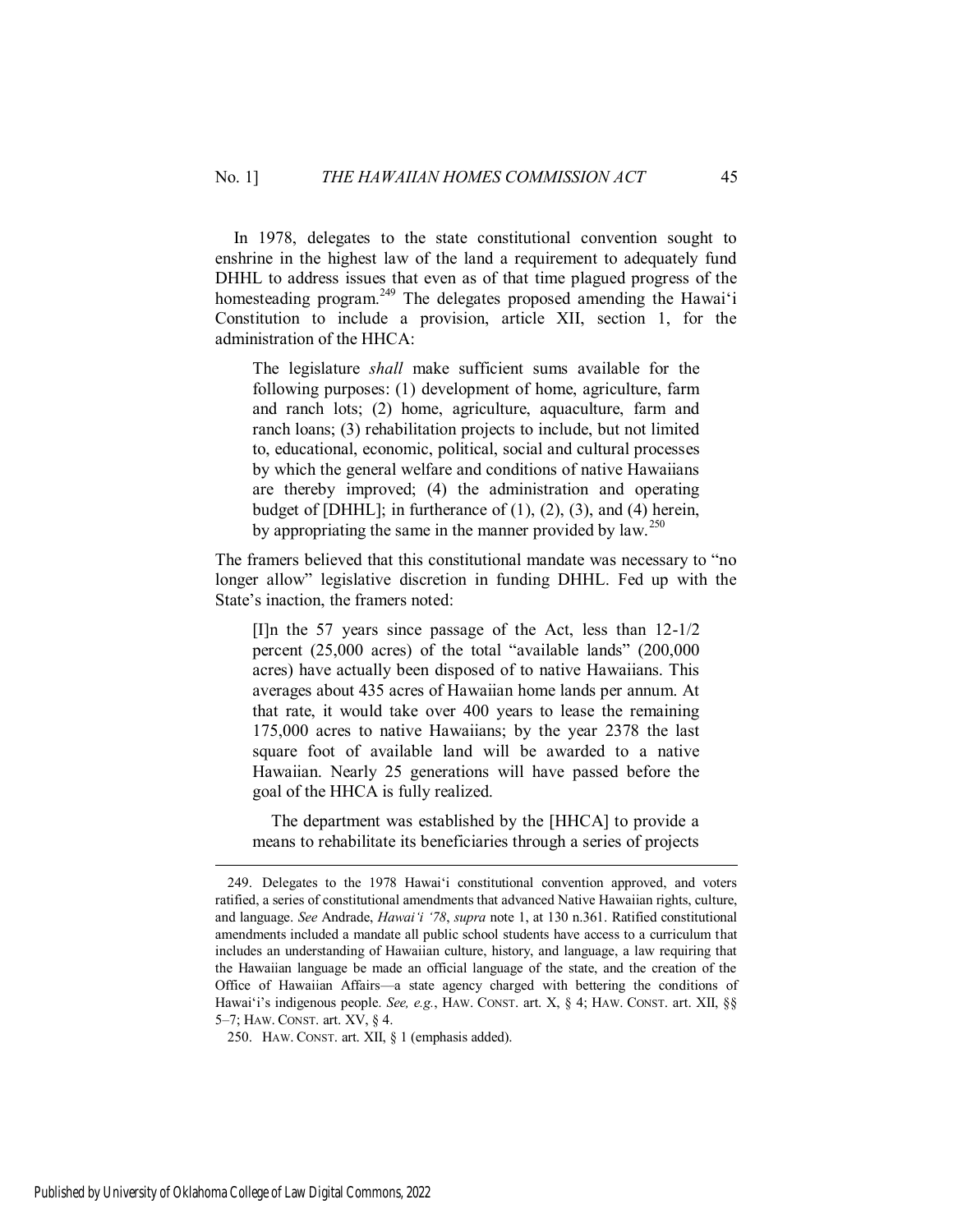In 1978, delegates to the state constitutional convention sought to enshrine in the highest law of the land a requirement to adequately fund DHHL to address issues that even as of that time plagued progress of the homesteading program.[249] The delegates proposed amending the Hawai‘i Constitution to include a provision, article XII, section 1, for the administration of the HHCA:

> The legislature *shall* make sufficient sums available for the following purposes: (1) development of home, agriculture, farm and ranch lots; (2) home, agriculture, aquaculture, farm and ranch loans; (3) rehabilitation projects to include, but not limited to, educational, economic, political, social and cultural processes by which the general welfare and conditions of native Hawaiians are thereby improved; (4) the administration and operating budget of [DHHL]; in furtherance of (1), (2), (3), and (4) herein, by appropriating the same in the manner provided by law.[250]

The framers believed that this constitutional mandate was necessary to "no longer allow" legislative discretion in funding DHHL. Fed up with the State's inaction, the framers noted:

> [I]n the 57 years since passage of the Act, less than 12-1/2 percent (25,000 acres) of the total "available lands" (200,000 acres) have actually been disposed of to native Hawaiians. This averages about 435 acres of Hawaiian home lands per annum. At that rate, it would take over 400 years to lease the remaining 175,000 acres to native Hawaiians; by the year 2378 the last square foot of available land will be awarded to a native Hawaiian. Nearly 25 generations will have passed before the goal of the HHCA is fully realized.
>
> The department was established by the [HHCA] to provide a means to rehabilitate its beneficiaries through a series of projects

---

249. Delegates to the 1978 Hawai‘i constitutional convention approved, and voters ratified, a series of constitutional amendments that advanced Native Hawaiian rights, culture, and language. *See* Andrade, *Hawai‘i '78*, *supra* note 1, at 130 n.361. Ratified constitutional amendments included a mandate all public school students have access to a curriculum that includes an understanding of Hawaiian culture, history, and language, a law requiring that the Hawaiian language be made an official language of the state, and the creation of the Office of Hawaiian Affairs—a state agency charged with bettering the conditions of Hawai‘i's indigenous people. *See, e.g.*, HAW. CONST. art. X, § 4; HAW. CONST. art. XII, §§ 5–7; HAW. CONST. art. XV, § 4.

250. HAW. CONST. art. XII, § 1 (emphasis added).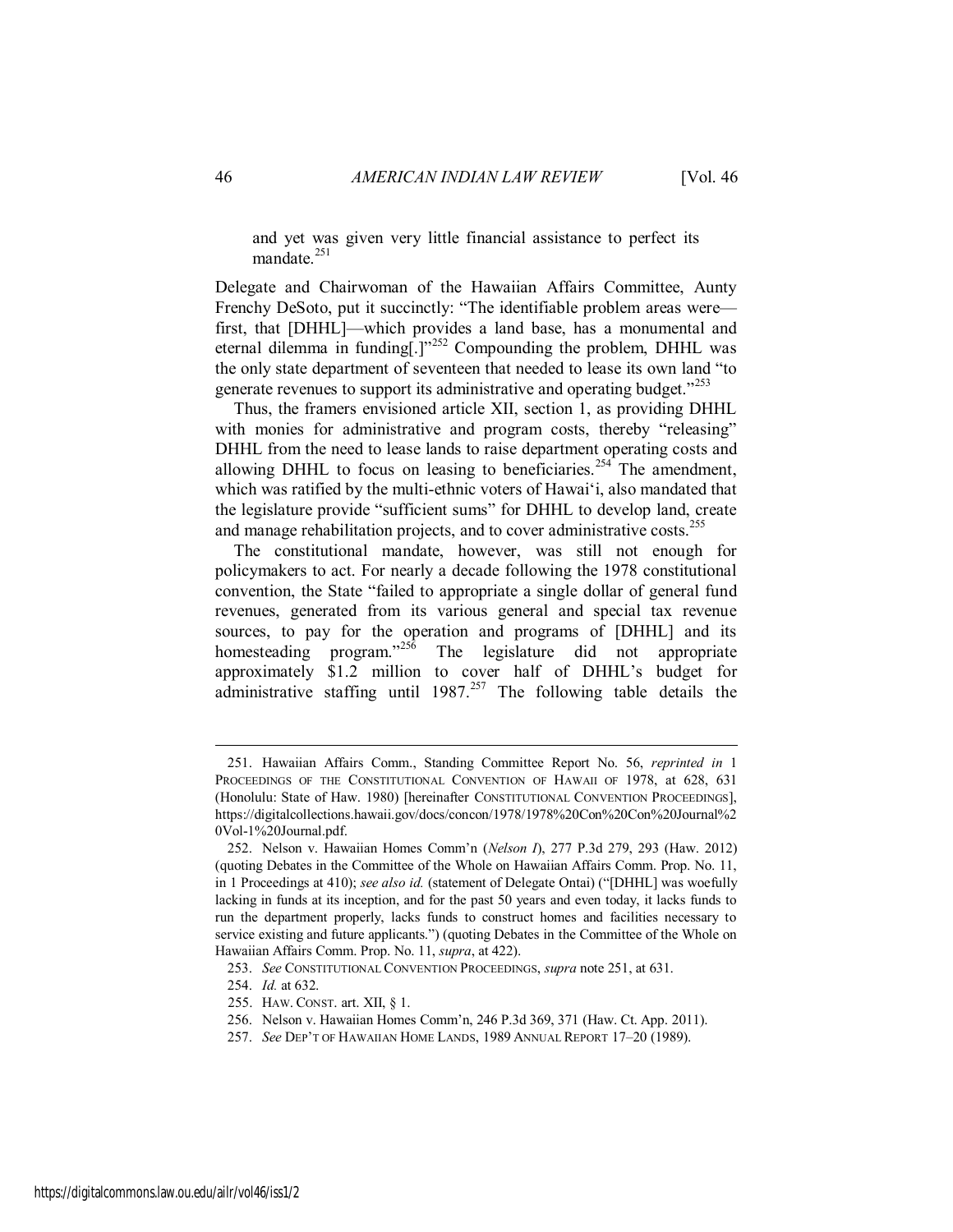and yet was given very little financial assistance to perfect its mandate.[251]

Delegate and Chairwoman of the Hawaiian Affairs Committee, Aunty Frenchy DeSoto, put it succinctly: "The identifiable problem areas were—first, that [DHHL]—which provides a land base, has a monumental and eternal dilemma in funding[.]"[252] Compounding the problem, DHHL was the only state department of seventeen that needed to lease its own land "to generate revenues to support its administrative and operating budget."[253]

Thus, the framers envisioned article XII, section 1, as providing DHHL with monies for administrative and program costs, thereby "releasing" DHHL from the need to lease lands to raise department operating costs and allowing DHHL to focus on leasing to beneficiaries.[254] The amendment, which was ratified by the multi-ethnic voters of Hawai'i, also mandated that the legislature provide "sufficient sums" for DHHL to develop land, create and manage rehabilitation projects, and to cover administrative costs.[255]

The constitutional mandate, however, was still not enough for policymakers to act. For nearly a decade following the 1978 constitutional convention, the State "failed to appropriate a single dollar of general fund revenues, generated from its various general and special tax revenue sources, to pay for the operation and programs of [DHHL] and its homesteading program."[256] The legislature did not appropriate approximately $1.2 million to cover half of DHHL's budget for administrative staffing until 1987.[257] The following table details the

---

251. Hawaiian Affairs Comm., Standing Committee Report No. 56, *reprinted in* 1 PROCEEDINGS OF THE CONSTITUTIONAL CONVENTION OF HAWAII OF 1978, at 628, 631 (Honolulu: State of Haw. 1980) [hereinafter CONSTITUTIONAL CONVENTION PROCEEDINGS], https://digitalcollections.hawaii.gov/docs/concon/1978/1978%20Con%20Con%20Journal%20Vol-1%20Journal.pdf.

252. Nelson v. Hawaiian Homes Comm'n (*Nelson I*), 277 P.3d 279, 293 (Haw. 2012) (quoting Debates in the Committee of the Whole on Hawaiian Affairs Comm. Prop. No. 11, in 1 Proceedings at 410); *see also id.* (statement of Delegate Ontai) ("[DHHL] was woefully lacking in funds at its inception, and for the past 50 years and even today, it lacks funds to run the department properly, lacks funds to construct homes and facilities necessary to service existing and future applicants.") (quoting Debates in the Committee of the Whole on Hawaiian Affairs Comm. Prop. No. 11, *supra*, at 422).

253. *See* CONSTITUTIONAL CONVENTION PROCEEDINGS, *supra* note 251, at 631.

254. *Id.* at 632.

255. HAW. CONST. art. XII, § 1.

256. Nelson v. Hawaiian Homes Comm'n, 246 P.3d 369, 371 (Haw. Ct. App. 2011).

257. *See* DEP'T OF HAWAIIAN HOME LANDS, 1989 ANNUAL REPORT 17–20 (1989).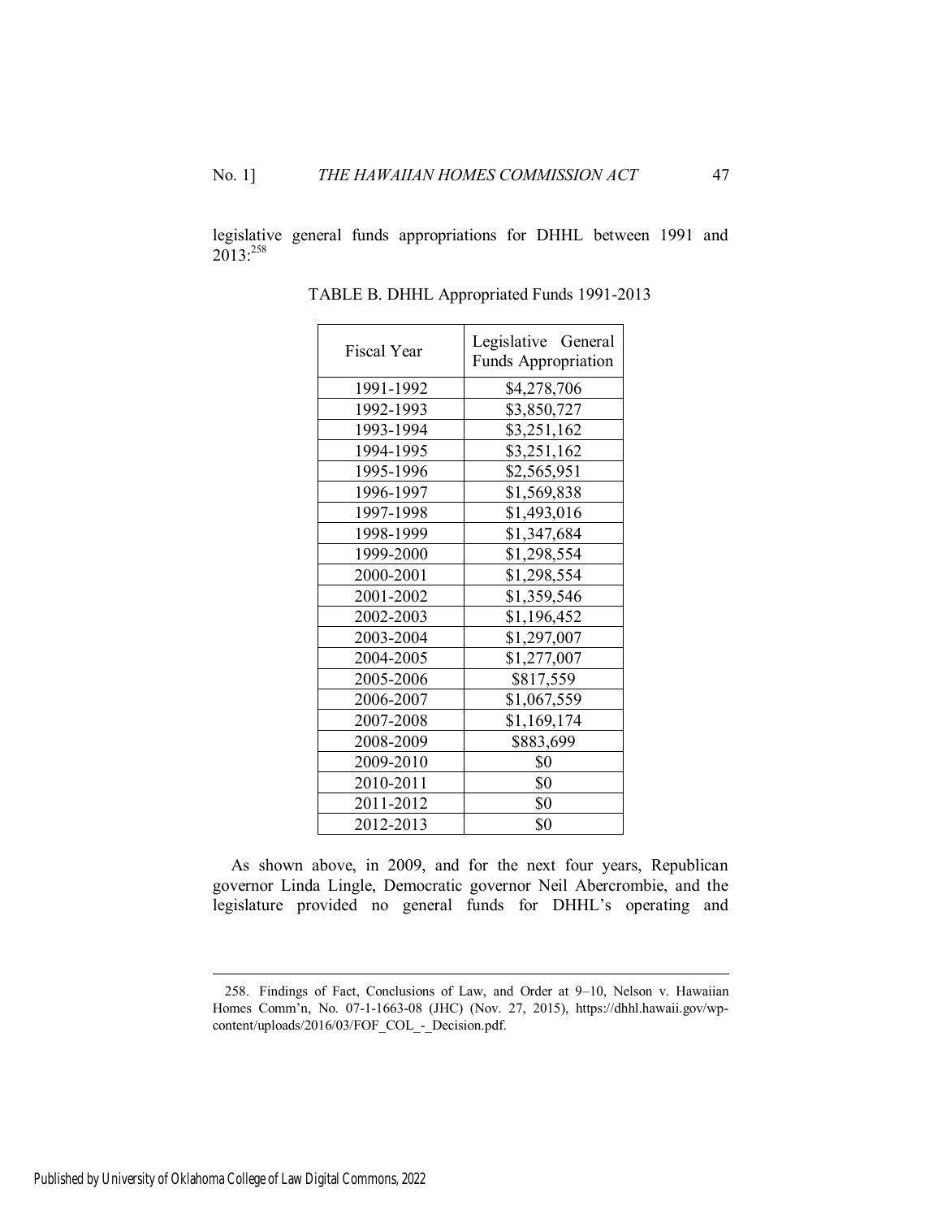legislative general funds appropriations for DHHL between 1991 and 2013:[258]

TABLE B. DHHL Appropriated Funds 1991-2013

| Fiscal Year | Legislative General Funds Appropriation |
|---|---|
| 1991-1992 | $4,278,706 |
| 1992-1993 | $3,850,727 |
| 1993-1994 | $3,251,162 |
| 1994-1995 | $3,251,162 |
| 1995-1996 | $2,565,951 |
| 1996-1997 | $1,569,838 |
| 1997-1998 | $1,493,016 |
| 1998-1999 | $1,347,684 |
| 1999-2000 | $1,298,554 |
| 2000-2001 | $1,298,554 |
| 2001-2002 | $1,359,546 |
| 2002-2003 | $1,196,452 |
| 2003-2004 | $1,297,007 |
| 2004-2005 | $1,277,007 |
| 2005-2006 | $817,559 |
| 2006-2007 | $1,067,559 |
| 2007-2008 | $1,169,174 |
| 2008-2009 | $883,699 |
| 2009-2010 | $0 |
| 2010-2011 | $0 |
| 2011-2012 | $0 |
| 2012-2013 | $0 |

As shown above, in 2009, and for the next four years, Republican governor Linda Lingle, Democratic governor Neil Abercrombie, and the legislature provided no general funds for DHHL's operating and

258. Findings of Fact, Conclusions of Law, and Order at 9–10, Nelson v. Hawaiian Homes Comm'n, No. 07-1-1663-08 (JHC) (Nov. 27, 2015), https://dhhl.hawaii.gov/wp-content/uploads/2016/03/FOF_COL_-_Decision.pdf.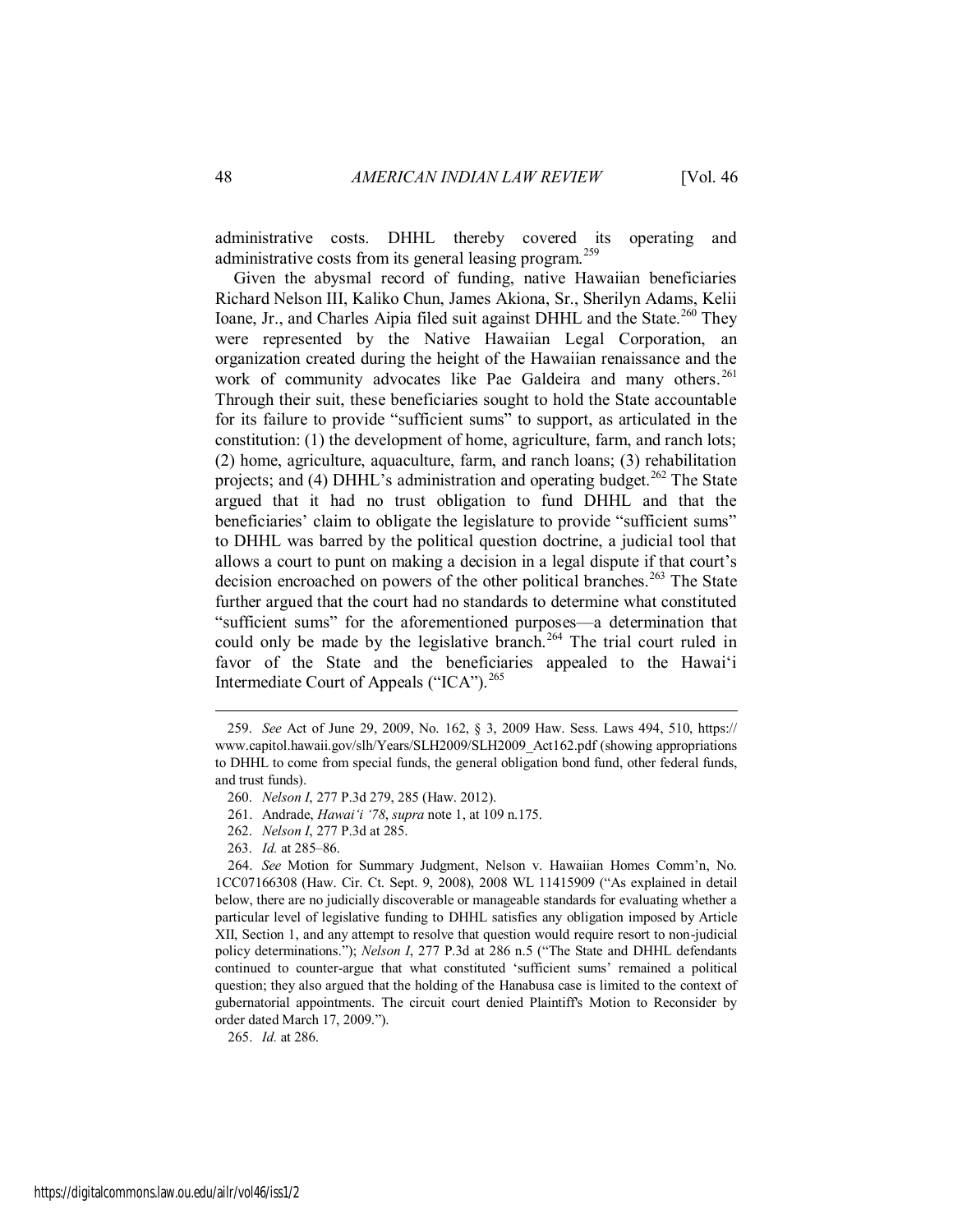administrative costs. DHHL thereby covered its operating and administrative costs from its general leasing program.[259]

Given the abysmal record of funding, native Hawaiian beneficiaries Richard Nelson III, Kaliko Chun, James Akiona, Sr., Sherilyn Adams, Kelii Ioane, Jr., and Charles Aipia filed suit against DHHL and the State.[260] They were represented by the Native Hawaiian Legal Corporation, an organization created during the height of the Hawaiian renaissance and the work of community advocates like Pae Galdeira and many others.[261] Through their suit, these beneficiaries sought to hold the State accountable for its failure to provide "sufficient sums" to support, as articulated in the constitution: (1) the development of home, agriculture, farm, and ranch lots; (2) home, agriculture, aquaculture, farm, and ranch loans; (3) rehabilitation projects; and (4) DHHL's administration and operating budget.[262] The State argued that it had no trust obligation to fund DHHL and that the beneficiaries' claim to obligate the legislature to provide "sufficient sums" to DHHL was barred by the political question doctrine, a judicial tool that allows a court to punt on making a decision in a legal dispute if that court's decision encroached on powers of the other political branches.[263] The State further argued that the court had no standards to determine what constituted "sufficient sums" for the aforementioned purposes—a determination that could only be made by the legislative branch.[264] The trial court ruled in favor of the State and the beneficiaries appealed to the Hawai'i Intermediate Court of Appeals ("ICA").[265]

---

259. *See* Act of June 29, 2009, No. 162, § 3, 2009 Haw. Sess. Laws 494, 510, https://www.capitol.hawaii.gov/slh/Years/SLH2009/SLH2009_Act162.pdf (showing appropriations to DHHL to come from special funds, the general obligation bond fund, other federal funds, and trust funds).

260. *Nelson I*, 277 P.3d 279, 285 (Haw. 2012).

261. Andrade, *Hawai'i '78*, *supra* note 1, at 109 n.175.

262. *Nelson I*, 277 P.3d at 285.

263. *Id.* at 285–86.

264. *See* Motion for Summary Judgment, Nelson v. Hawaiian Homes Comm'n, No. 1CC07166308 (Haw. Cir. Ct. Sept. 9, 2008), 2008 WL 11415909 ("As explained in detail below, there are no judicially discoverable or manageable standards for evaluating whether a particular level of legislative funding to DHHL satisfies any obligation imposed by Article XII, Section 1, and any attempt to resolve that question would require resort to non-judicial policy determinations."); *Nelson I*, 277 P.3d at 286 n.5 ("The State and DHHL defendants continued to counter-argue that what constituted 'sufficient sums' remained a political question; they also argued that the holding of the Hanabusa case is limited to the context of gubernatorial appointments. The circuit court denied Plaintiff's Motion to Reconsider by order dated March 17, 2009.").

265. *Id.* at 286.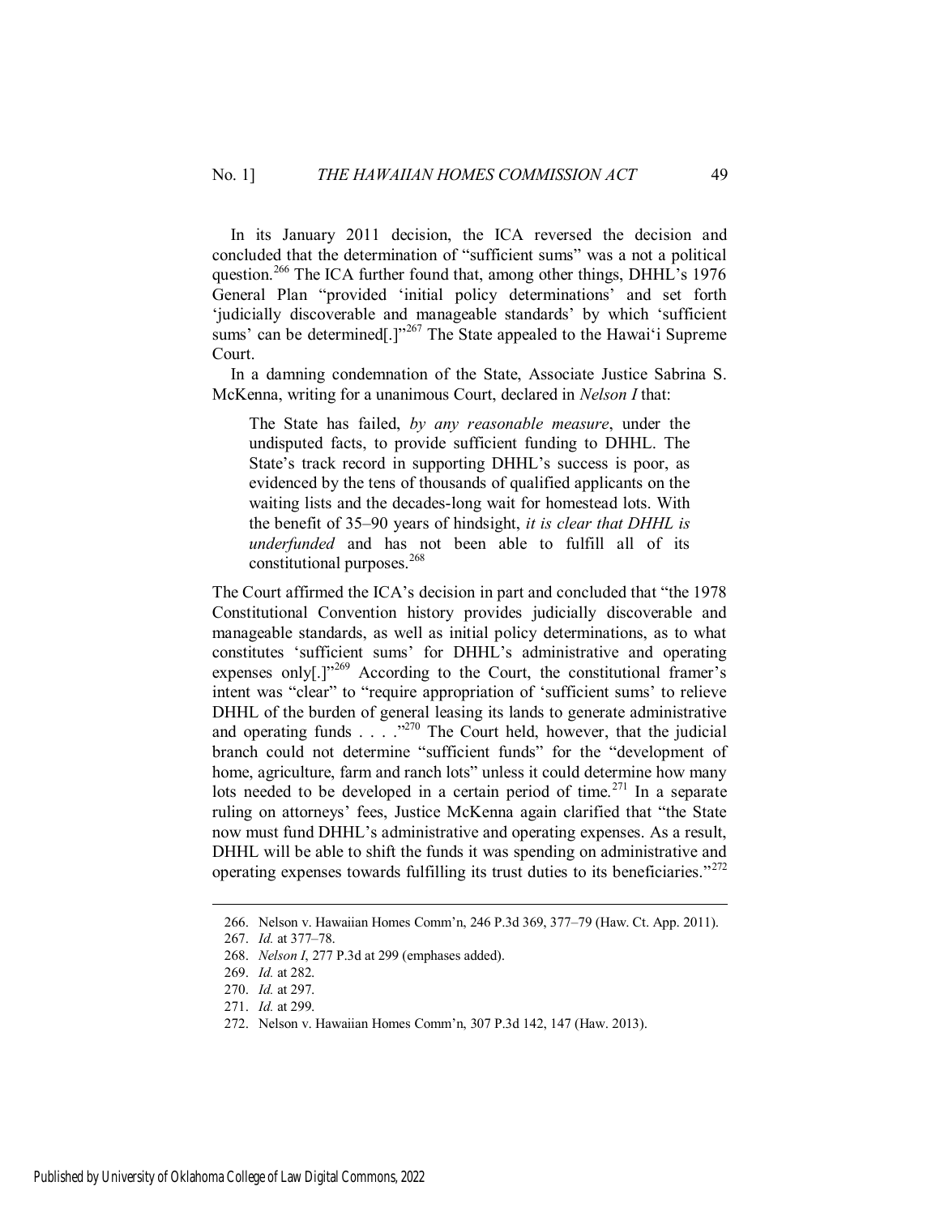In its January 2011 decision, the ICA reversed the decision and concluded that the determination of "sufficient sums" was a not a political question.[266] The ICA further found that, among other things, DHHL's 1976 General Plan "provided 'initial policy determinations' and set forth 'judicially discoverable and manageable standards' by which 'sufficient sums' can be determined[.]"[267] The State appealed to the Hawai'i Supreme Court.

In a damning condemnation of the State, Associate Justice Sabrina S. McKenna, writing for a unanimous Court, declared in *Nelson I* that:

> The State has failed, *by any reasonable measure*, under the undisputed facts, to provide sufficient funding to DHHL. The State's track record in supporting DHHL's success is poor, as evidenced by the tens of thousands of qualified applicants on the waiting lists and the decades-long wait for homestead lots. With the benefit of 35–90 years of hindsight, *it is clear that DHHL is underfunded* and has not been able to fulfill all of its constitutional purposes.[268]

The Court affirmed the ICA's decision in part and concluded that "the 1978 Constitutional Convention history provides judicially discoverable and manageable standards, as well as initial policy determinations, as to what constitutes 'sufficient sums' for DHHL's administrative and operating expenses only[.]"[269] According to the Court, the constitutional framer's intent was "clear" to "require appropriation of 'sufficient sums' to relieve DHHL of the burden of general leasing its lands to generate administrative and operating funds . . . ."[270] The Court held, however, that the judicial branch could not determine "sufficient funds" for the "development of home, agriculture, farm and ranch lots" unless it could determine how many lots needed to be developed in a certain period of time.[271] In a separate ruling on attorneys' fees, Justice McKenna again clarified that "the State now must fund DHHL's administrative and operating expenses. As a result, DHHL will be able to shift the funds it was spending on administrative and operating expenses towards fulfilling its trust duties to its beneficiaries."[272]

---

266. Nelson v. Hawaiian Homes Comm'n, 246 P.3d 369, 377–79 (Haw. Ct. App. 2011).
267. *Id.* at 377–78.
268. *Nelson I*, 277 P.3d at 299 (emphases added).
269. *Id.* at 282.
270. *Id.* at 297.
271. *Id.* at 299.
272. Nelson v. Hawaiian Homes Comm'n, 307 P.3d 142, 147 (Haw. 2013).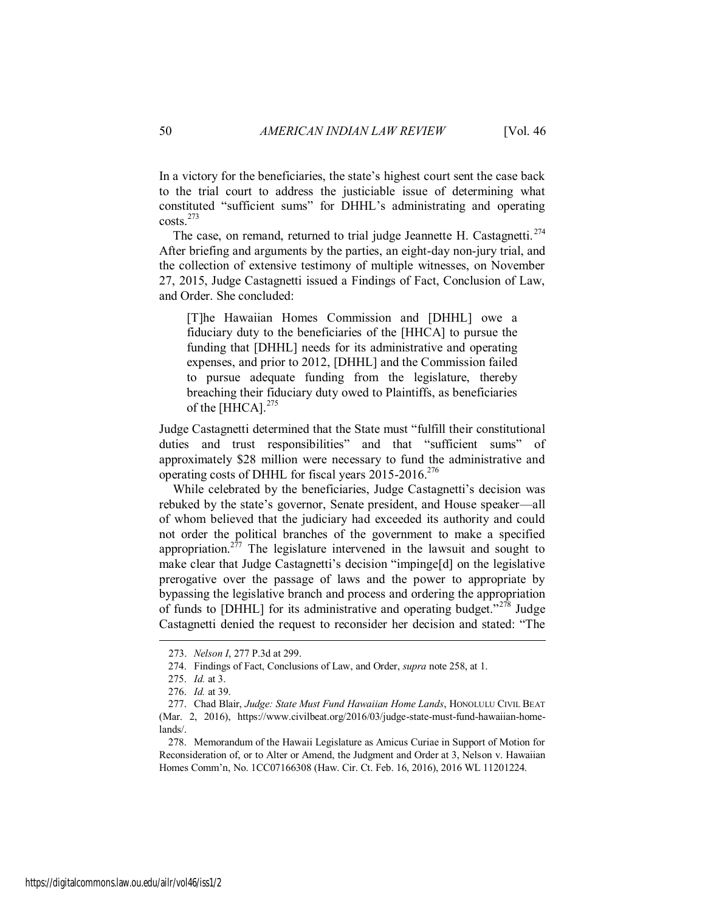In a victory for the beneficiaries, the state's highest court sent the case back to the trial court to address the justiciable issue of determining what constituted "sufficient sums" for DHHL's administrating and operating costs.[273]

The case, on remand, returned to trial judge Jeannette H. Castagnetti.[274] After briefing and arguments by the parties, an eight-day non-jury trial, and the collection of extensive testimony of multiple witnesses, on November 27, 2015, Judge Castagnetti issued a Findings of Fact, Conclusion of Law, and Order. She concluded:

> [T]he Hawaiian Homes Commission and [DHHL] owe a fiduciary duty to the beneficiaries of the [HHCA] to pursue the funding that [DHHL] needs for its administrative and operating expenses, and prior to 2012, [DHHL] and the Commission failed to pursue adequate funding from the legislature, thereby breaching their fiduciary duty owed to Plaintiffs, as beneficiaries of the [HHCA].[275]

Judge Castagnetti determined that the State must "fulfill their constitutional duties and trust responsibilities" and that "sufficient sums" of approximately $28 million were necessary to fund the administrative and operating costs of DHHL for fiscal years 2015-2016.[276]

While celebrated by the beneficiaries, Judge Castagnetti's decision was rebuked by the state's governor, Senate president, and House speaker—all of whom believed that the judiciary had exceeded its authority and could not order the political branches of the government to make a specified appropriation.[277] The legislature intervened in the lawsuit and sought to make clear that Judge Castagnetti's decision "impinge[d] on the legislative prerogative over the passage of laws and the power to appropriate by bypassing the legislative branch and process and ordering the appropriation of funds to [DHHL] for its administrative and operating budget."[278] Judge Castagnetti denied the request to reconsider her decision and stated: "The

---

273. *Nelson I*, 277 P.3d at 299.

274. Findings of Fact, Conclusions of Law, and Order, *supra* note 258, at 1.

275. *Id.* at 3.

276. *Id.* at 39.

277. Chad Blair, *Judge: State Must Fund Hawaiian Home Lands*, HONOLULU CIVIL BEAT (Mar. 2, 2016), https://www.civilbeat.org/2016/03/judge-state-must-fund-hawaiian-home-lands/.

278. Memorandum of the Hawaii Legislature as Amicus Curiae in Support of Motion for Reconsideration of, or to Alter or Amend, the Judgment and Order at 3, Nelson v. Hawaiian Homes Comm'n, No. 1CC07166308 (Haw. Cir. Ct. Feb. 16, 2016), 2016 WL 11201224.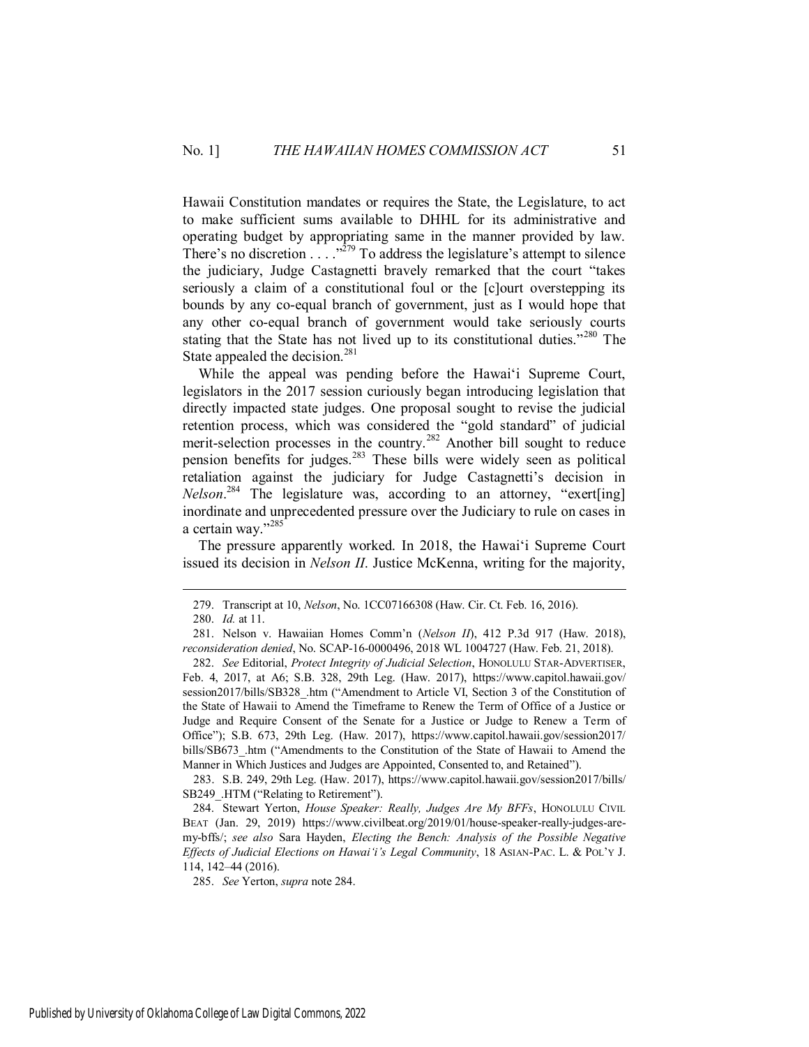Hawaii Constitution mandates or requires the State, the Legislature, to act to make sufficient sums available to DHHL for its administrative and operating budget by appropriating same in the manner provided by law. There's no discretion . . . ."[279] To address the legislature's attempt to silence the judiciary, Judge Castagnetti bravely remarked that the court "takes seriously a claim of a constitutional foul or the [c]ourt overstepping its bounds by any co-equal branch of government, just as I would hope that any other co-equal branch of government would take seriously courts stating that the State has not lived up to its constitutional duties."[280] The State appealed the decision.[281]

While the appeal was pending before the Hawai'i Supreme Court, legislators in the 2017 session curiously began introducing legislation that directly impacted state judges. One proposal sought to revise the judicial retention process, which was considered the "gold standard" of judicial merit-selection processes in the country.[282] Another bill sought to reduce pension benefits for judges.[283] These bills were widely seen as political retaliation against the judiciary for Judge Castagnetti's decision in *Nelson*.[284] The legislature was, according to an attorney, "exert[ing] inordinate and unprecedented pressure over the Judiciary to rule on cases in a certain way."[285]

The pressure apparently worked. In 2018, the Hawai'i Supreme Court issued its decision in *Nelson II*. Justice McKenna, writing for the majority,

---

279. Transcript at 10, *Nelson*, No. 1CC07166308 (Haw. Cir. Ct. Feb. 16, 2016).

280. *Id.* at 11.

281. Nelson v. Hawaiian Homes Comm'n (*Nelson II*), 412 P.3d 917 (Haw. 2018), *reconsideration denied*, No. SCAP-16-0000496, 2018 WL 1004727 (Haw. Feb. 21, 2018).

282. *See* Editorial, *Protect Integrity of Judicial Selection*, HONOLULU STAR-ADVERTISER, Feb. 4, 2017, at A6; S.B. 328, 29th Leg. (Haw. 2017), https://www.capitol.hawaii.gov/session2017/bills/SB328_.htm ("Amendment to Article VI, Section 3 of the Constitution of the State of Hawaii to Amend the Timeframe to Renew the Term of Office of a Justice or Judge and Require Consent of the Senate for a Justice or Judge to Renew a Term of Office"); S.B. 673, 29th Leg. (Haw. 2017), https://www.capitol.hawaii.gov/session2017/bills/SB673_.htm ("Amendments to the Constitution of the State of Hawaii to Amend the Manner in Which Justices and Judges are Appointed, Consented to, and Retained").

283. S.B. 249, 29th Leg. (Haw. 2017), https://www.capitol.hawaii.gov/session2017/bills/SB249_.HTM ("Relating to Retirement").

284. Stewart Yerton, *House Speaker: Really, Judges Are My BFFs*, HONOLULU CIVIL BEAT (Jan. 29, 2019) https://www.civilbeat.org/2019/01/house-speaker-really-judges-are-my-bffs/; *see also* Sara Hayden, *Electing the Bench: Analysis of the Possible Negative Effects of Judicial Elections on Hawai'i's Legal Community*, 18 ASIAN-PAC. L. & POL'Y J. 114, 142–44 (2016).

285. *See* Yerton, *supra* note 284.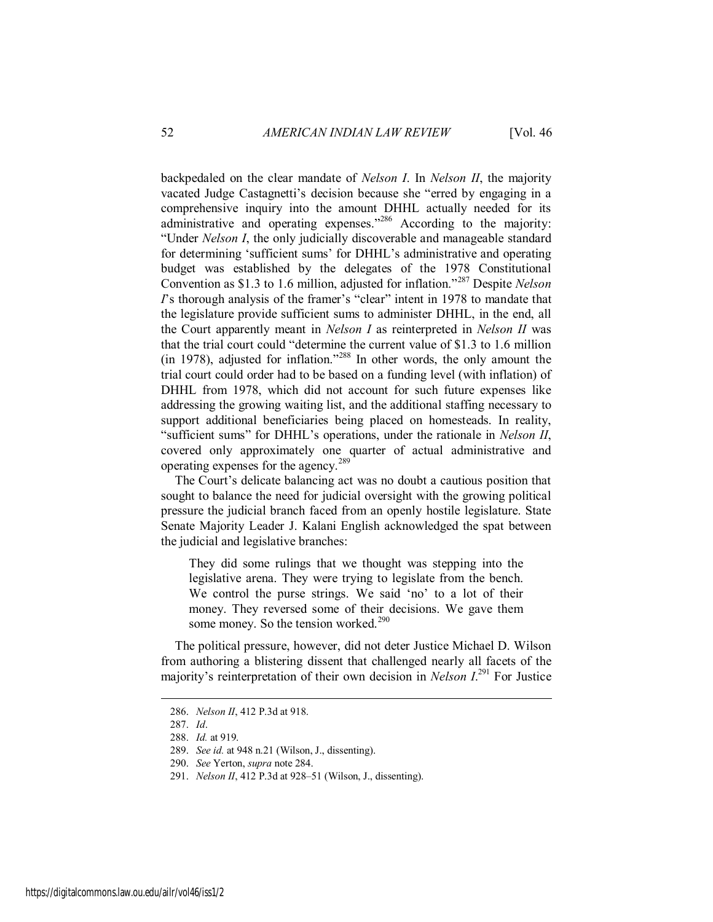backpedaled on the clear mandate of *Nelson I*. In *Nelson II*, the majority vacated Judge Castagnetti's decision because she "erred by engaging in a comprehensive inquiry into the amount DHHL actually needed for its administrative and operating expenses."[286] According to the majority: "Under *Nelson I*, the only judicially discoverable and manageable standard for determining 'sufficient sums' for DHHL's administrative and operating budget was established by the delegates of the 1978 Constitutional Convention as $1.3 to 1.6 million, adjusted for inflation."[287] Despite *Nelson I*'s thorough analysis of the framer's "clear" intent in 1978 to mandate that the legislature provide sufficient sums to administer DHHL, in the end, all the Court apparently meant in *Nelson I* as reinterpreted in *Nelson II* was that the trial court could "determine the current value of $1.3 to 1.6 million (in 1978), adjusted for inflation."[288] In other words, the only amount the trial court could order had to be based on a funding level (with inflation) of DHHL from 1978, which did not account for such future expenses like addressing the growing waiting list, and the additional staffing necessary to support additional beneficiaries being placed on homesteads. In reality, "sufficient sums" for DHHL's operations, under the rationale in *Nelson II*, covered only approximately one quarter of actual administrative and operating expenses for the agency.[289]

The Court's delicate balancing act was no doubt a cautious position that sought to balance the need for judicial oversight with the growing political pressure the judicial branch faced from an openly hostile legislature. State Senate Majority Leader J. Kalani English acknowledged the spat between the judicial and legislative branches:

> They did some rulings that we thought was stepping into the legislative arena. They were trying to legislate from the bench. We control the purse strings. We said 'no' to a lot of their money. They reversed some of their decisions. We gave them some money. So the tension worked.[290]

The political pressure, however, did not deter Justice Michael D. Wilson from authoring a blistering dissent that challenged nearly all facets of the majority's reinterpretation of their own decision in *Nelson I*.[291] For Justice

---

286. *Nelson II*, 412 P.3d at 918.

287. *Id*.

288. *Id.* at 919.

289. *See id.* at 948 n.21 (Wilson, J., dissenting).

290. *See* Yerton, *supra* note 284.

291. *Nelson II*, 412 P.3d at 928–51 (Wilson, J., dissenting).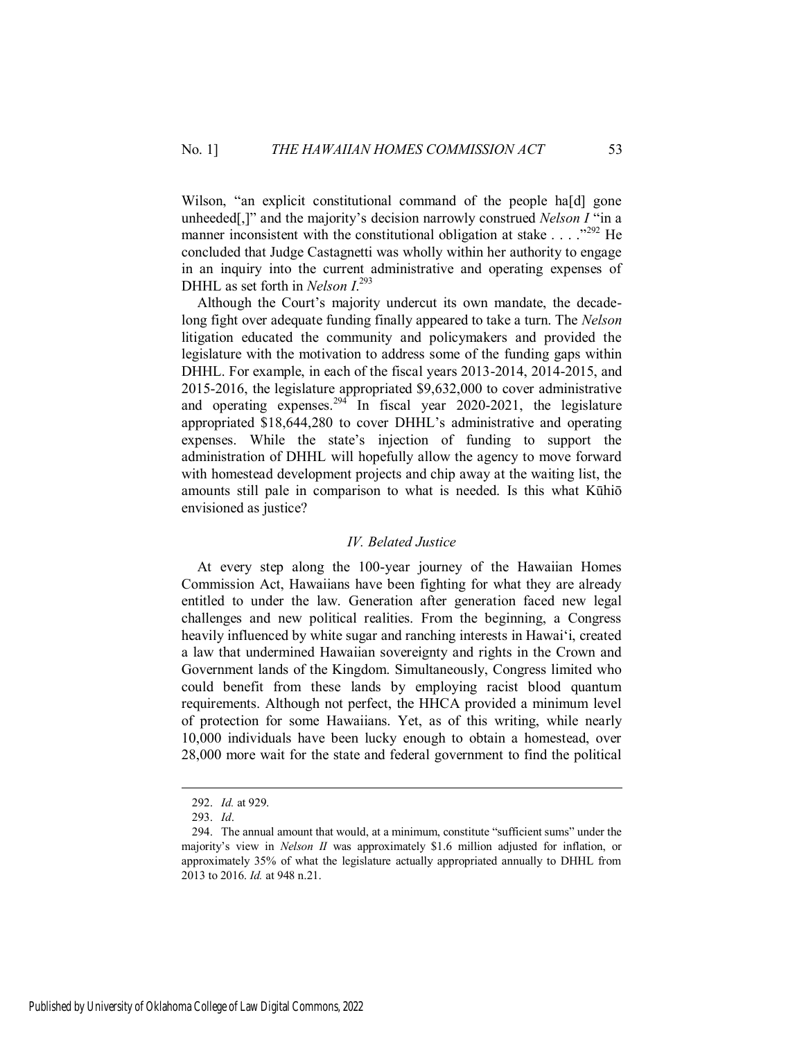Wilson, "an explicit constitutional command of the people ha[d] gone unheeded[,]" and the majority's decision narrowly construed *Nelson I* "in a manner inconsistent with the constitutional obligation at stake . . . ."[292] He concluded that Judge Castagnetti was wholly within her authority to engage in an inquiry into the current administrative and operating expenses of DHHL as set forth in *Nelson I*.[293]

Although the Court's majority undercut its own mandate, the decade-long fight over adequate funding finally appeared to take a turn. The *Nelson* litigation educated the community and policymakers and provided the legislature with the motivation to address some of the funding gaps within DHHL. For example, in each of the fiscal years 2013-2014, 2014-2015, and 2015-2016, the legislature appropriated $9,632,000 to cover administrative and operating expenses.[294] In fiscal year 2020-2021, the legislature appropriated $18,644,280 to cover DHHL's administrative and operating expenses. While the state's injection of funding to support the administration of DHHL will hopefully allow the agency to move forward with homestead development projects and chip away at the waiting list, the amounts still pale in comparison to what is needed. Is this what Kūhiō envisioned as justice?

### *IV. Belated Justice*

At every step along the 100-year journey of the Hawaiian Homes Commission Act, Hawaiians have been fighting for what they are already entitled to under the law. Generation after generation faced new legal challenges and new political realities. From the beginning, a Congress heavily influenced by white sugar and ranching interests in Hawai'i, created a law that undermined Hawaiian sovereignty and rights in the Crown and Government lands of the Kingdom. Simultaneously, Congress limited who could benefit from these lands by employing racist blood quantum requirements. Although not perfect, the HHCA provided a minimum level of protection for some Hawaiians. Yet, as of this writing, while nearly 10,000 individuals have been lucky enough to obtain a homestead, over 28,000 more wait for the state and federal government to find the political

---

292. *Id.* at 929.

293. *Id*.

294. The annual amount that would, at a minimum, constitute "sufficient sums" under the majority's view in *Nelson II* was approximately $1.6 million adjusted for inflation, or approximately 35% of what the legislature actually appropriated annually to DHHL from 2013 to 2016. *Id.* at 948 n.21.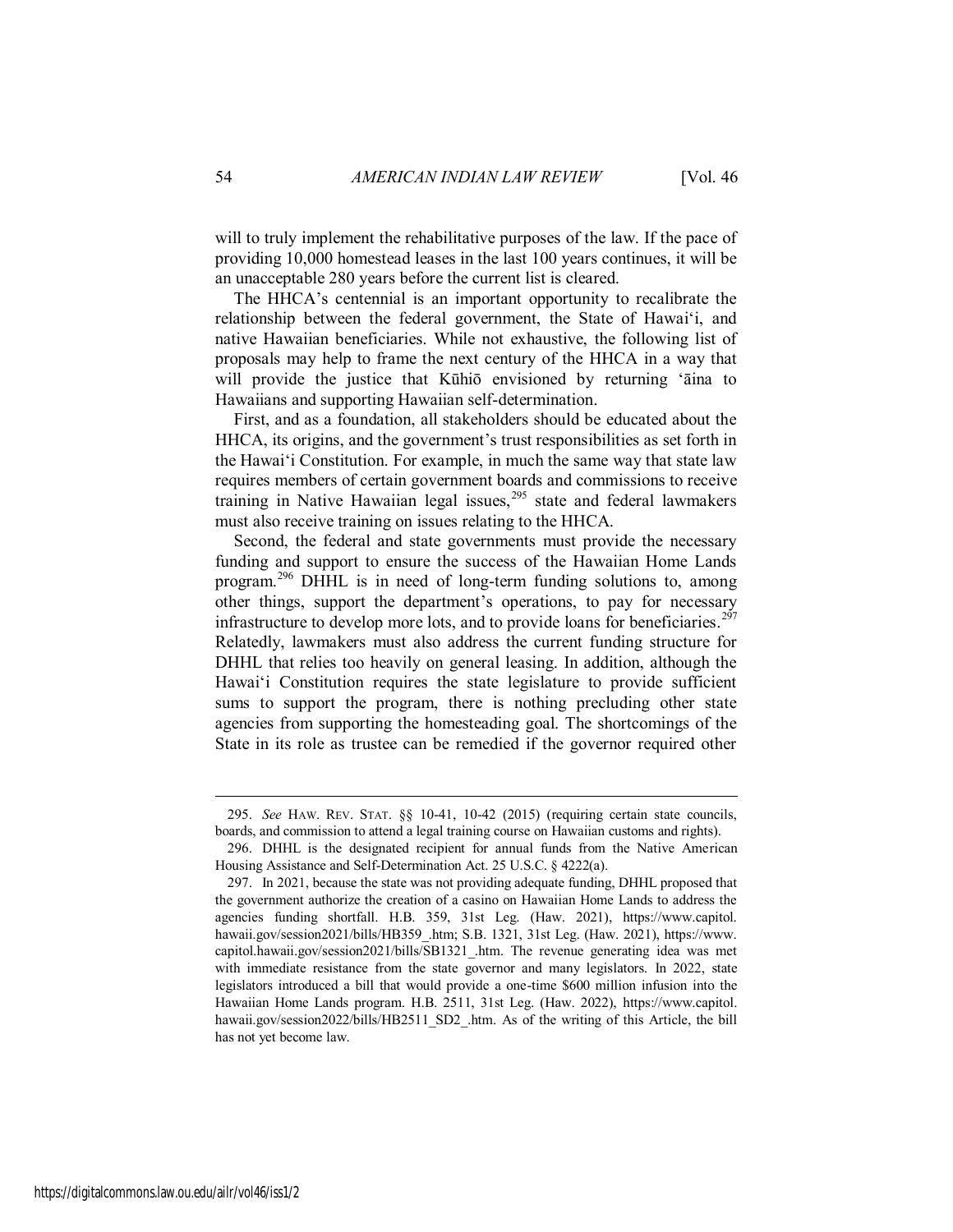will to truly implement the rehabilitative purposes of the law. If the pace of providing 10,000 homestead leases in the last 100 years continues, it will be an unacceptable 280 years before the current list is cleared.

The HHCA's centennial is an important opportunity to recalibrate the relationship between the federal government, the State of Hawai'i, and native Hawaiian beneficiaries. While not exhaustive, the following list of proposals may help to frame the next century of the HHCA in a way that will provide the justice that Kūhiō envisioned by returning 'āina to Hawaiians and supporting Hawaiian self-determination.

First, and as a foundation, all stakeholders should be educated about the HHCA, its origins, and the government's trust responsibilities as set forth in the Hawai'i Constitution. For example, in much the same way that state law requires members of certain government boards and commissions to receive training in Native Hawaiian legal issues,[295] state and federal lawmakers must also receive training on issues relating to the HHCA.

Second, the federal and state governments must provide the necessary funding and support to ensure the success of the Hawaiian Home Lands program.[296] DHHL is in need of long-term funding solutions to, among other things, support the department's operations, to pay for necessary infrastructure to develop more lots, and to provide loans for beneficiaries.[297] Relatedly, lawmakers must also address the current funding structure for DHHL that relies too heavily on general leasing. In addition, although the Hawai'i Constitution requires the state legislature to provide sufficient sums to support the program, there is nothing precluding other state agencies from supporting the homesteading goal. The shortcomings of the State in its role as trustee can be remedied if the governor required other

---

295. *See* HAW. REV. STAT. §§ 10-41, 10-42 (2015) (requiring certain state councils, boards, and commission to attend a legal training course on Hawaiian customs and rights).

296. DHHL is the designated recipient for annual funds from the Native American Housing Assistance and Self-Determination Act. 25 U.S.C. § 4222(a).

297. In 2021, because the state was not providing adequate funding, DHHL proposed that the government authorize the creation of a casino on Hawaiian Home Lands to address the agencies funding shortfall. H.B. 359, 31st Leg. (Haw. 2021), https://www.capitol.hawaii.gov/session2021/bills/HB359_.htm; S.B. 1321, 31st Leg. (Haw. 2021), https://www.capitol.hawaii.gov/session2021/bills/SB1321_.htm. The revenue generating idea was met with immediate resistance from the state governor and many legislators. In 2022, state legislators introduced a bill that would provide a one-time $600 million infusion into the Hawaiian Home Lands program. H.B. 2511, 31st Leg. (Haw. 2022), https://www.capitol.hawaii.gov/session2022/bills/HB2511_SD2_.htm. As of the writing of this Article, the bill has not yet become law.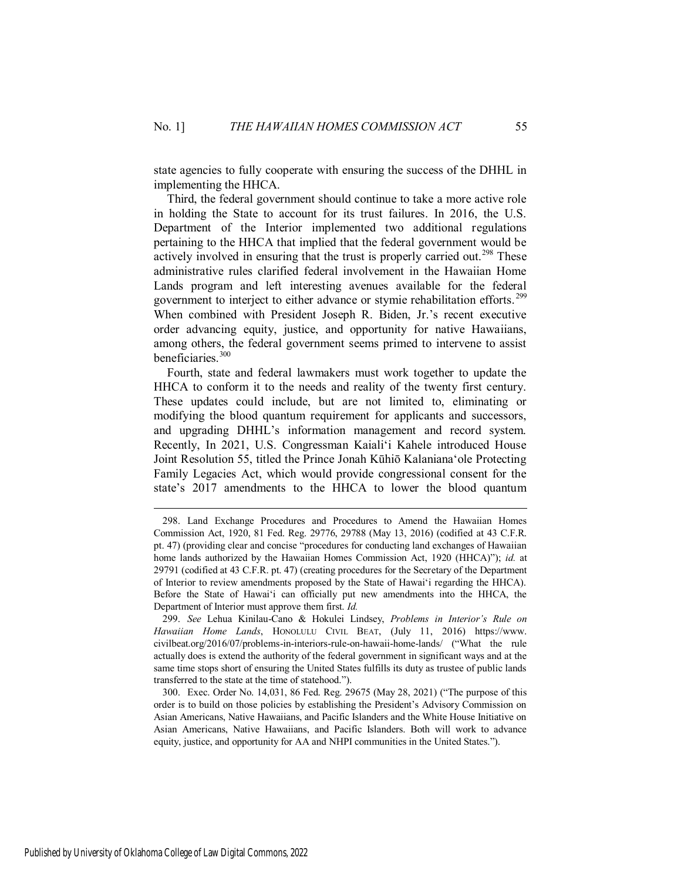state agencies to fully cooperate with ensuring the success of the DHHL in implementing the HHCA.

Third, the federal government should continue to take a more active role in holding the State to account for its trust failures. In 2016, the U.S. Department of the Interior implemented two additional regulations pertaining to the HHCA that implied that the federal government would be actively involved in ensuring that the trust is properly carried out.[298] These administrative rules clarified federal involvement in the Hawaiian Home Lands program and left interesting avenues available for the federal government to interject to either advance or stymie rehabilitation efforts.[299] When combined with President Joseph R. Biden, Jr.'s recent executive order advancing equity, justice, and opportunity for native Hawaiians, among others, the federal government seems primed to intervene to assist beneficiaries.[300]

Fourth, state and federal lawmakers must work together to update the HHCA to conform it to the needs and reality of the twenty first century. These updates could include, but are not limited to, eliminating or modifying the blood quantum requirement for applicants and successors, and upgrading DHHL's information management and record system. Recently, In 2021, U.S. Congressman Kaiali'i Kahele introduced House Joint Resolution 55, titled the Prince Jonah Kūhiō Kalaniana'ole Protecting Family Legacies Act, which would provide congressional consent for the state's 2017 amendments to the HHCA to lower the blood quantum

---

298. Land Exchange Procedures and Procedures to Amend the Hawaiian Homes Commission Act, 1920, 81 Fed. Reg. 29776, 29788 (May 13, 2016) (codified at 43 C.F.R. pt. 47) (providing clear and concise "procedures for conducting land exchanges of Hawaiian home lands authorized by the Hawaiian Homes Commission Act, 1920 (HHCA)"); *id.* at 29791 (codified at 43 C.F.R. pt. 47) (creating procedures for the Secretary of the Department of Interior to review amendments proposed by the State of Hawai'i regarding the HHCA). Before the State of Hawai'i can officially put new amendments into the HHCA, the Department of Interior must approve them first. *Id.*

299. *See* Lehua Kinilau-Cano & Hokulei Lindsey, *Problems in Interior's Rule on Hawaiian Home Lands*, HONOLULU CIVIL BEAT, (July 11, 2016) https://www.civilbeat.org/2016/07/problems-in-interiors-rule-on-hawaii-home-lands/ ("What the rule actually does is extend the authority of the federal government in significant ways and at the same time stops short of ensuring the United States fulfills its duty as trustee of public lands transferred to the state at the time of statehood.").

300. Exec. Order No. 14,031, 86 Fed. Reg. 29675 (May 28, 2021) ("The purpose of this order is to build on those policies by establishing the President's Advisory Commission on Asian Americans, Native Hawaiians, and Pacific Islanders and the White House Initiative on Asian Americans, Native Hawaiians, and Pacific Islanders. Both will work to advance equity, justice, and opportunity for AA and NHPI communities in the United States.").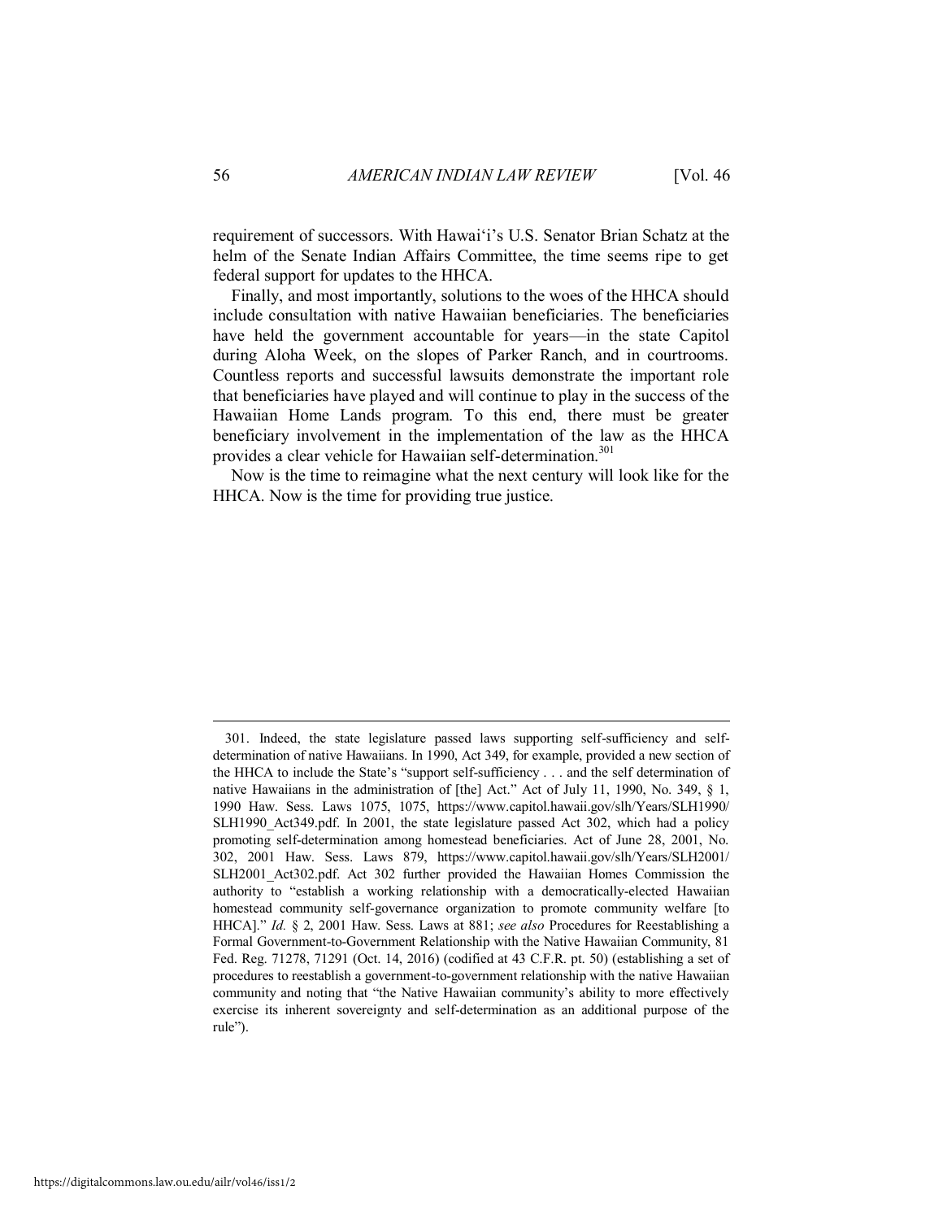requirement of successors. With Hawai'i's U.S. Senator Brian Schatz at the helm of the Senate Indian Affairs Committee, the time seems ripe to get federal support for updates to the HHCA.

Finally, and most importantly, solutions to the woes of the HHCA should include consultation with native Hawaiian beneficiaries. The beneficiaries have held the government accountable for years—in the state Capitol during Aloha Week, on the slopes of Parker Ranch, and in courtrooms. Countless reports and successful lawsuits demonstrate the important role that beneficiaries have played and will continue to play in the success of the Hawaiian Home Lands program. To this end, there must be greater beneficiary involvement in the implementation of the law as the HHCA provides a clear vehicle for Hawaiian self-determination.[301]

Now is the time to reimagine what the next century will look like for the HHCA. Now is the time for providing true justice.

---

301. Indeed, the state legislature passed laws supporting self-sufficiency and self-determination of native Hawaiians. In 1990, Act 349, for example, provided a new section of the HHCA to include the State's "support self-sufficiency . . . and the self determination of native Hawaiians in the administration of [the] Act." Act of July 11, 1990, No. 349, § 1, 1990 Haw. Sess. Laws 1075, 1075, https://www.capitol.hawaii.gov/slh/Years/SLH1990/SLH1990_Act349.pdf. In 2001, the state legislature passed Act 302, which had a policy promoting self-determination among homestead beneficiaries. Act of June 28, 2001, No. 302, 2001 Haw. Sess. Laws 879, https://www.capitol.hawaii.gov/slh/Years/SLH2001/SLH2001_Act302.pdf. Act 302 further provided the Hawaiian Homes Commission the authority to "establish a working relationship with a democratically-elected Hawaiian homestead community self-governance organization to promote community welfare [to HHCA]." *Id.* § 2, 2001 Haw. Sess. Laws at 881; *see also* Procedures for Reestablishing a Formal Government-to-Government Relationship with the Native Hawaiian Community, 81 Fed. Reg. 71278, 71291 (Oct. 14, 2016) (codified at 43 C.F.R. pt. 50) (establishing a set of procedures to reestablish a government-to-government relationship with the native Hawaiian community and noting that "the Native Hawaiian community's ability to more effectively exercise its inherent sovereignty and self-determination as an additional purpose of the rule").